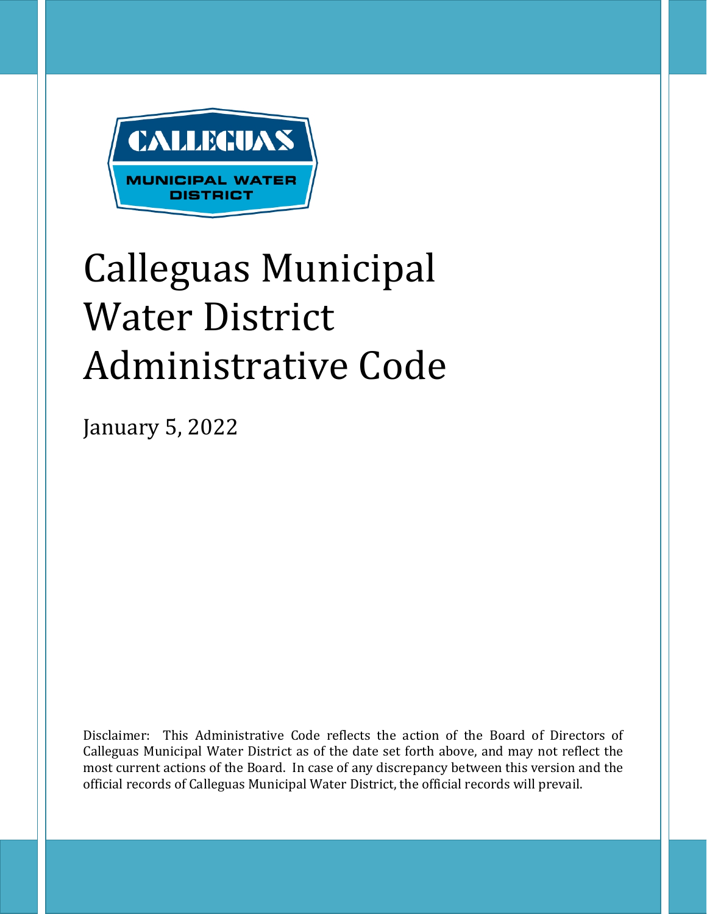# Calleguas Municipal Water District Administrative Code

January 5, 2022

Disclaimer: This Administrative Code reflects the action of the Board of Directors of Calleguas Municipal Water District as of the date set forth above, and may not reflect the most current actions of the Board. In case of any discrepancy between this version and the official records of Calleguas Municipal Water District, the official records will prevail.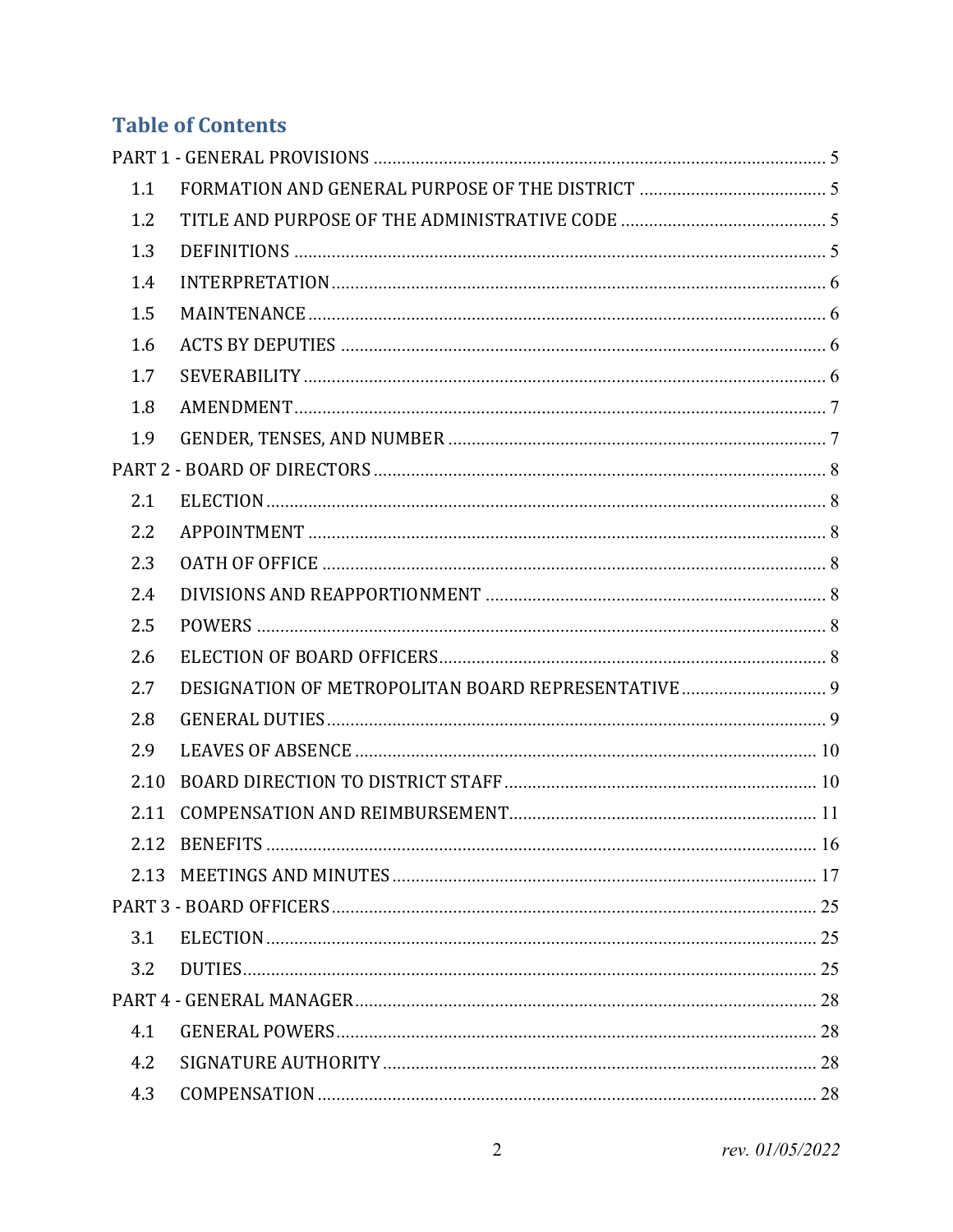## Table of Contents

PART 1 - GENERAL PROVISIONS ..... 5

- 1.1 FORMATION AND GENERAL PURPOSE OF THE DISTRICT ..... 5
- 1.2 TITLE AND PURPOSE OF THE ADMINISTRATIVE CODE ..... 5
- 1.3 DEFINITIONS ..... 5
- 1.4 INTERPRETATION ..... 6
- 1.5 MAINTENANCE ..... 6
- 1.6 ACTS BY DEPUTIES ..... 6
- 1.7 SEVERABILITY ..... 6
- 1.8 AMENDMENT ..... 7
- 1.9 GENDER, TENSES, AND NUMBER ..... 7

PART 2 - BOARD OF DIRECTORS ..... 8

- 2.1 ELECTION ..... 8
- 2.2 APPOINTMENT ..... 8
- 2.3 OATH OF OFFICE ..... 8
- 2.4 DIVISIONS AND REAPPORTIONMENT ..... 8
- 2.5 POWERS ..... 8
- 2.6 ELECTION OF BOARD OFFICERS ..... 8
- 2.7 DESIGNATION OF METROPOLITAN BOARD REPRESENTATIVE ..... 9
- 2.8 GENERAL DUTIES ..... 9
- 2.9 LEAVES OF ABSENCE ..... 10
- 2.10 BOARD DIRECTION TO DISTRICT STAFF ..... 10
- 2.11 COMPENSATION AND REIMBURSEMENT ..... 11
- 2.12 BENEFITS ..... 16
- 2.13 MEETINGS AND MINUTES ..... 17

PART 3 - BOARD OFFICERS ..... 25

- 3.1 ELECTION ..... 25
- 3.2 DUTIES ..... 25

PART 4 - GENERAL MANAGER ..... 28

- 4.1 GENERAL POWERS ..... 28
- 4.2 SIGNATURE AUTHORITY ..... 28
- 4.3 COMPENSATION ..... 28

*rev. 01/05/2022*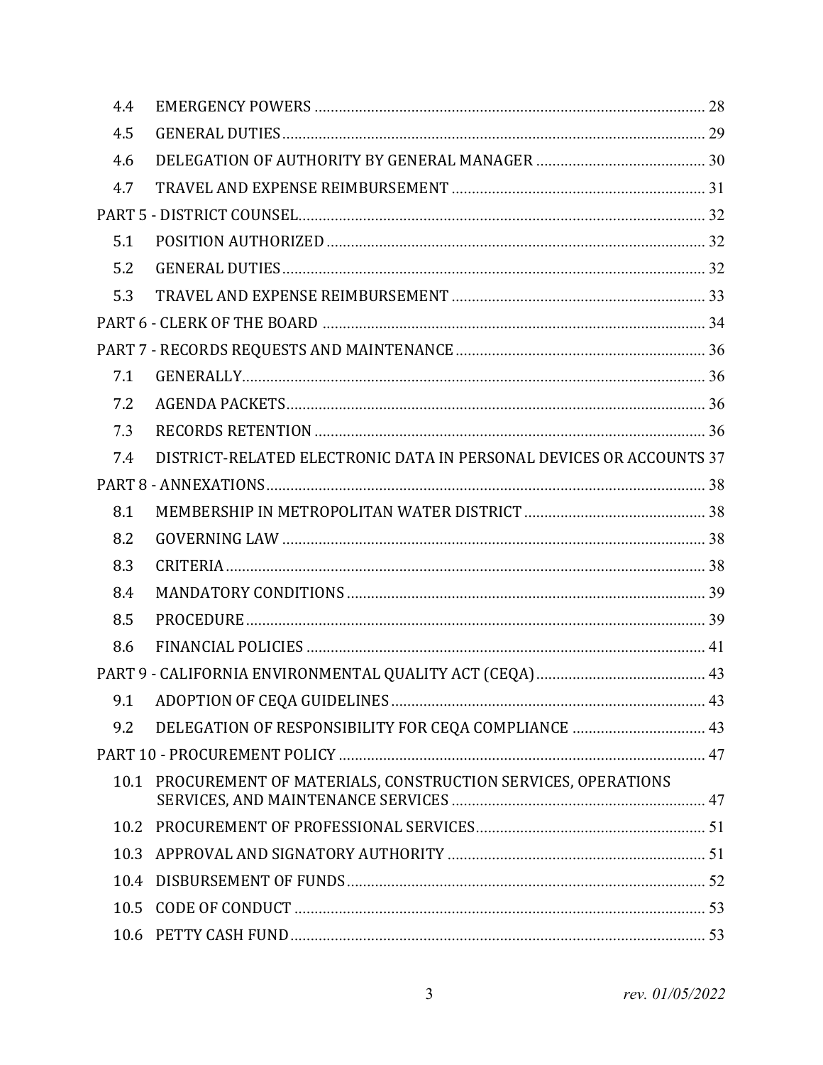| | | |
|---|---|---|
| 4.4 | EMERGENCY POWERS | 28 |
| 4.5 | GENERAL DUTIES | 29 |
| 4.6 | DELEGATION OF AUTHORITY BY GENERAL MANAGER | 30 |
| 4.7 | TRAVEL AND EXPENSE REIMBURSEMENT | 31 |
| PART 5 - DISTRICT COUNSEL | | 32 |
| 5.1 | POSITION AUTHORIZED | 32 |
| 5.2 | GENERAL DUTIES | 32 |
| 5.3 | TRAVEL AND EXPENSE REIMBURSEMENT | 33 |
| PART 6 - CLERK OF THE BOARD | | 34 |
| PART 7 - RECORDS REQUESTS AND MAINTENANCE | | 36 |
| 7.1 | GENERALLY | 36 |
| 7.2 | AGENDA PACKETS | 36 |
| 7.3 | RECORDS RETENTION | 36 |
| 7.4 | DISTRICT-RELATED ELECTRONIC DATA IN PERSONAL DEVICES OR ACCOUNTS | 37 |
| PART 8 - ANNEXATIONS | | 38 |
| 8.1 | MEMBERSHIP IN METROPOLITAN WATER DISTRICT | 38 |
| 8.2 | GOVERNING LAW | 38 |
| 8.3 | CRITERIA | 38 |
| 8.4 | MANDATORY CONDITIONS | 39 |
| 8.5 | PROCEDURE | 39 |
| 8.6 | FINANCIAL POLICIES | 41 |
| PART 9 - CALIFORNIA ENVIRONMENTAL QUALITY ACT (CEQA) | | 43 |
| 9.1 | ADOPTION OF CEQA GUIDELINES | 43 |
| 9.2 | DELEGATION OF RESPONSIBILITY FOR CEQA COMPLIANCE | 43 |
| PART 10 - PROCUREMENT POLICY | | 47 |
| 10.1 | PROCUREMENT OF MATERIALS, CONSTRUCTION SERVICES, OPERATIONS SERVICES, AND MAINTENANCE SERVICES | 47 |
| 10.2 | PROCUREMENT OF PROFESSIONAL SERVICES | 51 |
| 10.3 | APPROVAL AND SIGNATORY AUTHORITY | 51 |
| 10.4 | DISBURSEMENT OF FUNDS | 52 |
| 10.5 | CODE OF CONDUCT | 53 |
| 10.6 | PETTY CASH FUND | 53 |

*rev. 01/05/2022*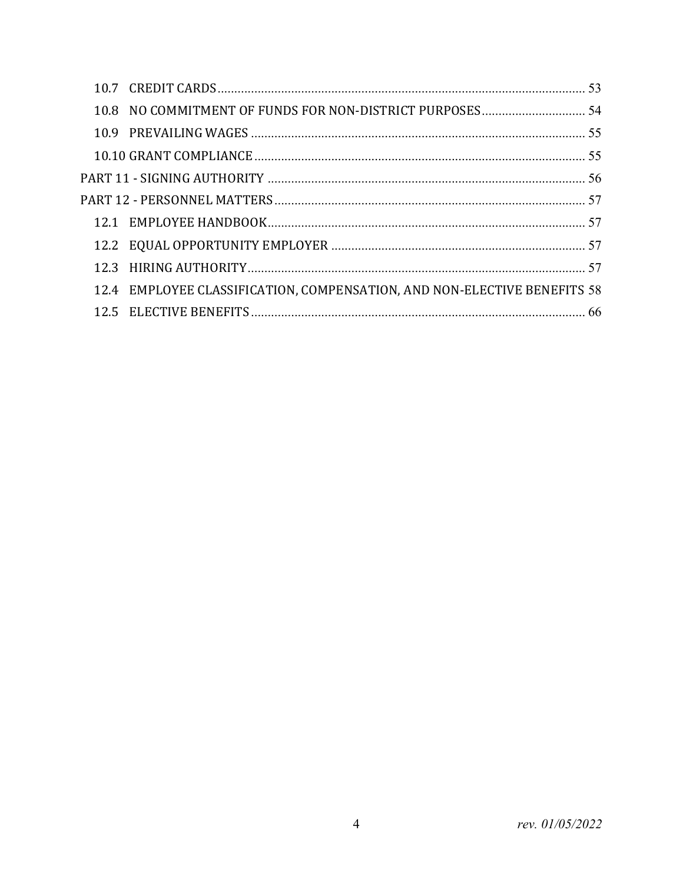10.7 CREDIT CARDS ..... 53

10.8 NO COMMITMENT OF FUNDS FOR NON-DISTRICT PURPOSES ..... 54

10.9 PREVAILING WAGES ..... 55

10.10 GRANT COMPLIANCE ..... 55

PART 11 - SIGNING AUTHORITY ..... 56

PART 12 - PERSONNEL MATTERS ..... 57

12.1 EMPLOYEE HANDBOOK ..... 57

12.2 EQUAL OPPORTUNITY EMPLOYER ..... 57

12.3 HIRING AUTHORITY ..... 57

12.4 EMPLOYEE CLASSIFICATION, COMPENSATION, AND NON-ELECTIVE BENEFITS 58

12.5 ELECTIVE BENEFITS ..... 66

*rev. 01/05/2022*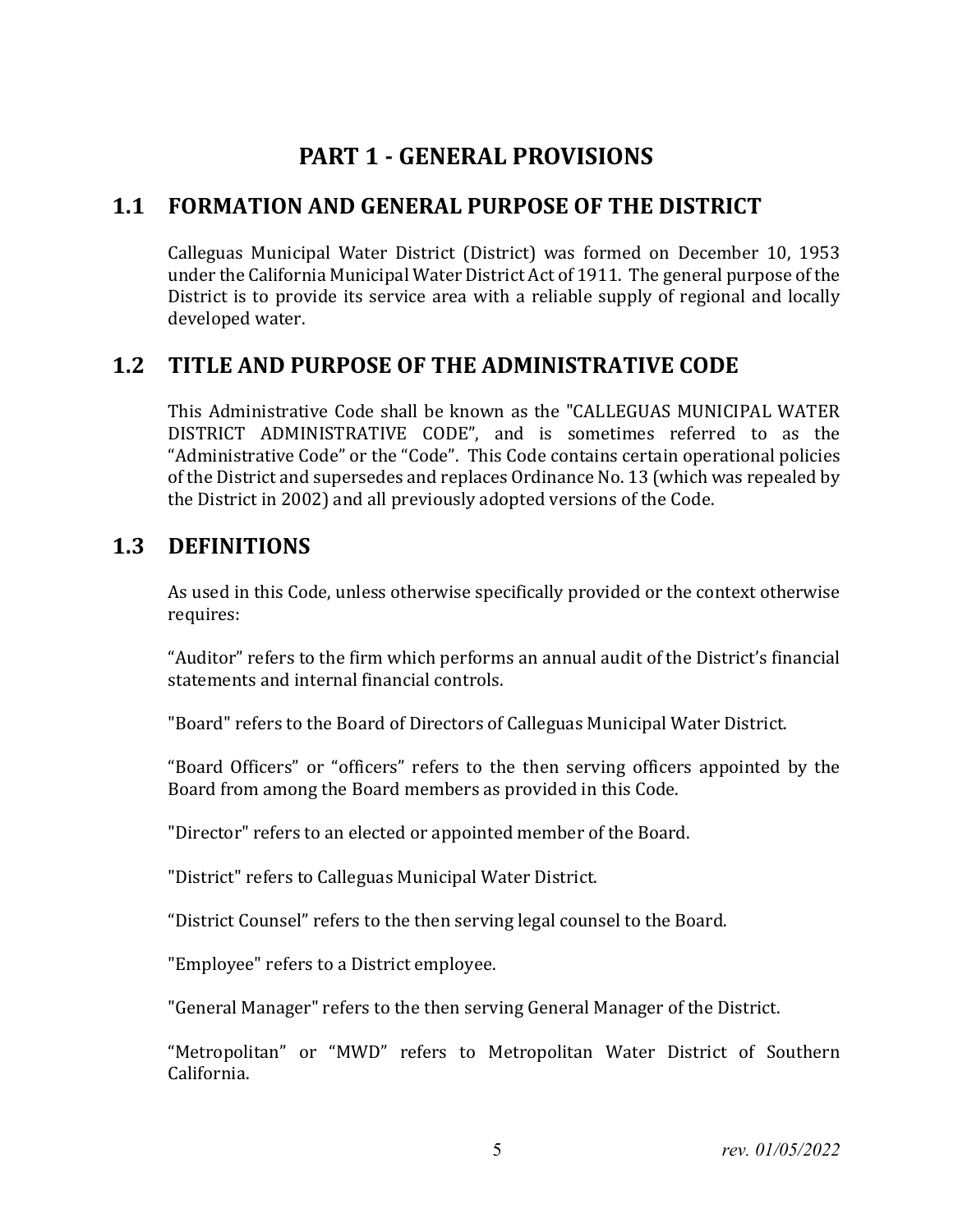# PART 1 - GENERAL PROVISIONS

## 1.1 FORMATION AND GENERAL PURPOSE OF THE DISTRICT

Calleguas Municipal Water District (District) was formed on December 10, 1953 under the California Municipal Water District Act of 1911. The general purpose of the District is to provide its service area with a reliable supply of regional and locally developed water.

## 1.2 TITLE AND PURPOSE OF THE ADMINISTRATIVE CODE

This Administrative Code shall be known as the "CALLEGUAS MUNICIPAL WATER DISTRICT ADMINISTRATIVE CODE", and is sometimes referred to as the "Administrative Code" or the "Code". This Code contains certain operational policies of the District and supersedes and replaces Ordinance No. 13 (which was repealed by the District in 2002) and all previously adopted versions of the Code.

## 1.3 DEFINITIONS

As used in this Code, unless otherwise specifically provided or the context otherwise requires:

"Auditor" refers to the firm which performs an annual audit of the District's financial statements and internal financial controls.

"Board" refers to the Board of Directors of Calleguas Municipal Water District.

"Board Officers" or "officers" refers to the then serving officers appointed by the Board from among the Board members as provided in this Code.

"Director" refers to an elected or appointed member of the Board.

"District" refers to Calleguas Municipal Water District.

"District Counsel" refers to the then serving legal counsel to the Board.

"Employee" refers to a District employee.

"General Manager" refers to the then serving General Manager of the District.

"Metropolitan" or "MWD" refers to Metropolitan Water District of Southern California.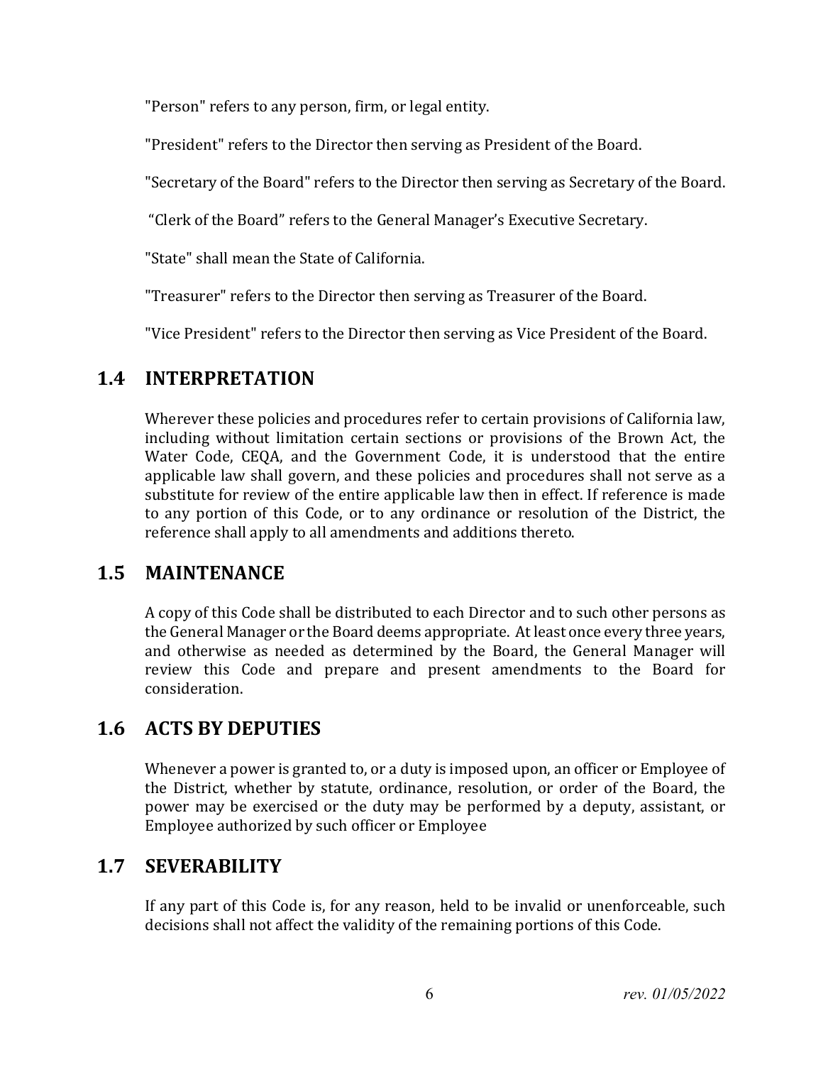"Person" refers to any person, firm, or legal entity.

"President" refers to the Director then serving as President of the Board.

"Secretary of the Board" refers to the Director then serving as Secretary of the Board.

"Clerk of the Board" refers to the General Manager's Executive Secretary.

"State" shall mean the State of California.

"Treasurer" refers to the Director then serving as Treasurer of the Board.

"Vice President" refers to the Director then serving as Vice President of the Board.

## 1.4 INTERPRETATION

Wherever these policies and procedures refer to certain provisions of California law, including without limitation certain sections or provisions of the Brown Act, the Water Code, CEQA, and the Government Code, it is understood that the entire applicable law shall govern, and these policies and procedures shall not serve as a substitute for review of the entire applicable law then in effect. If reference is made to any portion of this Code, or to any ordinance or resolution of the District, the reference shall apply to all amendments and additions thereto.

## 1.5 MAINTENANCE

A copy of this Code shall be distributed to each Director and to such other persons as the General Manager or the Board deems appropriate. At least once every three years, and otherwise as needed as determined by the Board, the General Manager will review this Code and prepare and present amendments to the Board for consideration.

## 1.6 ACTS BY DEPUTIES

Whenever a power is granted to, or a duty is imposed upon, an officer or Employee of the District, whether by statute, ordinance, resolution, or order of the Board, the power may be exercised or the duty may be performed by a deputy, assistant, or Employee authorized by such officer or Employee

## 1.7 SEVERABILITY

If any part of this Code is, for any reason, held to be invalid or unenforceable, such decisions shall not affect the validity of the remaining portions of this Code.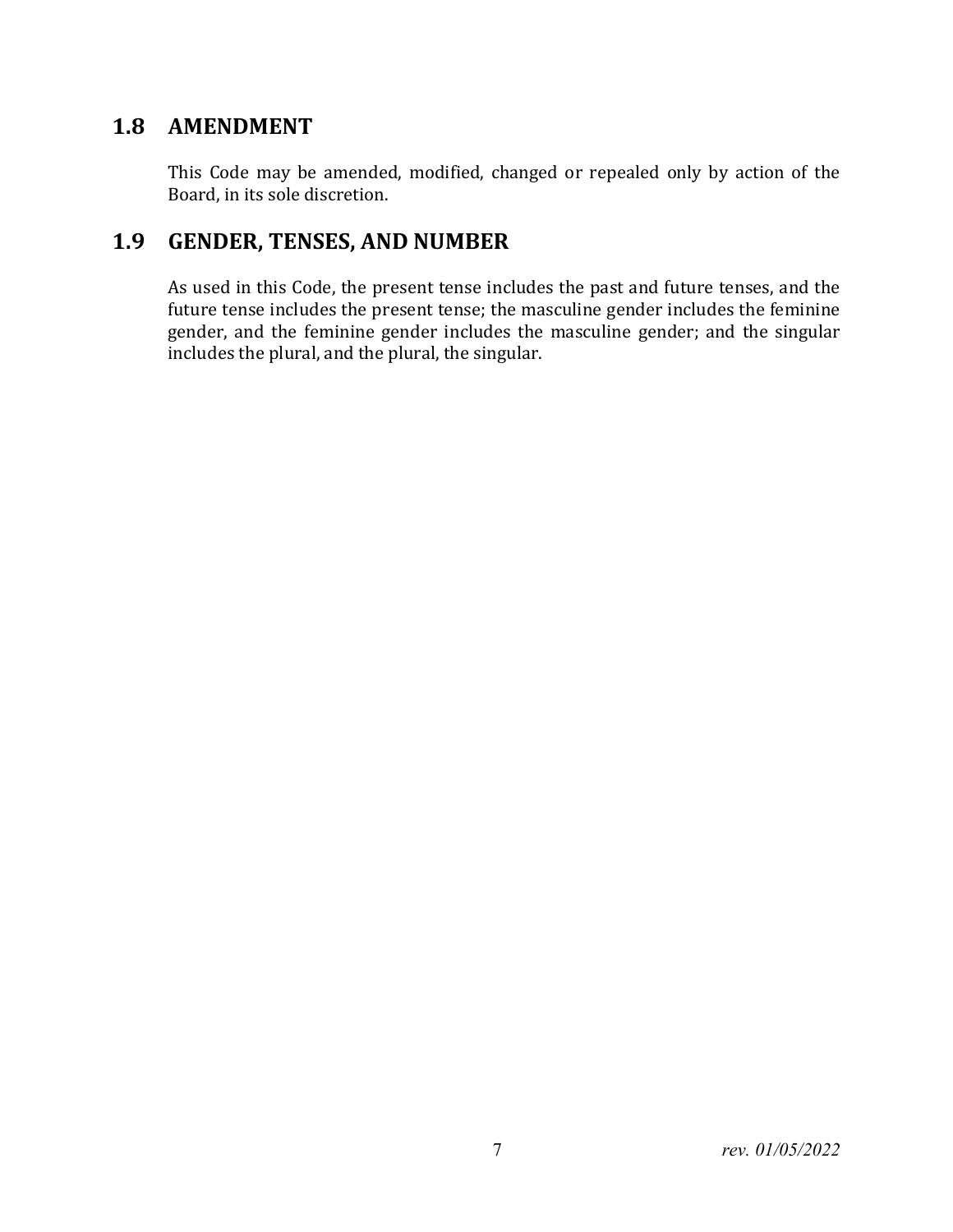## 1.8 AMENDMENT

This Code may be amended, modified, changed or repealed only by action of the Board, in its sole discretion.

## 1.9 GENDER, TENSES, AND NUMBER

As used in this Code, the present tense includes the past and future tenses, and the future tense includes the present tense; the masculine gender includes the feminine gender, and the feminine gender includes the masculine gender; and the singular includes the plural, and the plural, the singular.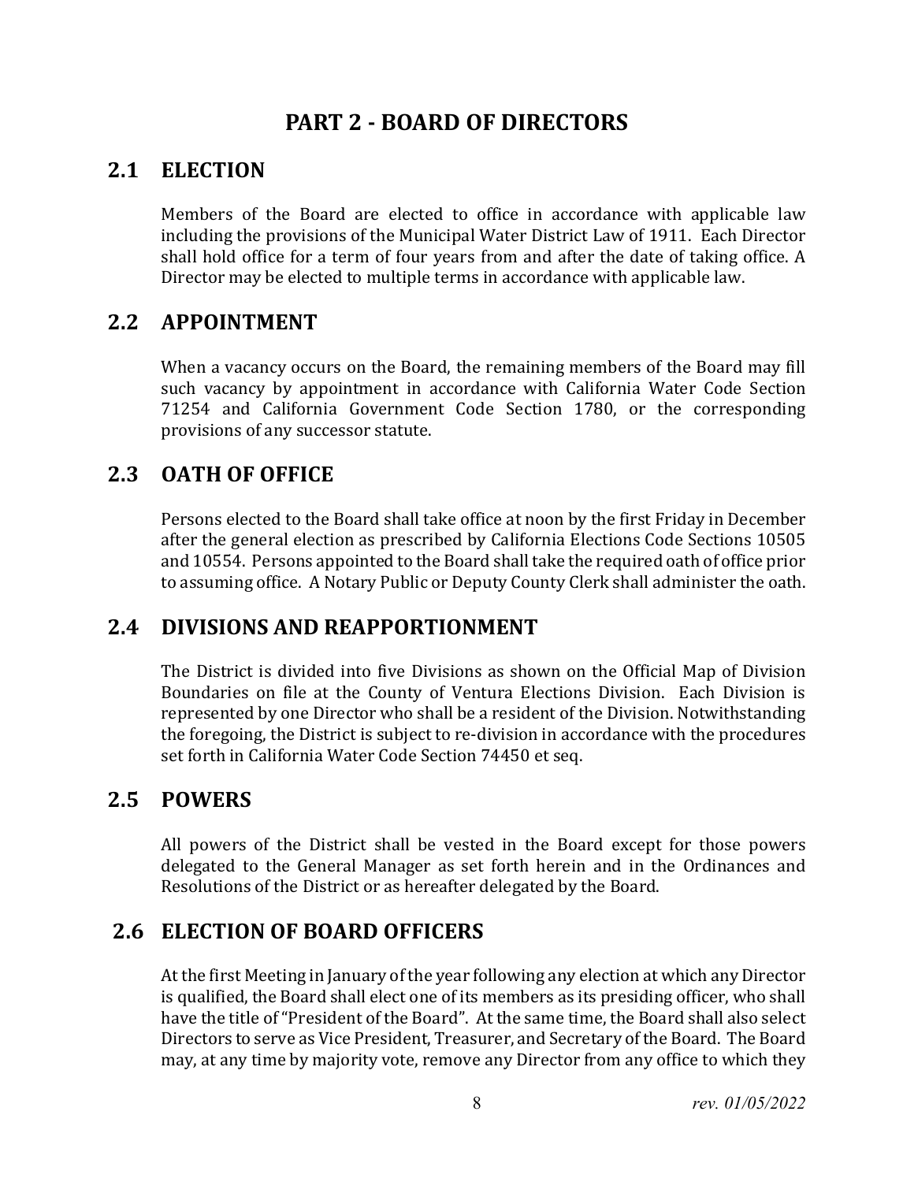# PART 2 - BOARD OF DIRECTORS

## 2.1 ELECTION

Members of the Board are elected to office in accordance with applicable law including the provisions of the Municipal Water District Law of 1911. Each Director shall hold office for a term of four years from and after the date of taking office. A Director may be elected to multiple terms in accordance with applicable law.

## 2.2 APPOINTMENT

When a vacancy occurs on the Board, the remaining members of the Board may fill such vacancy by appointment in accordance with California Water Code Section 71254 and California Government Code Section 1780, or the corresponding provisions of any successor statute.

## 2.3 OATH OF OFFICE

Persons elected to the Board shall take office at noon by the first Friday in December after the general election as prescribed by California Elections Code Sections 10505 and 10554. Persons appointed to the Board shall take the required oath of office prior to assuming office. A Notary Public or Deputy County Clerk shall administer the oath.

## 2.4 DIVISIONS AND REAPPORTIONMENT

The District is divided into five Divisions as shown on the Official Map of Division Boundaries on file at the County of Ventura Elections Division. Each Division is represented by one Director who shall be a resident of the Division. Notwithstanding the foregoing, the District is subject to re-division in accordance with the procedures set forth in California Water Code Section 74450 et seq.

## 2.5 POWERS

All powers of the District shall be vested in the Board except for those powers delegated to the General Manager as set forth herein and in the Ordinances and Resolutions of the District or as hereafter delegated by the Board.

## 2.6 ELECTION OF BOARD OFFICERS

At the first Meeting in January of the year following any election at which any Director is qualified, the Board shall elect one of its members as its presiding officer, who shall have the title of "President of the Board". At the same time, the Board shall also select Directors to serve as Vice President, Treasurer, and Secretary of the Board. The Board may, at any time by majority vote, remove any Director from any office to which they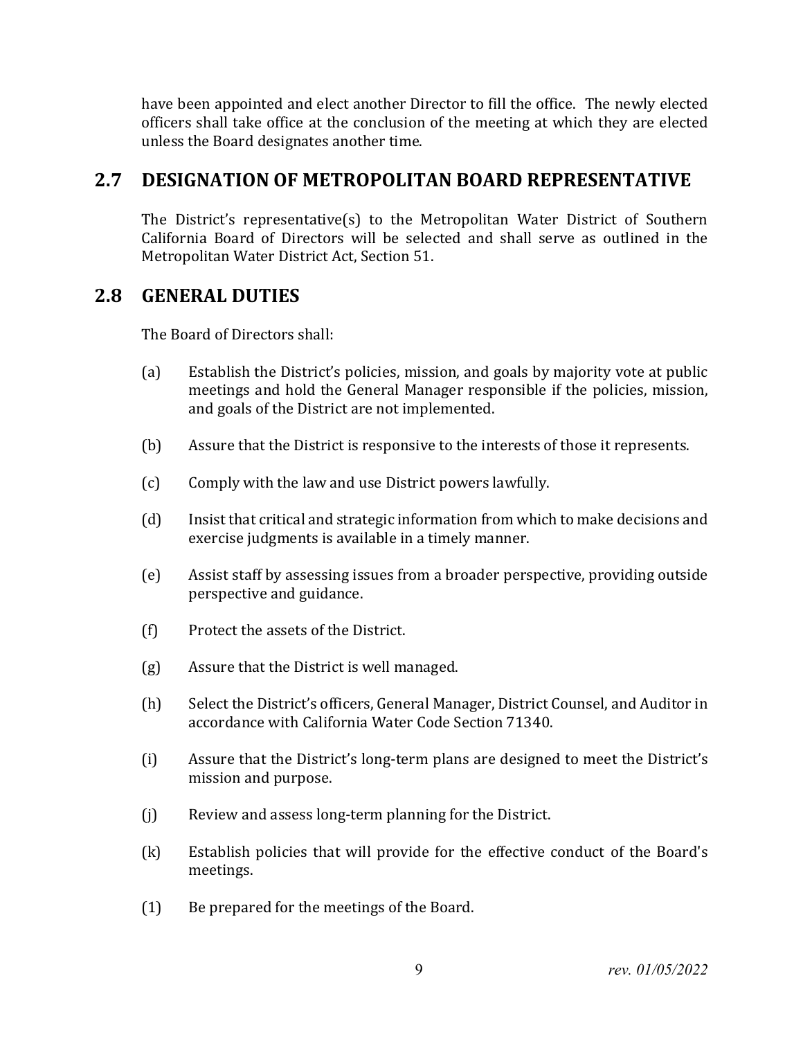have been appointed and elect another Director to fill the office. The newly elected officers shall take office at the conclusion of the meeting at which they are elected unless the Board designates another time.

## 2.7 DESIGNATION OF METROPOLITAN BOARD REPRESENTATIVE

The District's representative(s) to the Metropolitan Water District of Southern California Board of Directors will be selected and shall serve as outlined in the Metropolitan Water District Act, Section 51.

## 2.8 GENERAL DUTIES

The Board of Directors shall:

(a) Establish the District's policies, mission, and goals by majority vote at public meetings and hold the General Manager responsible if the policies, mission, and goals of the District are not implemented.

(b) Assure that the District is responsive to the interests of those it represents.

(c) Comply with the law and use District powers lawfully.

(d) Insist that critical and strategic information from which to make decisions and exercise judgments is available in a timely manner.

(e) Assist staff by assessing issues from a broader perspective, providing outside perspective and guidance.

(f) Protect the assets of the District.

(g) Assure that the District is well managed.

(h) Select the District's officers, General Manager, District Counsel, and Auditor in accordance with California Water Code Section 71340.

(i) Assure that the District's long-term plans are designed to meet the District's mission and purpose.

(j) Review and assess long-term planning for the District.

(k) Establish policies that will provide for the effective conduct of the Board's meetings.

(1) Be prepared for the meetings of the Board.

*rev. 01/05/2022*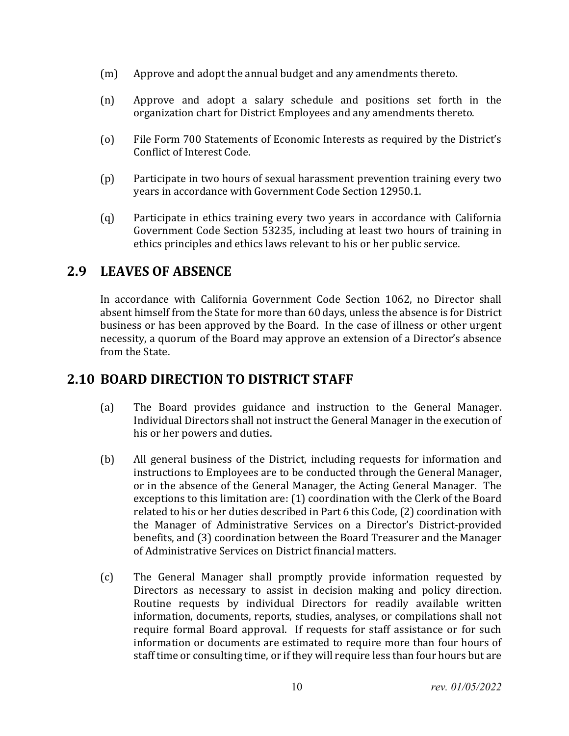(m) Approve and adopt the annual budget and any amendments thereto.

(n) Approve and adopt a salary schedule and positions set forth in the organization chart for District Employees and any amendments thereto.

(o) File Form 700 Statements of Economic Interests as required by the District's Conflict of Interest Code.

(p) Participate in two hours of sexual harassment prevention training every two years in accordance with Government Code Section 12950.1.

(q) Participate in ethics training every two years in accordance with California Government Code Section 53235, including at least two hours of training in ethics principles and ethics laws relevant to his or her public service.

## 2.9 LEAVES OF ABSENCE

In accordance with California Government Code Section 1062, no Director shall absent himself from the State for more than 60 days, unless the absence is for District business or has been approved by the Board. In the case of illness or other urgent necessity, a quorum of the Board may approve an extension of a Director's absence from the State.

## 2.10 BOARD DIRECTION TO DISTRICT STAFF

(a) The Board provides guidance and instruction to the General Manager. Individual Directors shall not instruct the General Manager in the execution of his or her powers and duties.

(b) All general business of the District, including requests for information and instructions to Employees are to be conducted through the General Manager, or in the absence of the General Manager, the Acting General Manager. The exceptions to this limitation are: (1) coordination with the Clerk of the Board related to his or her duties described in Part 6 this Code, (2) coordination with the Manager of Administrative Services on a Director's District-provided benefits, and (3) coordination between the Board Treasurer and the Manager of Administrative Services on District financial matters.

(c) The General Manager shall promptly provide information requested by Directors as necessary to assist in decision making and policy direction. Routine requests by individual Directors for readily available written information, documents, reports, studies, analyses, or compilations shall not require formal Board approval. If requests for staff assistance or for such information or documents are estimated to require more than four hours of staff time or consulting time, or if they will require less than four hours but are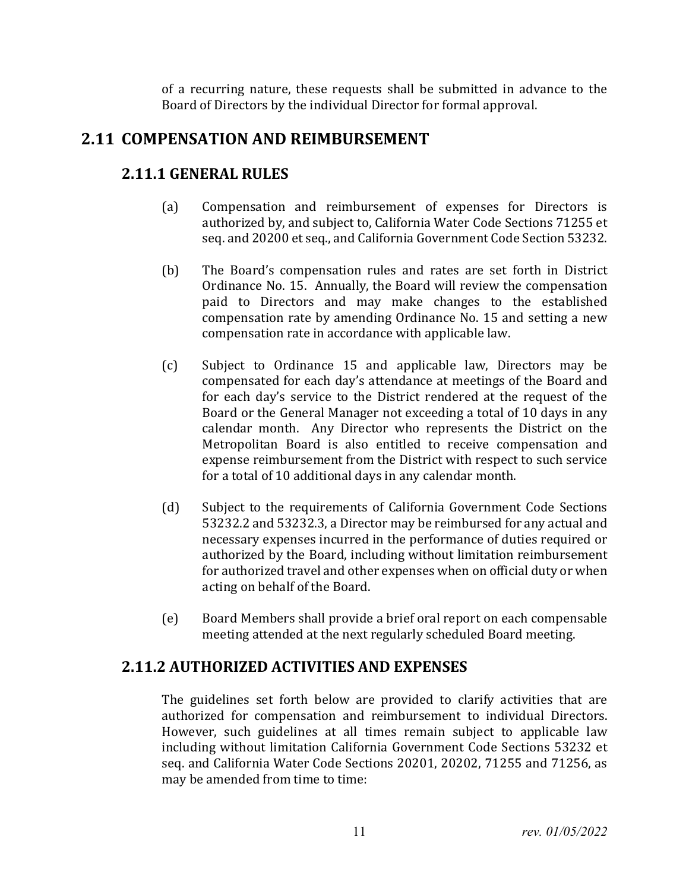of a recurring nature, these requests shall be submitted in advance to the Board of Directors by the individual Director for formal approval.

## 2.11 COMPENSATION AND REIMBURSEMENT

### 2.11.1 GENERAL RULES

(a) Compensation and reimbursement of expenses for Directors is authorized by, and subject to, California Water Code Sections 71255 et seq. and 20200 et seq., and California Government Code Section 53232.

(b) The Board's compensation rules and rates are set forth in District Ordinance No. 15. Annually, the Board will review the compensation paid to Directors and may make changes to the established compensation rate by amending Ordinance No. 15 and setting a new compensation rate in accordance with applicable law.

(c) Subject to Ordinance 15 and applicable law, Directors may be compensated for each day's attendance at meetings of the Board and for each day's service to the District rendered at the request of the Board or the General Manager not exceeding a total of 10 days in any calendar month. Any Director who represents the District on the Metropolitan Board is also entitled to receive compensation and expense reimbursement from the District with respect to such service for a total of 10 additional days in any calendar month.

(d) Subject to the requirements of California Government Code Sections 53232.2 and 53232.3, a Director may be reimbursed for any actual and necessary expenses incurred in the performance of duties required or authorized by the Board, including without limitation reimbursement for authorized travel and other expenses when on official duty or when acting on behalf of the Board.

(e) Board Members shall provide a brief oral report on each compensable meeting attended at the next regularly scheduled Board meeting.

### 2.11.2 AUTHORIZED ACTIVITIES AND EXPENSES

The guidelines set forth below are provided to clarify activities that are authorized for compensation and reimbursement to individual Directors. However, such guidelines at all times remain subject to applicable law including without limitation California Government Code Sections 53232 et seq. and California Water Code Sections 20201, 20202, 71255 and 71256, as may be amended from time to time: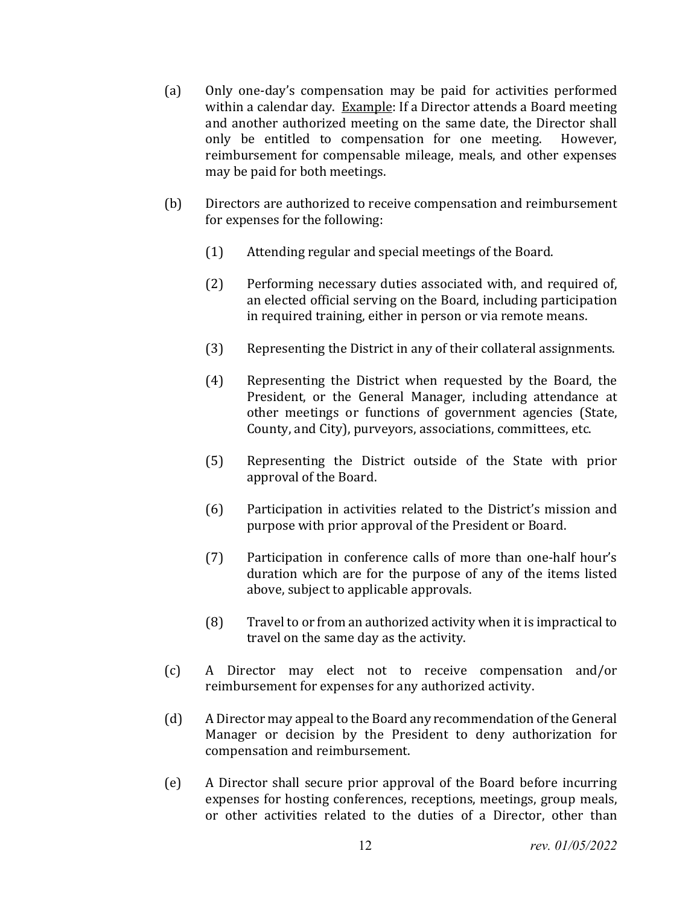(a) Only one-day's compensation may be paid for activities performed within a calendar day. Example: If a Director attends a Board meeting and another authorized meeting on the same date, the Director shall only be entitled to compensation for one meeting. However, reimbursement for compensable mileage, meals, and other expenses may be paid for both meetings.

(b) Directors are authorized to receive compensation and reimbursement for expenses for the following:

(1) Attending regular and special meetings of the Board.

(2) Performing necessary duties associated with, and required of, an elected official serving on the Board, including participation in required training, either in person or via remote means.

(3) Representing the District in any of their collateral assignments.

(4) Representing the District when requested by the Board, the President, or the General Manager, including attendance at other meetings or functions of government agencies (State, County, and City), purveyors, associations, committees, etc.

(5) Representing the District outside of the State with prior approval of the Board.

(6) Participation in activities related to the District's mission and purpose with prior approval of the President or Board.

(7) Participation in conference calls of more than one-half hour's duration which are for the purpose of any of the items listed above, subject to applicable approvals.

(8) Travel to or from an authorized activity when it is impractical to travel on the same day as the activity.

(c) A Director may elect not to receive compensation and/or reimbursement for expenses for any authorized activity.

(d) A Director may appeal to the Board any recommendation of the General Manager or decision by the President to deny authorization for compensation and reimbursement.

(e) A Director shall secure prior approval of the Board before incurring expenses for hosting conferences, receptions, meetings, group meals, or other activities related to the duties of a Director, other than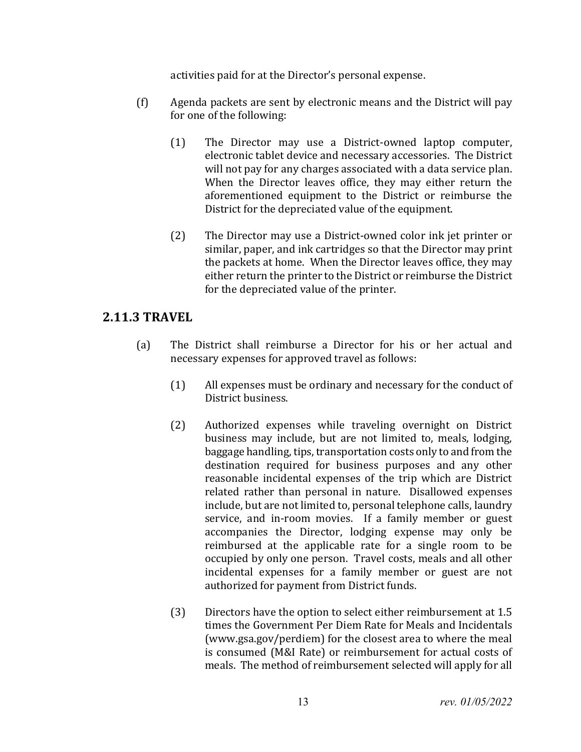activities paid for at the Director's personal expense.

(f) Agenda packets are sent by electronic means and the District will pay for one of the following:

(1) The Director may use a District-owned laptop computer, electronic tablet device and necessary accessories. The District will not pay for any charges associated with a data service plan. When the Director leaves office, they may either return the aforementioned equipment to the District or reimburse the District for the depreciated value of the equipment.

(2) The Director may use a District-owned color ink jet printer or similar, paper, and ink cartridges so that the Director may print the packets at home. When the Director leaves office, they may either return the printer to the District or reimburse the District for the depreciated value of the printer.

## 2.11.3 TRAVEL

(a) The District shall reimburse a Director for his or her actual and necessary expenses for approved travel as follows:

(1) All expenses must be ordinary and necessary for the conduct of District business.

(2) Authorized expenses while traveling overnight on District business may include, but are not limited to, meals, lodging, baggage handling, tips, transportation costs only to and from the destination required for business purposes and any other reasonable incidental expenses of the trip which are District related rather than personal in nature. Disallowed expenses include, but are not limited to, personal telephone calls, laundry service, and in-room movies. If a family member or guest accompanies the Director, lodging expense may only be reimbursed at the applicable rate for a single room to be occupied by only one person. Travel costs, meals and all other incidental expenses for a family member or guest are not authorized for payment from District funds.

(3) Directors have the option to select either reimbursement at 1.5 times the Government Per Diem Rate for Meals and Incidentals (www.gsa.gov/perdiem) for the closest area to where the meal is consumed (M&I Rate) or reimbursement for actual costs of meals. The method of reimbursement selected will apply for all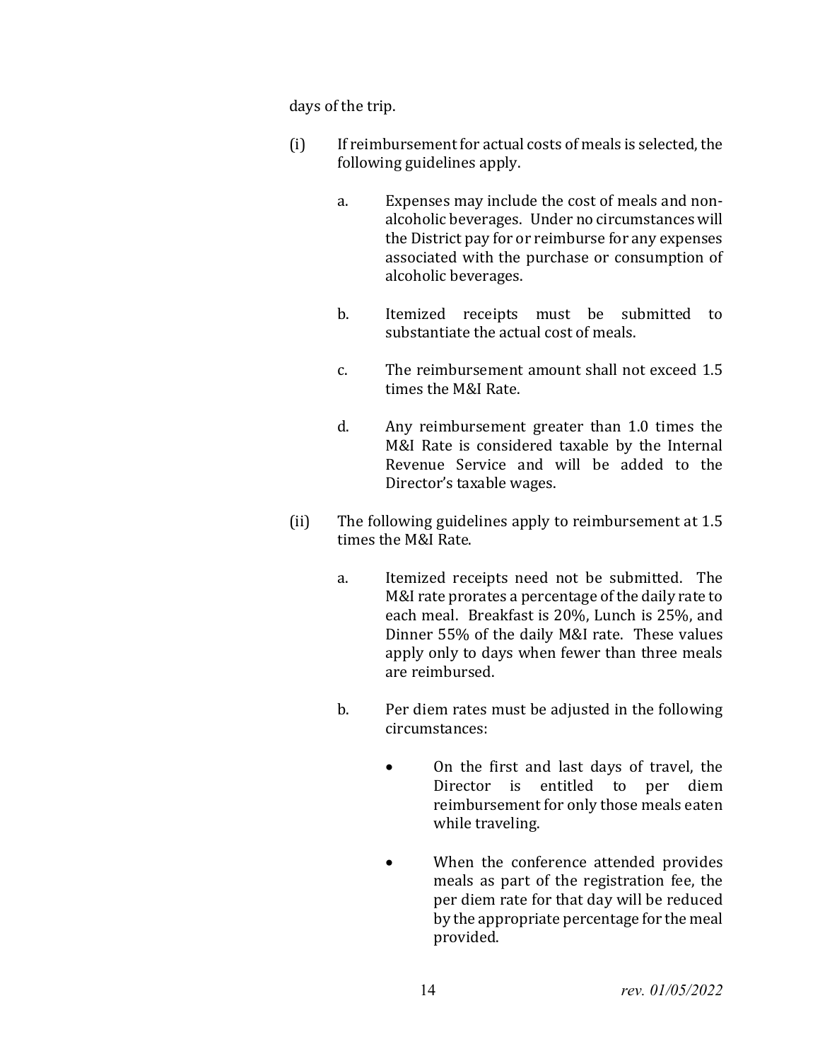days of the trip.

(i) If reimbursement for actual costs of meals is selected, the following guidelines apply.

   a. Expenses may include the cost of meals and non-alcoholic beverages. Under no circumstances will the District pay for or reimburse for any expenses associated with the purchase or consumption of alcoholic beverages.

   b. Itemized receipts must be submitted to substantiate the actual cost of meals.

   c. The reimbursement amount shall not exceed 1.5 times the M&I Rate.

   d. Any reimbursement greater than 1.0 times the M&I Rate is considered taxable by the Internal Revenue Service and will be added to the Director's taxable wages.

(ii) The following guidelines apply to reimbursement at 1.5 times the M&I Rate.

   a. Itemized receipts need not be submitted. The M&I rate prorates a percentage of the daily rate to each meal. Breakfast is 20%, Lunch is 25%, and Dinner 55% of the daily M&I rate. These values apply only to days when fewer than three meals are reimbursed.

   b. Per diem rates must be adjusted in the following circumstances:

      - On the first and last days of travel, the Director is entitled to per diem reimbursement for only those meals eaten while traveling.

      - When the conference attended provides meals as part of the registration fee, the per diem rate for that day will be reduced by the appropriate percentage for the meal provided.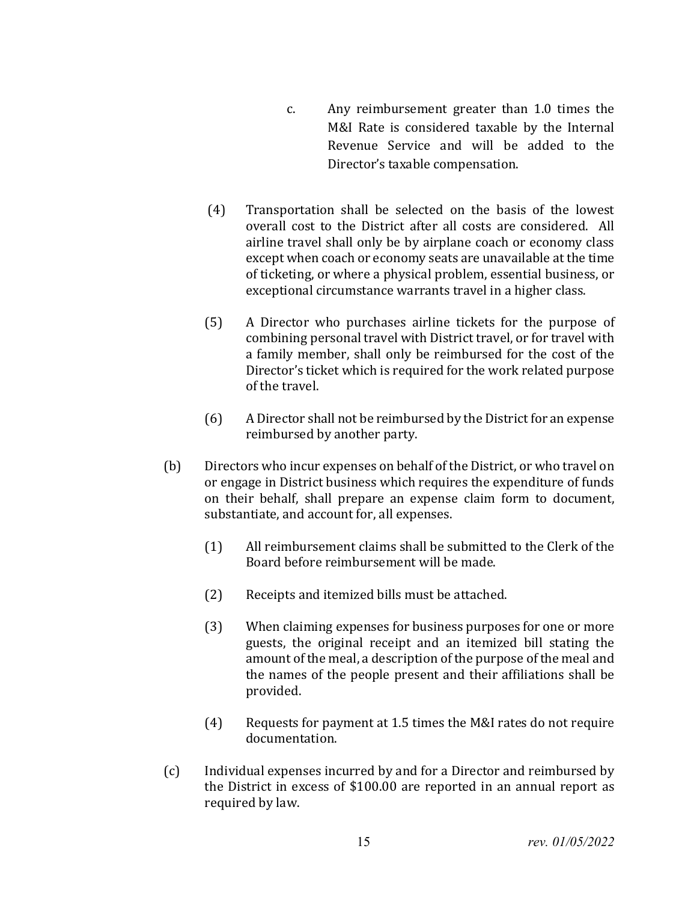c. Any reimbursement greater than 1.0 times the M&I Rate is considered taxable by the Internal Revenue Service and will be added to the Director's taxable compensation.

(4) Transportation shall be selected on the basis of the lowest overall cost to the District after all costs are considered. All airline travel shall only be by airplane coach or economy class except when coach or economy seats are unavailable at the time of ticketing, or where a physical problem, essential business, or exceptional circumstance warrants travel in a higher class.

(5) A Director who purchases airline tickets for the purpose of combining personal travel with District travel, or for travel with a family member, shall only be reimbursed for the cost of the Director's ticket which is required for the work related purpose of the travel.

(6) A Director shall not be reimbursed by the District for an expense reimbursed by another party.

(b) Directors who incur expenses on behalf of the District, or who travel on or engage in District business which requires the expenditure of funds on their behalf, shall prepare an expense claim form to document, substantiate, and account for, all expenses.

(1) All reimbursement claims shall be submitted to the Clerk of the Board before reimbursement will be made.

(2) Receipts and itemized bills must be attached.

(3) When claiming expenses for business purposes for one or more guests, the original receipt and an itemized bill stating the amount of the meal, a description of the purpose of the meal and the names of the people present and their affiliations shall be provided.

(4) Requests for payment at 1.5 times the M&I rates do not require documentation.

(c) Individual expenses incurred by and for a Director and reimbursed by the District in excess of $100.00 are reported in an annual report as required by law.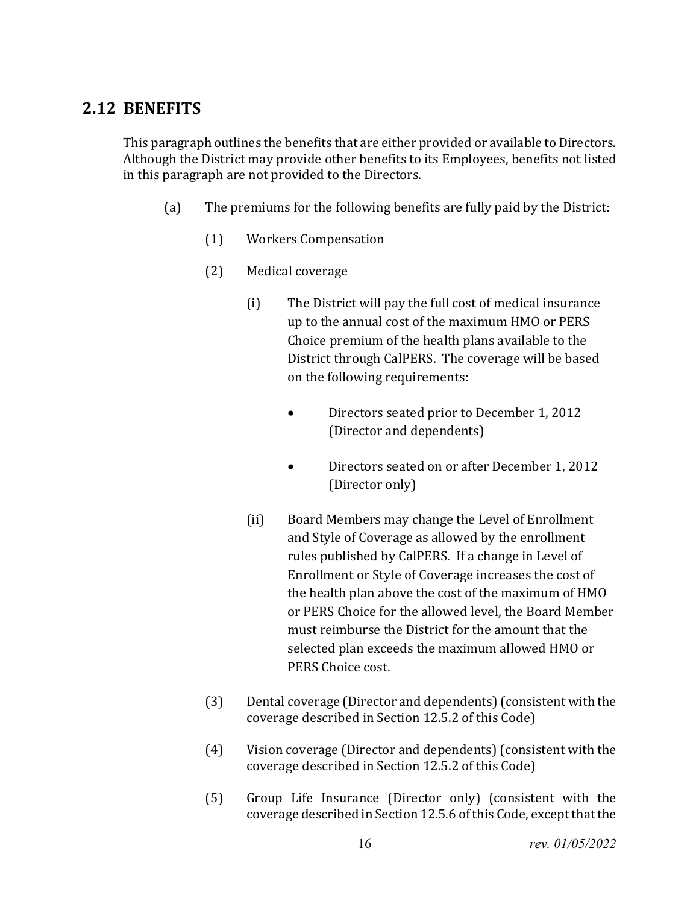## 2.12 BENEFITS

This paragraph outlines the benefits that are either provided or available to Directors. Although the District may provide other benefits to its Employees, benefits not listed in this paragraph are not provided to the Directors.

(a) The premiums for the following benefits are fully paid by the District:

(1) Workers Compensation

(2) Medical coverage

(i) The District will pay the full cost of medical insurance up to the annual cost of the maximum HMO or PERS Choice premium of the health plans available to the District through CalPERS. The coverage will be based on the following requirements:

- Directors seated prior to December 1, 2012 (Director and dependents)
- Directors seated on or after December 1, 2012 (Director only)

(ii) Board Members may change the Level of Enrollment and Style of Coverage as allowed by the enrollment rules published by CalPERS. If a change in Level of Enrollment or Style of Coverage increases the cost of the health plan above the cost of the maximum of HMO or PERS Choice for the allowed level, the Board Member must reimburse the District for the amount that the selected plan exceeds the maximum allowed HMO or PERS Choice cost.

(3) Dental coverage (Director and dependents) (consistent with the coverage described in Section 12.5.2 of this Code)

(4) Vision coverage (Director and dependents) (consistent with the coverage described in Section 12.5.2 of this Code)

(5) Group Life Insurance (Director only) (consistent with the coverage described in Section 12.5.6 of this Code, except that the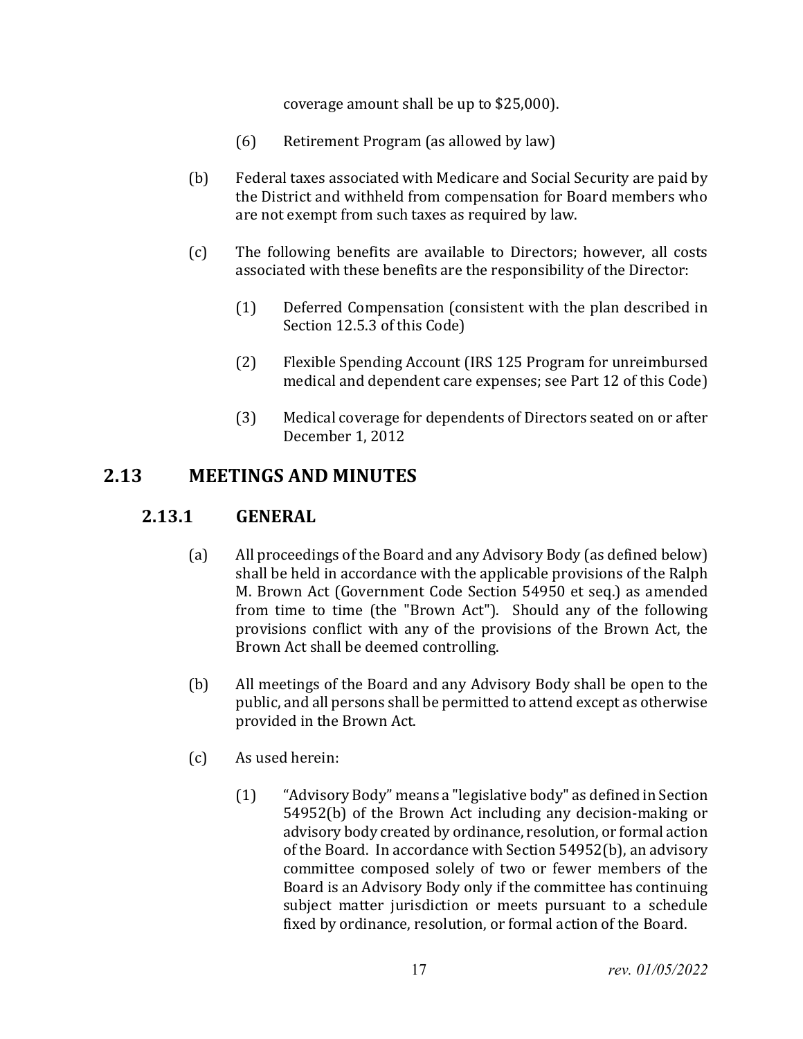coverage amount shall be up to $25,000).

(6) Retirement Program (as allowed by law)

(b) Federal taxes associated with Medicare and Social Security are paid by the District and withheld from compensation for Board members who are not exempt from such taxes as required by law.

(c) The following benefits are available to Directors; however, all costs associated with these benefits are the responsibility of the Director:

(1) Deferred Compensation (consistent with the plan described in Section 12.5.3 of this Code)

(2) Flexible Spending Account (IRS 125 Program for unreimbursed medical and dependent care expenses; see Part 12 of this Code)

(3) Medical coverage for dependents of Directors seated on or after December 1, 2012

## 2.13 MEETINGS AND MINUTES

### 2.13.1 GENERAL

(a) All proceedings of the Board and any Advisory Body (as defined below) shall be held in accordance with the applicable provisions of the Ralph M. Brown Act (Government Code Section 54950 et seq.) as amended from time to time (the "Brown Act"). Should any of the following provisions conflict with any of the provisions of the Brown Act, the Brown Act shall be deemed controlling.

(b) All meetings of the Board and any Advisory Body shall be open to the public, and all persons shall be permitted to attend except as otherwise provided in the Brown Act.

(c) As used herein:

(1) "Advisory Body" means a "legislative body" as defined in Section 54952(b) of the Brown Act including any decision-making or advisory body created by ordinance, resolution, or formal action of the Board. In accordance with Section 54952(b), an advisory committee composed solely of two or fewer members of the Board is an Advisory Body only if the committee has continuing subject matter jurisdiction or meets pursuant to a schedule fixed by ordinance, resolution, or formal action of the Board.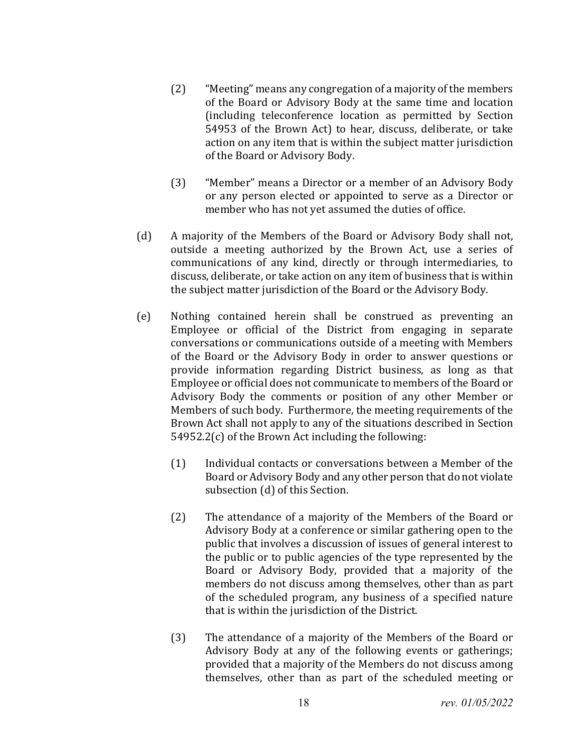(2) "Meeting" means any congregation of a majority of the members of the Board or Advisory Body at the same time and location (including teleconference location as permitted by Section 54953 of the Brown Act) to hear, discuss, deliberate, or take action on any item that is within the subject matter jurisdiction of the Board or Advisory Body.

(3) "Member" means a Director or a member of an Advisory Body or any person elected or appointed to serve as a Director or member who has not yet assumed the duties of office.

(d) A majority of the Members of the Board or Advisory Body shall not, outside a meeting authorized by the Brown Act, use a series of communications of any kind, directly or through intermediaries, to discuss, deliberate, or take action on any item of business that is within the subject matter jurisdiction of the Board or the Advisory Body.

(e) Nothing contained herein shall be construed as preventing an Employee or official of the District from engaging in separate conversations or communications outside of a meeting with Members of the Board or the Advisory Body in order to answer questions or provide information regarding District business, as long as that Employee or official does not communicate to members of the Board or Advisory Body the comments or position of any other Member or Members of such body. Furthermore, the meeting requirements of the Brown Act shall not apply to any of the situations described in Section 54952.2(c) of the Brown Act including the following:

(1) Individual contacts or conversations between a Member of the Board or Advisory Body and any other person that do not violate subsection (d) of this Section.

(2) The attendance of a majority of the Members of the Board or Advisory Body at a conference or similar gathering open to the public that involves a discussion of issues of general interest to the public or to public agencies of the type represented by the Board or Advisory Body, provided that a majority of the members do not discuss among themselves, other than as part of the scheduled program, any business of a specified nature that is within the jurisdiction of the District.

(3) The attendance of a majority of the Members of the Board or Advisory Body at any of the following events or gatherings; provided that a majority of the Members do not discuss among themselves, other than as part of the scheduled meeting or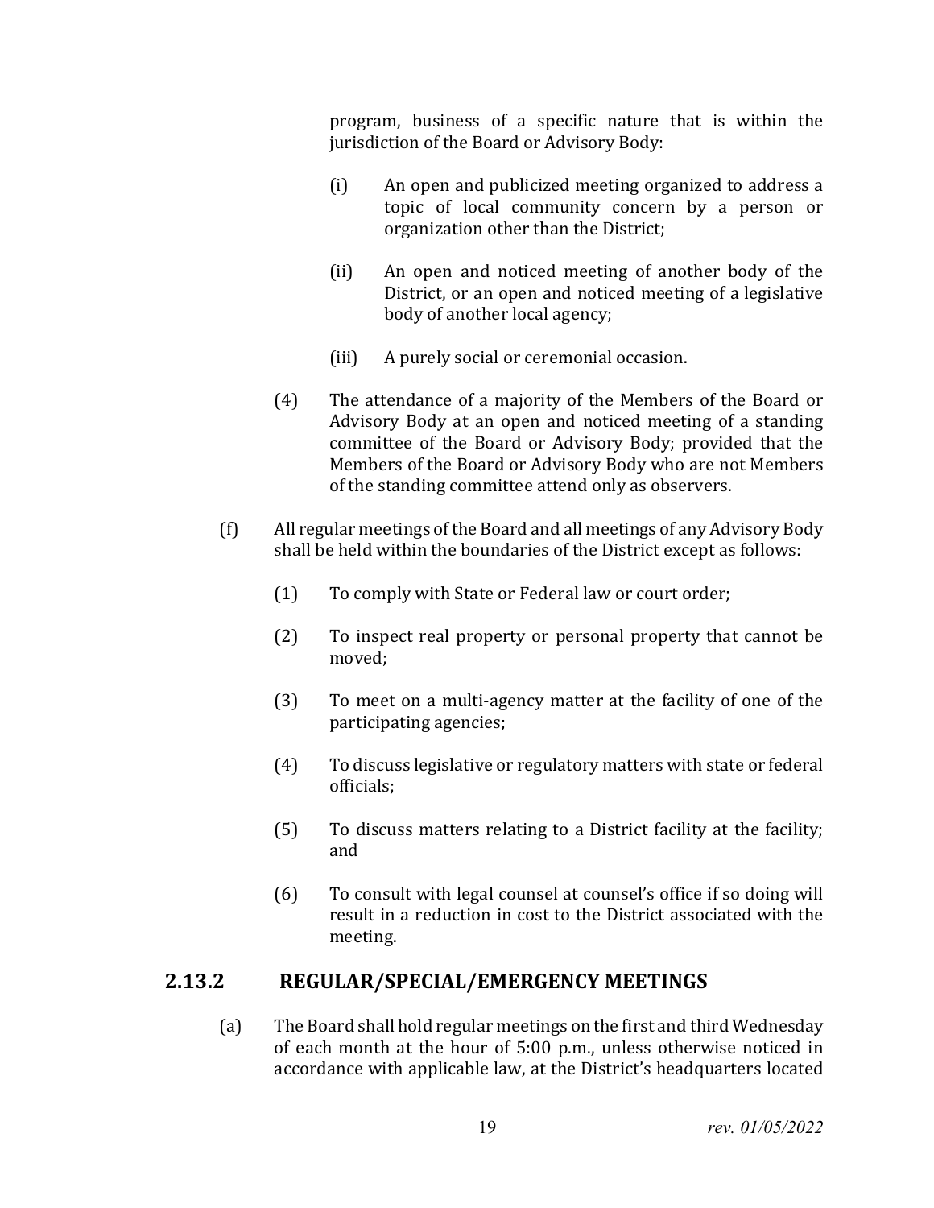program, business of a specific nature that is within the jurisdiction of the Board or Advisory Body:

(i) An open and publicized meeting organized to address a topic of local community concern by a person or organization other than the District;

(ii) An open and noticed meeting of another body of the District, or an open and noticed meeting of a legislative body of another local agency;

(iii) A purely social or ceremonial occasion.

(4) The attendance of a majority of the Members of the Board or Advisory Body at an open and noticed meeting of a standing committee of the Board or Advisory Body; provided that the Members of the Board or Advisory Body who are not Members of the standing committee attend only as observers.

(f) All regular meetings of the Board and all meetings of any Advisory Body shall be held within the boundaries of the District except as follows:

(1) To comply with State or Federal law or court order;

(2) To inspect real property or personal property that cannot be moved;

(3) To meet on a multi-agency matter at the facility of one of the participating agencies;

(4) To discuss legislative or regulatory matters with state or federal officials;

(5) To discuss matters relating to a District facility at the facility; and

(6) To consult with legal counsel at counsel's office if so doing will result in a reduction in cost to the District associated with the meeting.

## 2.13.2 REGULAR/SPECIAL/EMERGENCY MEETINGS

(a) The Board shall hold regular meetings on the first and third Wednesday of each month at the hour of 5:00 p.m., unless otherwise noticed in accordance with applicable law, at the District's headquarters located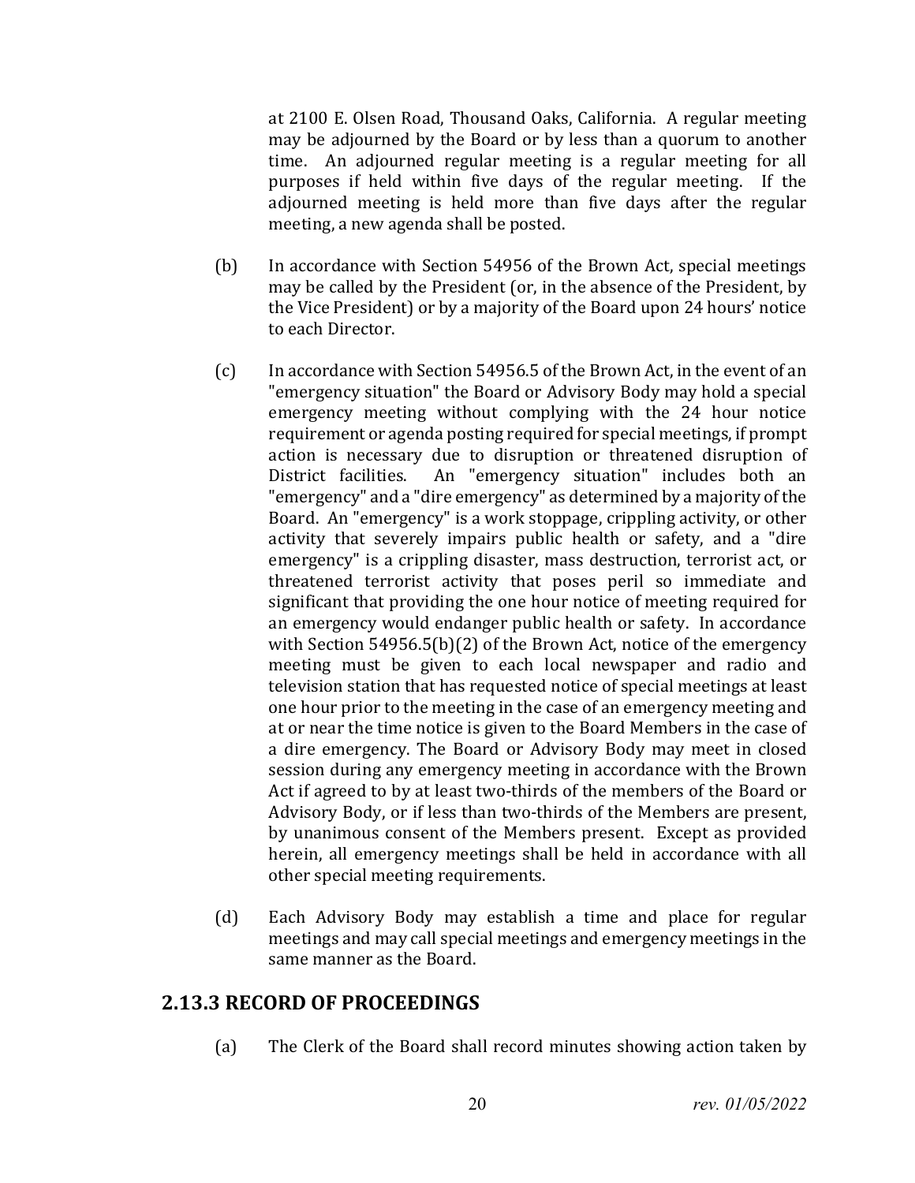at 2100 E. Olsen Road, Thousand Oaks, California. A regular meeting may be adjourned by the Board or by less than a quorum to another time. An adjourned regular meeting is a regular meeting for all purposes if held within five days of the regular meeting. If the adjourned meeting is held more than five days after the regular meeting, a new agenda shall be posted.

(b) In accordance with Section 54956 of the Brown Act, special meetings may be called by the President (or, in the absence of the President, by the Vice President) or by a majority of the Board upon 24 hours' notice to each Director.

(c) In accordance with Section 54956.5 of the Brown Act, in the event of an "emergency situation" the Board or Advisory Body may hold a special emergency meeting without complying with the 24 hour notice requirement or agenda posting required for special meetings, if prompt action is necessary due to disruption or threatened disruption of District facilities. An "emergency situation" includes both an "emergency" and a "dire emergency" as determined by a majority of the Board. An "emergency" is a work stoppage, crippling activity, or other activity that severely impairs public health or safety, and a "dire emergency" is a crippling disaster, mass destruction, terrorist act, or threatened terrorist activity that poses peril so immediate and significant that providing the one hour notice of meeting required for an emergency would endanger public health or safety. In accordance with Section 54956.5(b)(2) of the Brown Act, notice of the emergency meeting must be given to each local newspaper and radio and television station that has requested notice of special meetings at least one hour prior to the meeting in the case of an emergency meeting and at or near the time notice is given to the Board Members in the case of a dire emergency. The Board or Advisory Body may meet in closed session during any emergency meeting in accordance with the Brown Act if agreed to by at least two-thirds of the members of the Board or Advisory Body, or if less than two-thirds of the Members are present, by unanimous consent of the Members present. Except as provided herein, all emergency meetings shall be held in accordance with all other special meeting requirements.

(d) Each Advisory Body may establish a time and place for regular meetings and may call special meetings and emergency meetings in the same manner as the Board.

## 2.13.3 RECORD OF PROCEEDINGS

(a) The Clerk of the Board shall record minutes showing action taken by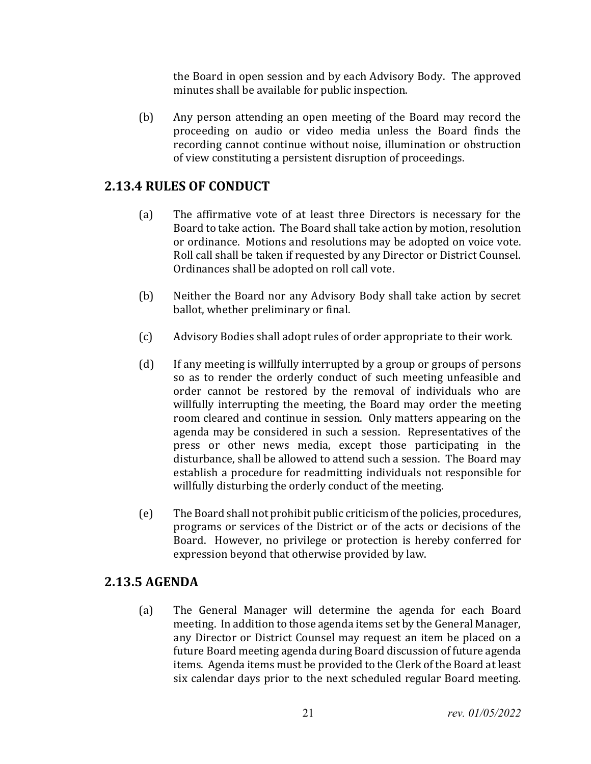the Board in open session and by each Advisory Body. The approved minutes shall be available for public inspection.

(b) Any person attending an open meeting of the Board may record the proceeding on audio or video media unless the Board finds the recording cannot continue without noise, illumination or obstruction of view constituting a persistent disruption of proceedings.

## 2.13.4 RULES OF CONDUCT

(a) The affirmative vote of at least three Directors is necessary for the Board to take action. The Board shall take action by motion, resolution or ordinance. Motions and resolutions may be adopted on voice vote. Roll call shall be taken if requested by any Director or District Counsel. Ordinances shall be adopted on roll call vote.

(b) Neither the Board nor any Advisory Body shall take action by secret ballot, whether preliminary or final.

(c) Advisory Bodies shall adopt rules of order appropriate to their work.

(d) If any meeting is willfully interrupted by a group or groups of persons so as to render the orderly conduct of such meeting unfeasible and order cannot be restored by the removal of individuals who are willfully interrupting the meeting, the Board may order the meeting room cleared and continue in session. Only matters appearing on the agenda may be considered in such a session. Representatives of the press or other news media, except those participating in the disturbance, shall be allowed to attend such a session. The Board may establish a procedure for readmitting individuals not responsible for willfully disturbing the orderly conduct of the meeting.

(e) The Board shall not prohibit public criticism of the policies, procedures, programs or services of the District or of the acts or decisions of the Board. However, no privilege or protection is hereby conferred for expression beyond that otherwise provided by law.

## 2.13.5 AGENDA

(a) The General Manager will determine the agenda for each Board meeting. In addition to those agenda items set by the General Manager, any Director or District Counsel may request an item be placed on a future Board meeting agenda during Board discussion of future agenda items. Agenda items must be provided to the Clerk of the Board at least six calendar days prior to the next scheduled regular Board meeting.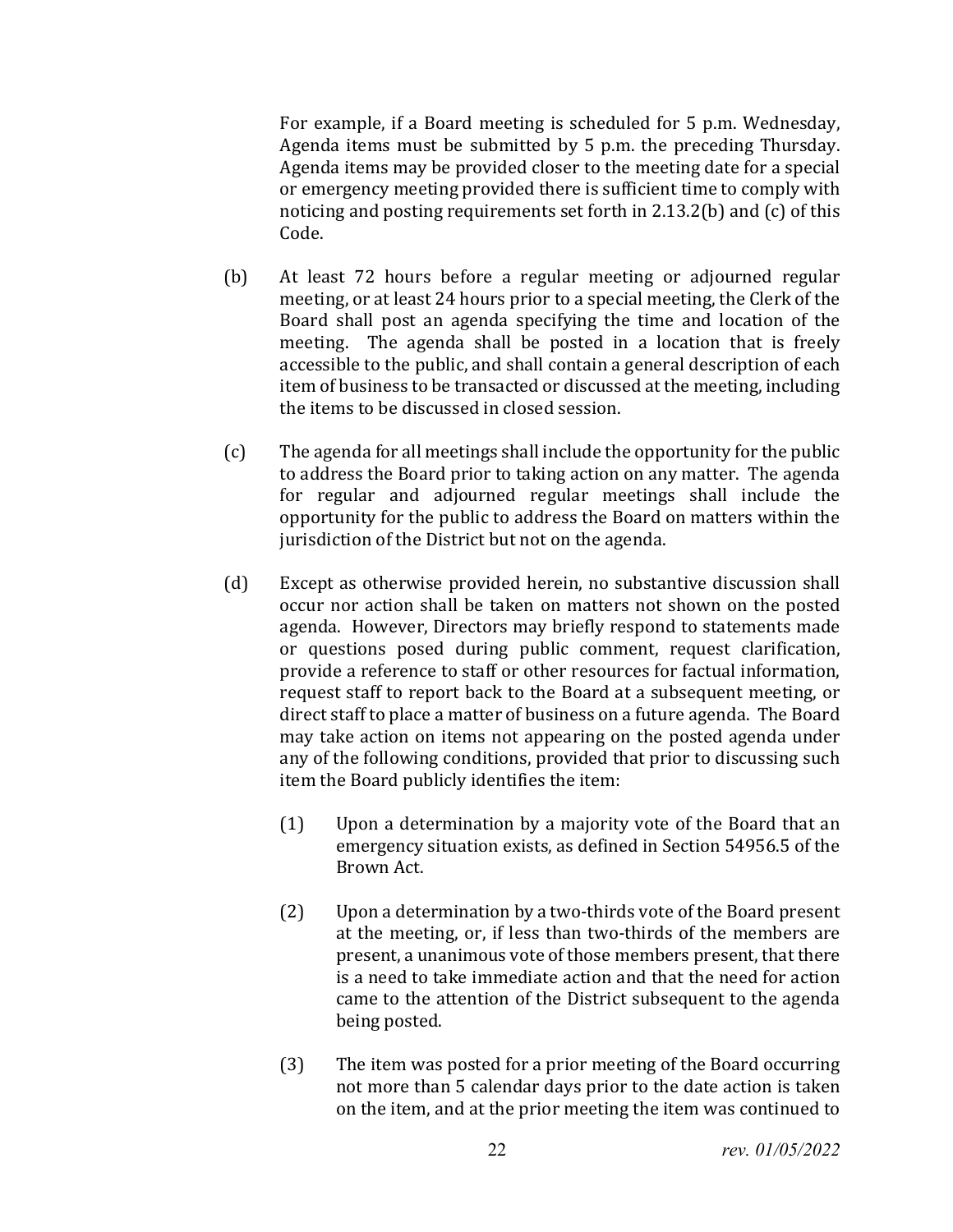For example, if a Board meeting is scheduled for 5 p.m. Wednesday, Agenda items must be submitted by 5 p.m. the preceding Thursday. Agenda items may be provided closer to the meeting date for a special or emergency meeting provided there is sufficient time to comply with noticing and posting requirements set forth in 2.13.2(b) and (c) of this Code.

(b) At least 72 hours before a regular meeting or adjourned regular meeting, or at least 24 hours prior to a special meeting, the Clerk of the Board shall post an agenda specifying the time and location of the meeting. The agenda shall be posted in a location that is freely accessible to the public, and shall contain a general description of each item of business to be transacted or discussed at the meeting, including the items to be discussed in closed session.

(c) The agenda for all meetings shall include the opportunity for the public to address the Board prior to taking action on any matter. The agenda for regular and adjourned regular meetings shall include the opportunity for the public to address the Board on matters within the jurisdiction of the District but not on the agenda.

(d) Except as otherwise provided herein, no substantive discussion shall occur nor action shall be taken on matters not shown on the posted agenda. However, Directors may briefly respond to statements made or questions posed during public comment, request clarification, provide a reference to staff or other resources for factual information, request staff to report back to the Board at a subsequent meeting, or direct staff to place a matter of business on a future agenda. The Board may take action on items not appearing on the posted agenda under any of the following conditions, provided that prior to discussing such item the Board publicly identifies the item:

   (1) Upon a determination by a majority vote of the Board that an emergency situation exists, as defined in Section 54956.5 of the Brown Act.

   (2) Upon a determination by a two-thirds vote of the Board present at the meeting, or, if less than two-thirds of the members are present, a unanimous vote of those members present, that there is a need to take immediate action and that the need for action came to the attention of the District subsequent to the agenda being posted.

   (3) The item was posted for a prior meeting of the Board occurring not more than 5 calendar days prior to the date action is taken on the item, and at the prior meeting the item was continued to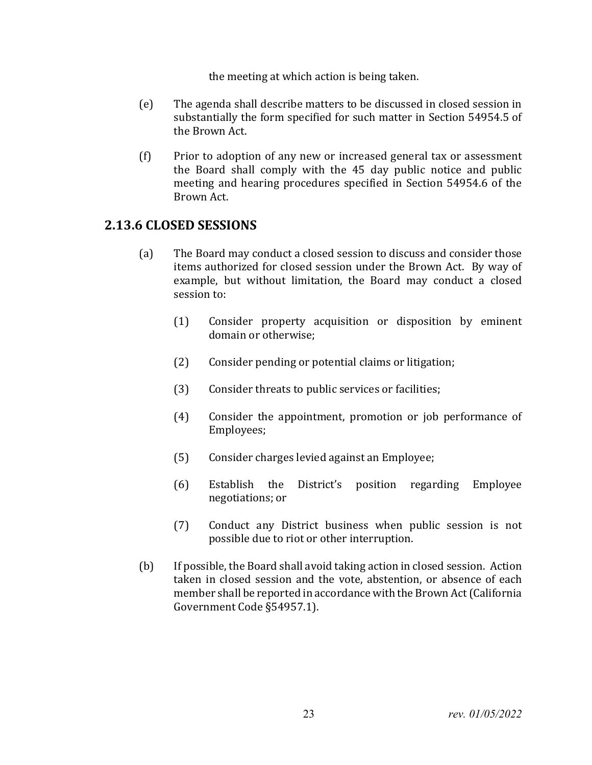the meeting at which action is being taken.

(e) The agenda shall describe matters to be discussed in closed session in substantially the form specified for such matter in Section 54954.5 of the Brown Act.

(f) Prior to adoption of any new or increased general tax or assessment the Board shall comply with the 45 day public notice and public meeting and hearing procedures specified in Section 54954.6 of the Brown Act.

## 2.13.6 CLOSED SESSIONS

(a) The Board may conduct a closed session to discuss and consider those items authorized for closed session under the Brown Act. By way of example, but without limitation, the Board may conduct a closed session to:

(1) Consider property acquisition or disposition by eminent domain or otherwise;

(2) Consider pending or potential claims or litigation;

(3) Consider threats to public services or facilities;

(4) Consider the appointment, promotion or job performance of Employees;

(5) Consider charges levied against an Employee;

(6) Establish the District's position regarding Employee negotiations; or

(7) Conduct any District business when public session is not possible due to riot or other interruption.

(b) If possible, the Board shall avoid taking action in closed session. Action taken in closed session and the vote, abstention, or absence of each member shall be reported in accordance with the Brown Act (California Government Code §54957.1).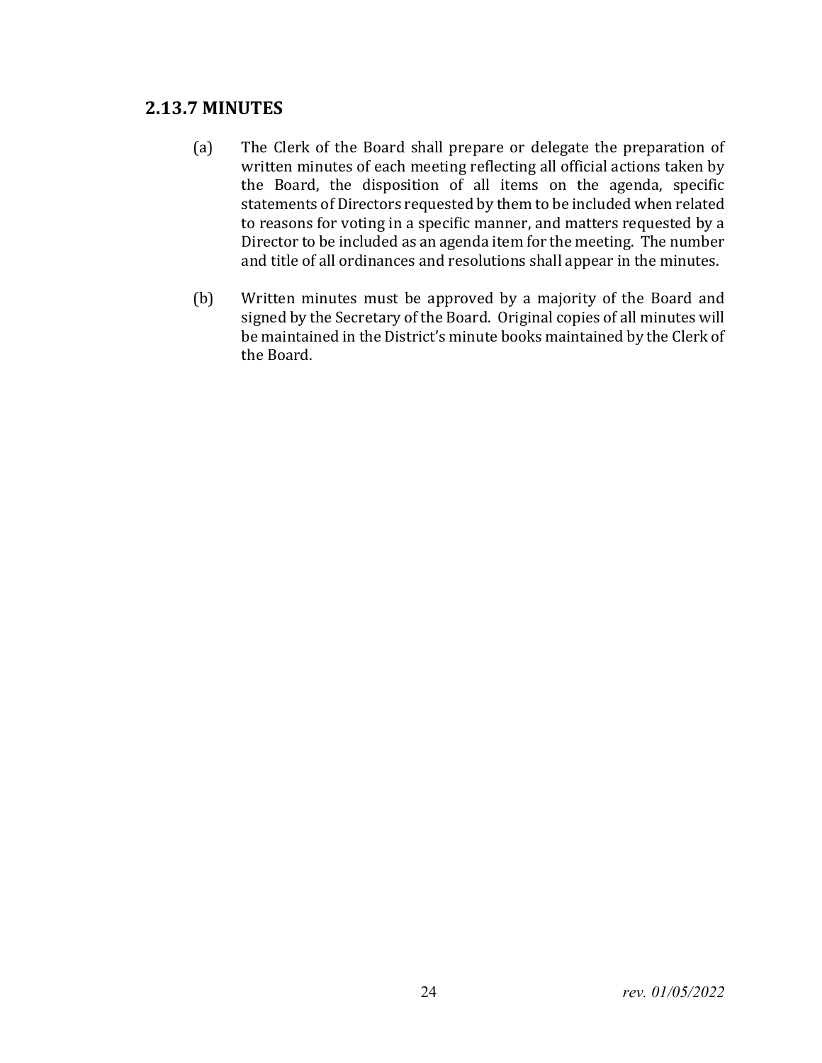## 2.13.7 MINUTES

(a) The Clerk of the Board shall prepare or delegate the preparation of written minutes of each meeting reflecting all official actions taken by the Board, the disposition of all items on the agenda, specific statements of Directors requested by them to be included when related to reasons for voting in a specific manner, and matters requested by a Director to be included as an agenda item for the meeting. The number and title of all ordinances and resolutions shall appear in the minutes.

(b) Written minutes must be approved by a majority of the Board and signed by the Secretary of the Board. Original copies of all minutes will be maintained in the District's minute books maintained by the Clerk of the Board.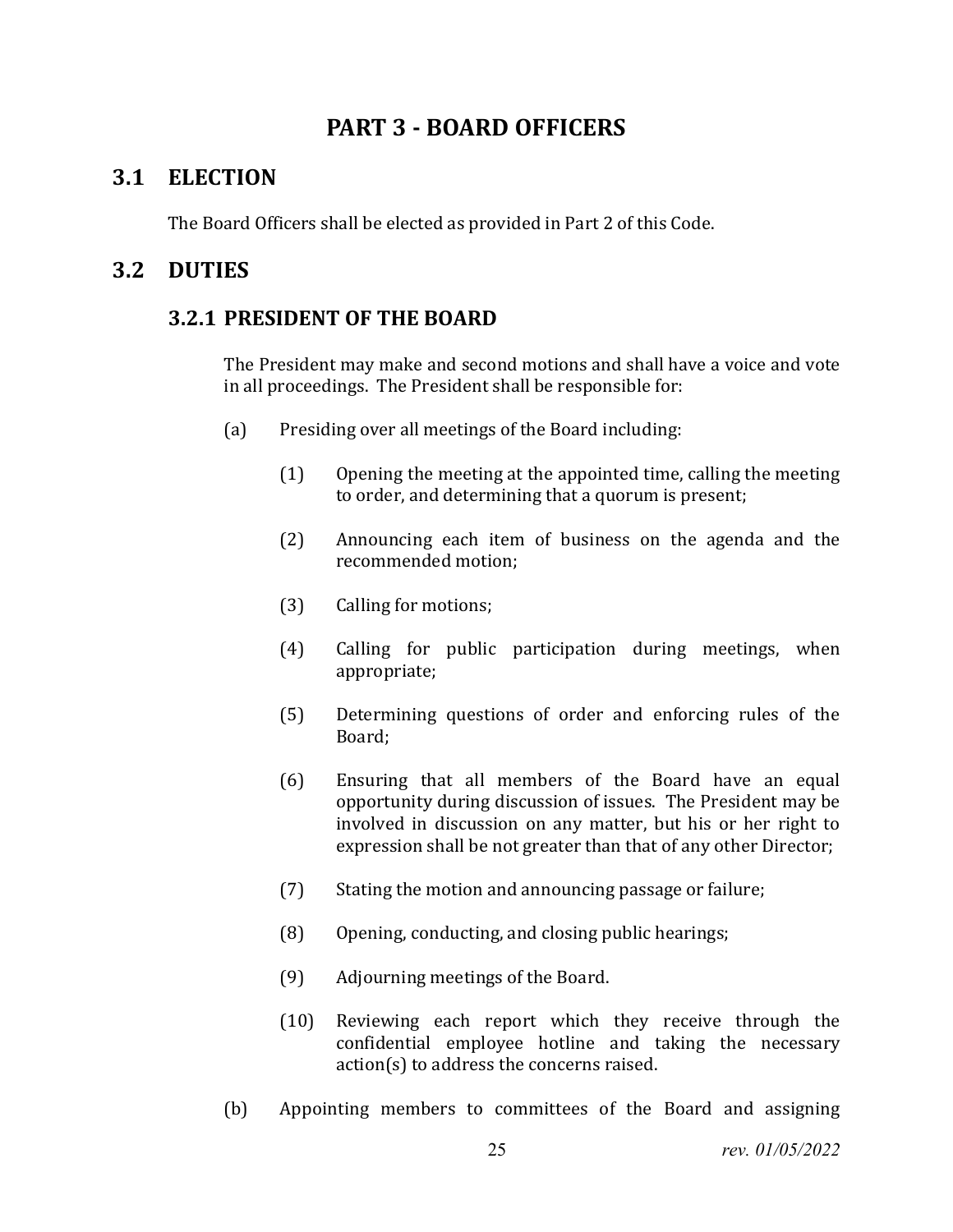# PART 3 - BOARD OFFICERS

## 3.1 ELECTION

The Board Officers shall be elected as provided in Part 2 of this Code.

## 3.2 DUTIES

### 3.2.1 PRESIDENT OF THE BOARD

The President may make and second motions and shall have a voice and vote in all proceedings. The President shall be responsible for:

(a) Presiding over all meetings of the Board including:

(1) Opening the meeting at the appointed time, calling the meeting to order, and determining that a quorum is present;

(2) Announcing each item of business on the agenda and the recommended motion;

(3) Calling for motions;

(4) Calling for public participation during meetings, when appropriate;

(5) Determining questions of order and enforcing rules of the Board;

(6) Ensuring that all members of the Board have an equal opportunity during discussion of issues. The President may be involved in discussion on any matter, but his or her right to expression shall be not greater than that of any other Director;

(7) Stating the motion and announcing passage or failure;

(8) Opening, conducting, and closing public hearings;

(9) Adjourning meetings of the Board.

(10) Reviewing each report which they receive through the confidential employee hotline and taking the necessary action(s) to address the concerns raised.

(b) Appointing members to committees of the Board and assigning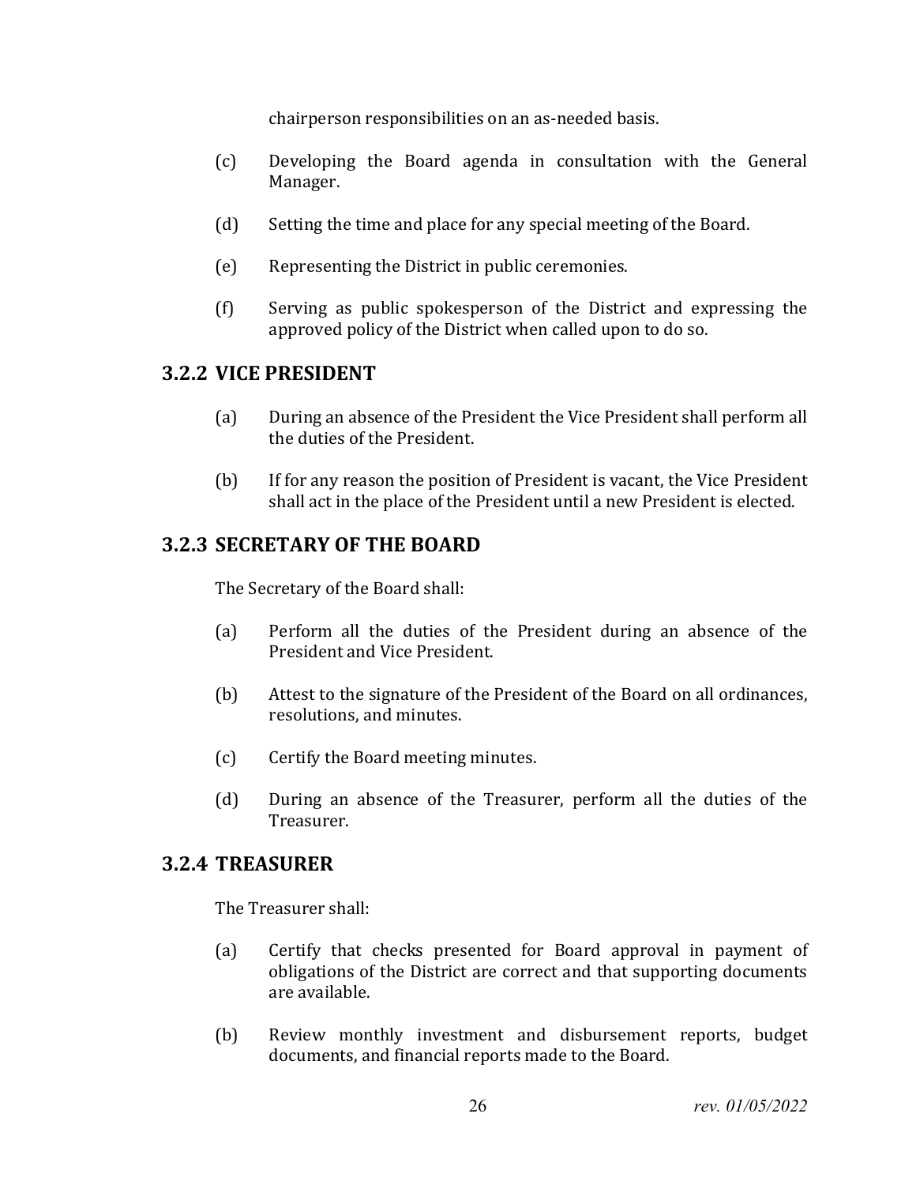chairperson responsibilities on an as-needed basis.

(c) Developing the Board agenda in consultation with the General Manager.

(d) Setting the time and place for any special meeting of the Board.

(e) Representing the District in public ceremonies.

(f) Serving as public spokesperson of the District and expressing the approved policy of the District when called upon to do so.

### 3.2.2 VICE PRESIDENT

(a) During an absence of the President the Vice President shall perform all the duties of the President.

(b) If for any reason the position of President is vacant, the Vice President shall act in the place of the President until a new President is elected.

### 3.2.3 SECRETARY OF THE BOARD

The Secretary of the Board shall:

(a) Perform all the duties of the President during an absence of the President and Vice President.

(b) Attest to the signature of the President of the Board on all ordinances, resolutions, and minutes.

(c) Certify the Board meeting minutes.

(d) During an absence of the Treasurer, perform all the duties of the Treasurer.

### 3.2.4 TREASURER

The Treasurer shall:

(a) Certify that checks presented for Board approval in payment of obligations of the District are correct and that supporting documents are available.

(b) Review monthly investment and disbursement reports, budget documents, and financial reports made to the Board.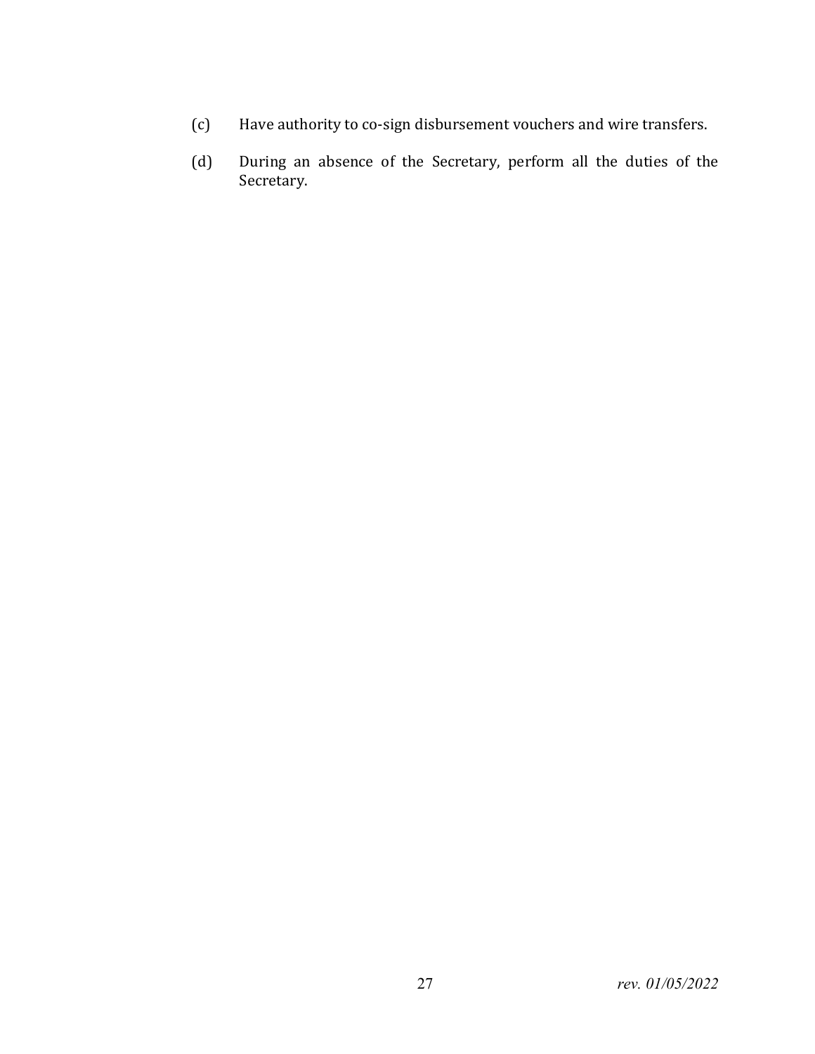(c) Have authority to co-sign disbursement vouchers and wire transfers.

(d) During an absence of the Secretary, perform all the duties of the Secretary.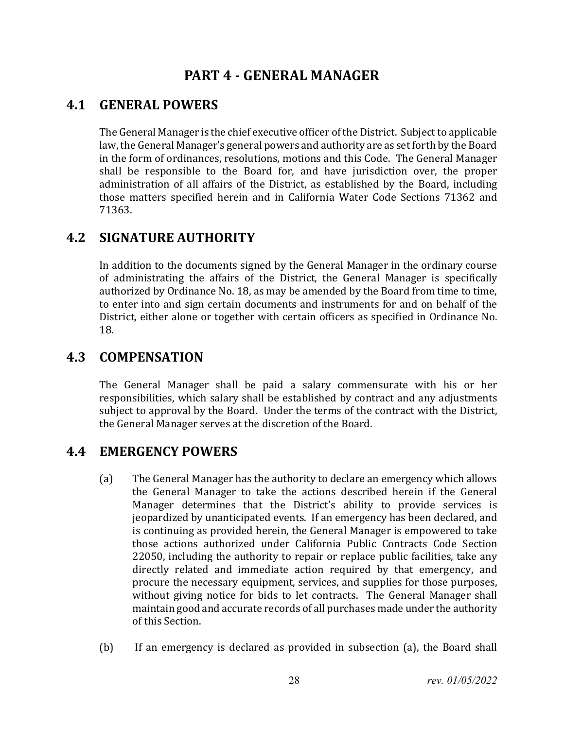# PART 4 - GENERAL MANAGER

## 4.1 GENERAL POWERS

The General Manager is the chief executive officer of the District. Subject to applicable law, the General Manager's general powers and authority are as set forth by the Board in the form of ordinances, resolutions, motions and this Code. The General Manager shall be responsible to the Board for, and have jurisdiction over, the proper administration of all affairs of the District, as established by the Board, including those matters specified herein and in California Water Code Sections 71362 and 71363.

## 4.2 SIGNATURE AUTHORITY

In addition to the documents signed by the General Manager in the ordinary course of administrating the affairs of the District, the General Manager is specifically authorized by Ordinance No. 18, as may be amended by the Board from time to time, to enter into and sign certain documents and instruments for and on behalf of the District, either alone or together with certain officers as specified in Ordinance No. 18.

## 4.3 COMPENSATION

The General Manager shall be paid a salary commensurate with his or her responsibilities, which salary shall be established by contract and any adjustments subject to approval by the Board. Under the terms of the contract with the District, the General Manager serves at the discretion of the Board.

## 4.4 EMERGENCY POWERS

(a) The General Manager has the authority to declare an emergency which allows the General Manager to take the actions described herein if the General Manager determines that the District's ability to provide services is jeopardized by unanticipated events. If an emergency has been declared, and is continuing as provided herein, the General Manager is empowered to take those actions authorized under California Public Contracts Code Section 22050, including the authority to repair or replace public facilities, take any directly related and immediate action required by that emergency, and procure the necessary equipment, services, and supplies for those purposes, without giving notice for bids to let contracts. The General Manager shall maintain good and accurate records of all purchases made under the authority of this Section.

(b) If an emergency is declared as provided in subsection (a), the Board shall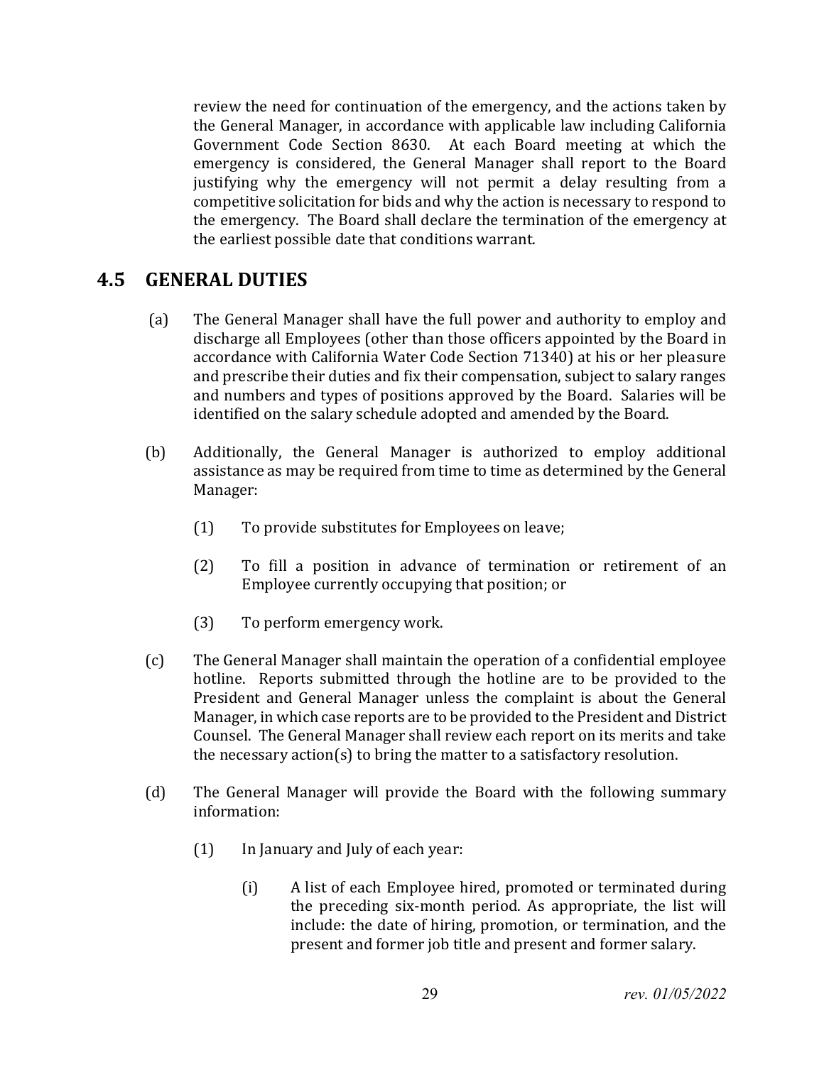review the need for continuation of the emergency, and the actions taken by the General Manager, in accordance with applicable law including California Government Code Section 8630. At each Board meeting at which the emergency is considered, the General Manager shall report to the Board justifying why the emergency will not permit a delay resulting from a competitive solicitation for bids and why the action is necessary to respond to the emergency. The Board shall declare the termination of the emergency at the earliest possible date that conditions warrant.

## 4.5 GENERAL DUTIES

(a) The General Manager shall have the full power and authority to employ and discharge all Employees (other than those officers appointed by the Board in accordance with California Water Code Section 71340) at his or her pleasure and prescribe their duties and fix their compensation, subject to salary ranges and numbers and types of positions approved by the Board. Salaries will be identified on the salary schedule adopted and amended by the Board.

(b) Additionally, the General Manager is authorized to employ additional assistance as may be required from time to time as determined by the General Manager:

- (1) To provide substitutes for Employees on leave;
- (2) To fill a position in advance of termination or retirement of an Employee currently occupying that position; or
- (3) To perform emergency work.

(c) The General Manager shall maintain the operation of a confidential employee hotline. Reports submitted through the hotline are to be provided to the President and General Manager unless the complaint is about the General Manager, in which case reports are to be provided to the President and District Counsel. The General Manager shall review each report on its merits and take the necessary action(s) to bring the matter to a satisfactory resolution.

(d) The General Manager will provide the Board with the following summary information:

- (1) In January and July of each year:
  - (i) A list of each Employee hired, promoted or terminated during the preceding six-month period. As appropriate, the list will include: the date of hiring, promotion, or termination, and the present and former job title and present and former salary.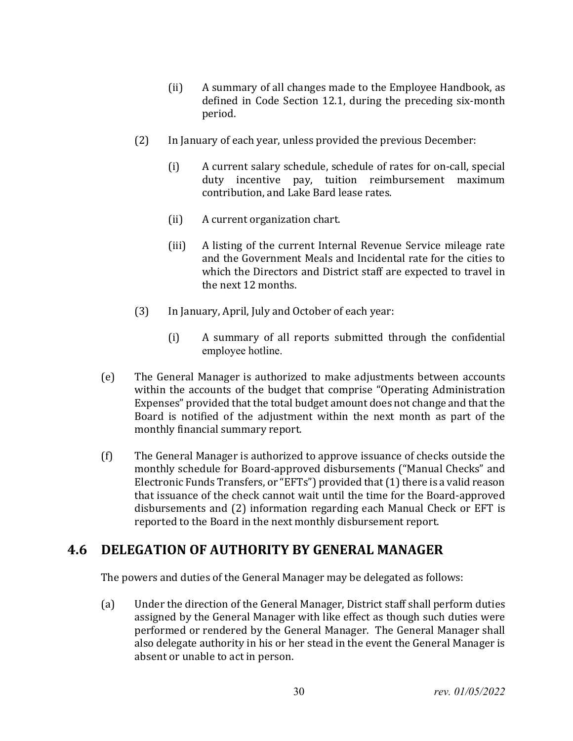(ii) A summary of all changes made to the Employee Handbook, as defined in Code Section 12.1, during the preceding six-month period.

(2) In January of each year, unless provided the previous December:

(i) A current salary schedule, schedule of rates for on-call, special duty incentive pay, tuition reimbursement maximum contribution, and Lake Bard lease rates.

(ii) A current organization chart.

(iii) A listing of the current Internal Revenue Service mileage rate and the Government Meals and Incidental rate for the cities to which the Directors and District staff are expected to travel in the next 12 months.

(3) In January, April, July and October of each year:

(i) A summary of all reports submitted through the confidential employee hotline.

(e) The General Manager is authorized to make adjustments between accounts within the accounts of the budget that comprise "Operating Administration Expenses" provided that the total budget amount does not change and that the Board is notified of the adjustment within the next month as part of the monthly financial summary report.

(f) The General Manager is authorized to approve issuance of checks outside the monthly schedule for Board-approved disbursements ("Manual Checks" and Electronic Funds Transfers, or "EFTs") provided that (1) there is a valid reason that issuance of the check cannot wait until the time for the Board-approved disbursements and (2) information regarding each Manual Check or EFT is reported to the Board in the next monthly disbursement report.

## 4.6 DELEGATION OF AUTHORITY BY GENERAL MANAGER

The powers and duties of the General Manager may be delegated as follows:

(a) Under the direction of the General Manager, District staff shall perform duties assigned by the General Manager with like effect as though such duties were performed or rendered by the General Manager. The General Manager shall also delegate authority in his or her stead in the event the General Manager is absent or unable to act in person.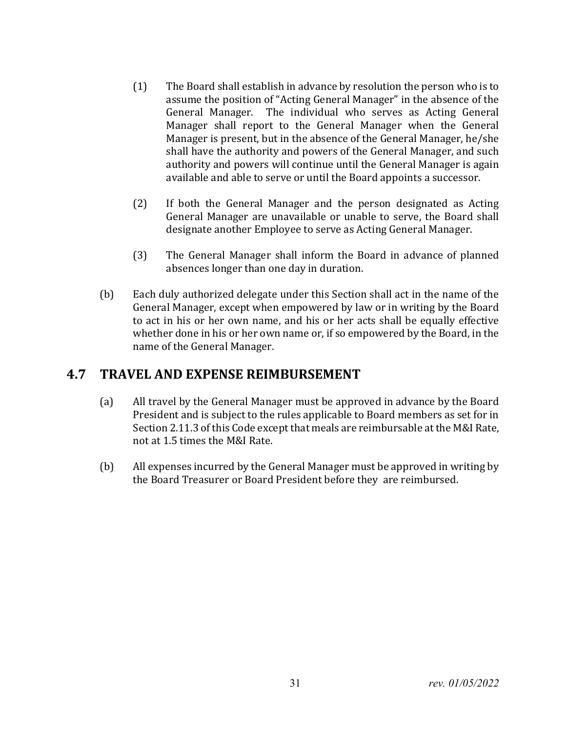(1) The Board shall establish in advance by resolution the person who is to assume the position of "Acting General Manager" in the absence of the General Manager. The individual who serves as Acting General Manager shall report to the General Manager when the General Manager is present, but in the absence of the General Manager, he/she shall have the authority and powers of the General Manager, and such authority and powers will continue until the General Manager is again available and able to serve or until the Board appoints a successor.

(2) If both the General Manager and the person designated as Acting General Manager are unavailable or unable to serve, the Board shall designate another Employee to serve as Acting General Manager.

(3) The General Manager shall inform the Board in advance of planned absences longer than one day in duration.

(b) Each duly authorized delegate under this Section shall act in the name of the General Manager, except when empowered by law or in writing by the Board to act in his or her own name, and his or her acts shall be equally effective whether done in his or her own name or, if so empowered by the Board, in the name of the General Manager.

## 4.7 TRAVEL AND EXPENSE REIMBURSEMENT

(a) All travel by the General Manager must be approved in advance by the Board President and is subject to the rules applicable to Board members as set for in Section 2.11.3 of this Code except that meals are reimbursable at the M&I Rate, not at 1.5 times the M&I Rate.

(b) All expenses incurred by the General Manager must be approved in writing by the Board Treasurer or Board President before they are reimbursed.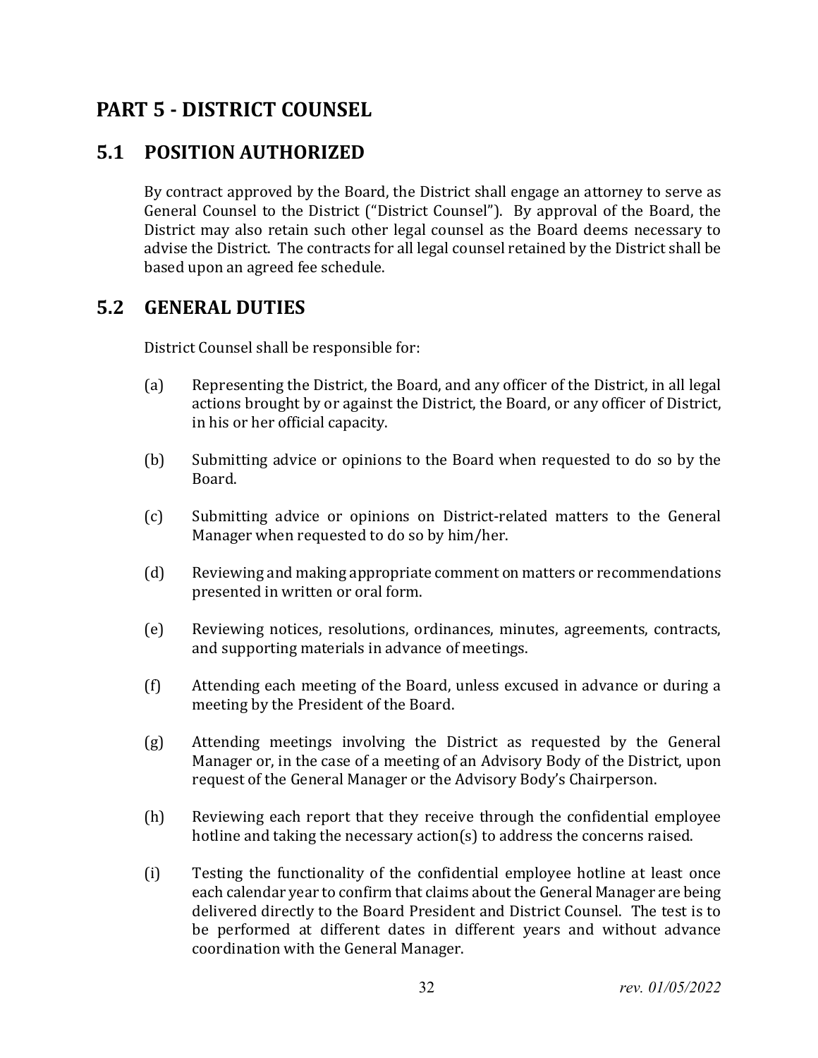# PART 5 - DISTRICT COUNSEL

## 5.1 POSITION AUTHORIZED

By contract approved by the Board, the District shall engage an attorney to serve as General Counsel to the District ("District Counsel"). By approval of the Board, the District may also retain such other legal counsel as the Board deems necessary to advise the District. The contracts for all legal counsel retained by the District shall be based upon an agreed fee schedule.

## 5.2 GENERAL DUTIES

District Counsel shall be responsible for:

(a) Representing the District, the Board, and any officer of the District, in all legal actions brought by or against the District, the Board, or any officer of District, in his or her official capacity.

(b) Submitting advice or opinions to the Board when requested to do so by the Board.

(c) Submitting advice or opinions on District-related matters to the General Manager when requested to do so by him/her.

(d) Reviewing and making appropriate comment on matters or recommendations presented in written or oral form.

(e) Reviewing notices, resolutions, ordinances, minutes, agreements, contracts, and supporting materials in advance of meetings.

(f) Attending each meeting of the Board, unless excused in advance or during a meeting by the President of the Board.

(g) Attending meetings involving the District as requested by the General Manager or, in the case of a meeting of an Advisory Body of the District, upon request of the General Manager or the Advisory Body's Chairperson.

(h) Reviewing each report that they receive through the confidential employee hotline and taking the necessary action(s) to address the concerns raised.

(i) Testing the functionality of the confidential employee hotline at least once each calendar year to confirm that claims about the General Manager are being delivered directly to the Board President and District Counsel. The test is to be performed at different dates in different years and without advance coordination with the General Manager.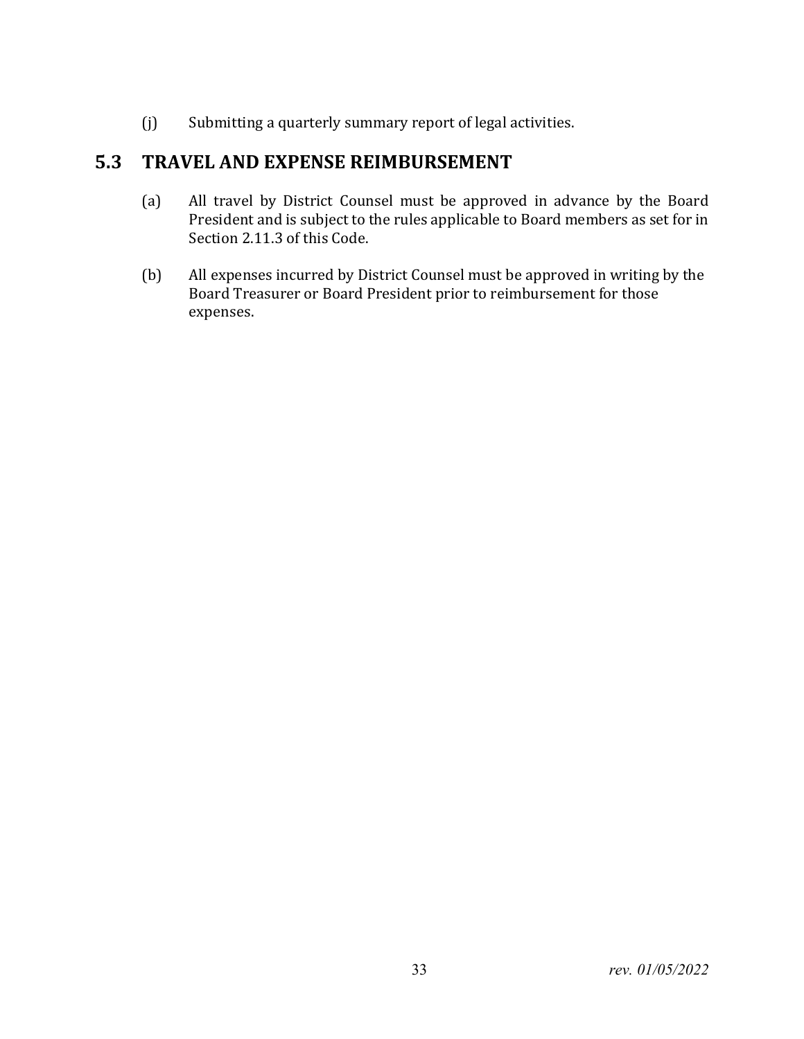(j) Submitting a quarterly summary report of legal activities.

## 5.3 TRAVEL AND EXPENSE REIMBURSEMENT

(a) All travel by District Counsel must be approved in advance by the Board President and is subject to the rules applicable to Board members as set for in Section 2.11.3 of this Code.

(b) All expenses incurred by District Counsel must be approved in writing by the Board Treasurer or Board President prior to reimbursement for those expenses.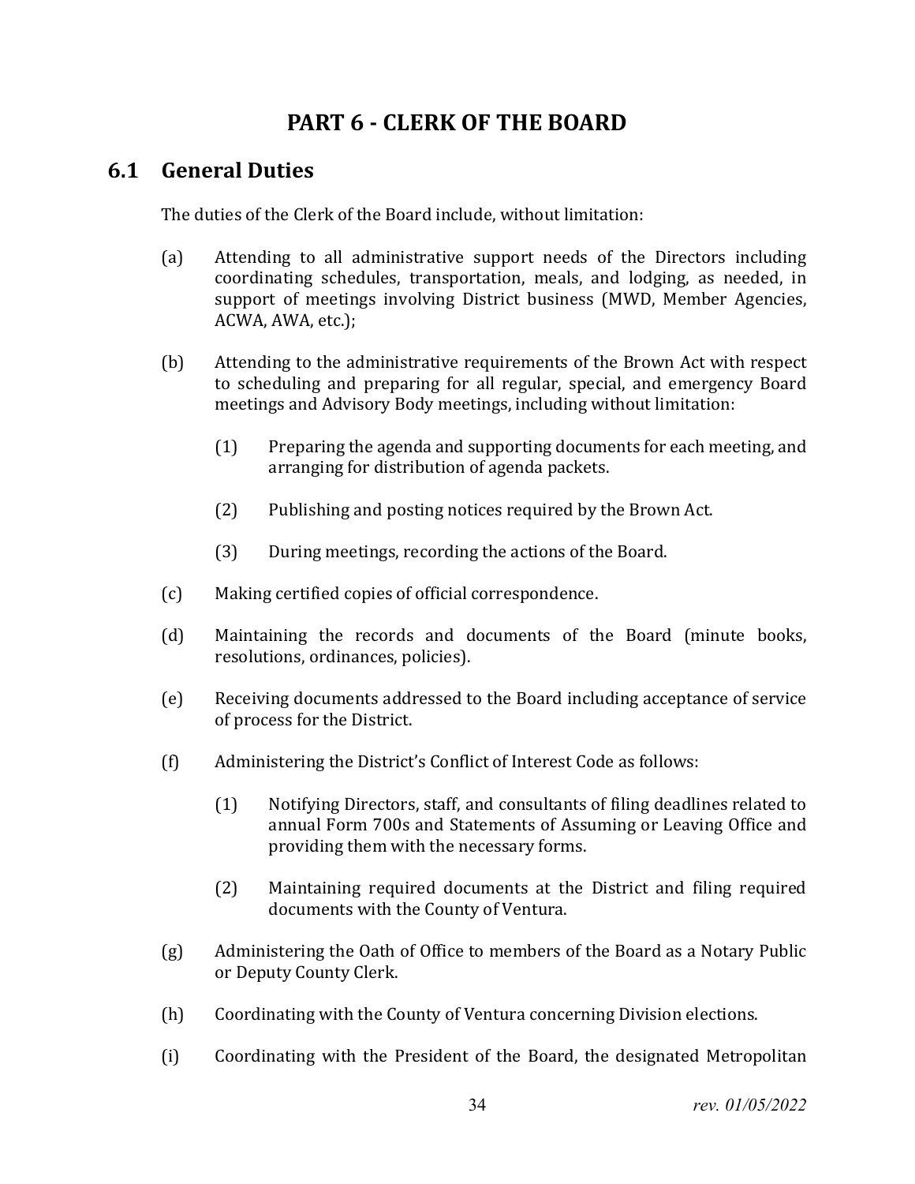# PART 6 - CLERK OF THE BOARD

## 6.1 General Duties

The duties of the Clerk of the Board include, without limitation:

(a) Attending to all administrative support needs of the Directors including coordinating schedules, transportation, meals, and lodging, as needed, in support of meetings involving District business (MWD, Member Agencies, ACWA, AWA, etc.);

(b) Attending to the administrative requirements of the Brown Act with respect to scheduling and preparing for all regular, special, and emergency Board meetings and Advisory Body meetings, including without limitation:

   (1) Preparing the agenda and supporting documents for each meeting, and arranging for distribution of agenda packets.

   (2) Publishing and posting notices required by the Brown Act.

   (3) During meetings, recording the actions of the Board.

(c) Making certified copies of official correspondence.

(d) Maintaining the records and documents of the Board (minute books, resolutions, ordinances, policies).

(e) Receiving documents addressed to the Board including acceptance of service of process for the District.

(f) Administering the District's Conflict of Interest Code as follows:

   (1) Notifying Directors, staff, and consultants of filing deadlines related to annual Form 700s and Statements of Assuming or Leaving Office and providing them with the necessary forms.

   (2) Maintaining required documents at the District and filing required documents with the County of Ventura.

(g) Administering the Oath of Office to members of the Board as a Notary Public or Deputy County Clerk.

(h) Coordinating with the County of Ventura concerning Division elections.

(i) Coordinating with the President of the Board, the designated Metropolitan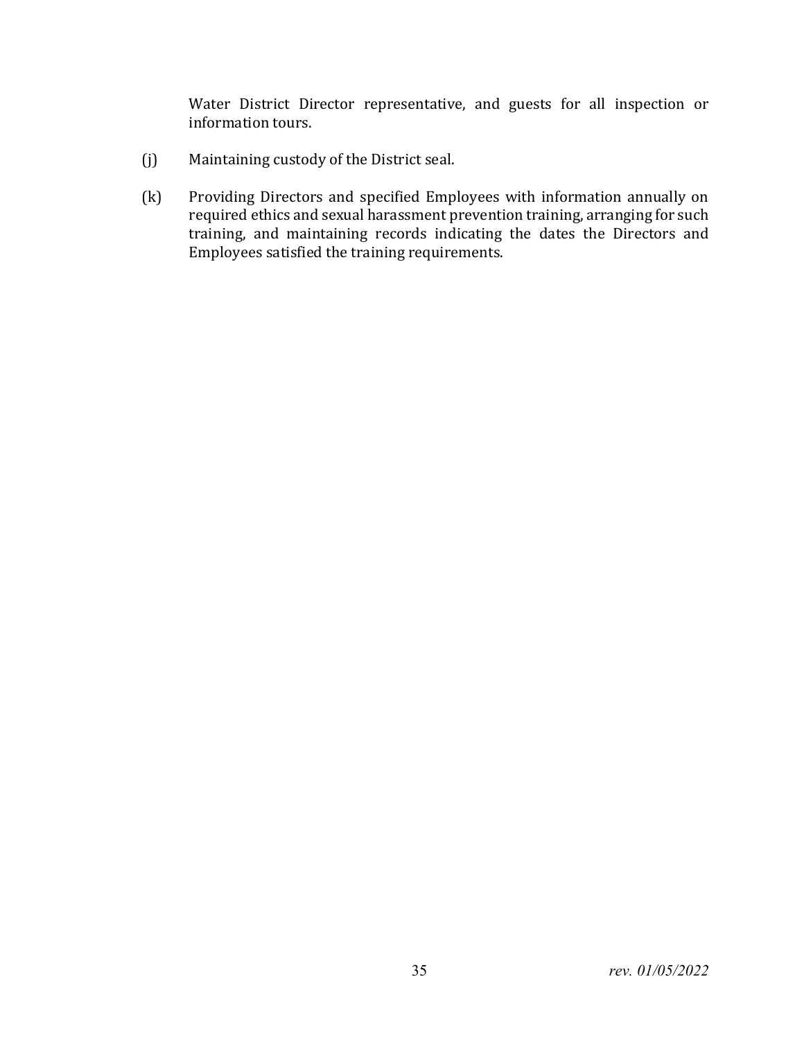Water District Director representative, and guests for all inspection or information tours.

(j) Maintaining custody of the District seal.

(k) Providing Directors and specified Employees with information annually on required ethics and sexual harassment prevention training, arranging for such training, and maintaining records indicating the dates the Directors and Employees satisfied the training requirements.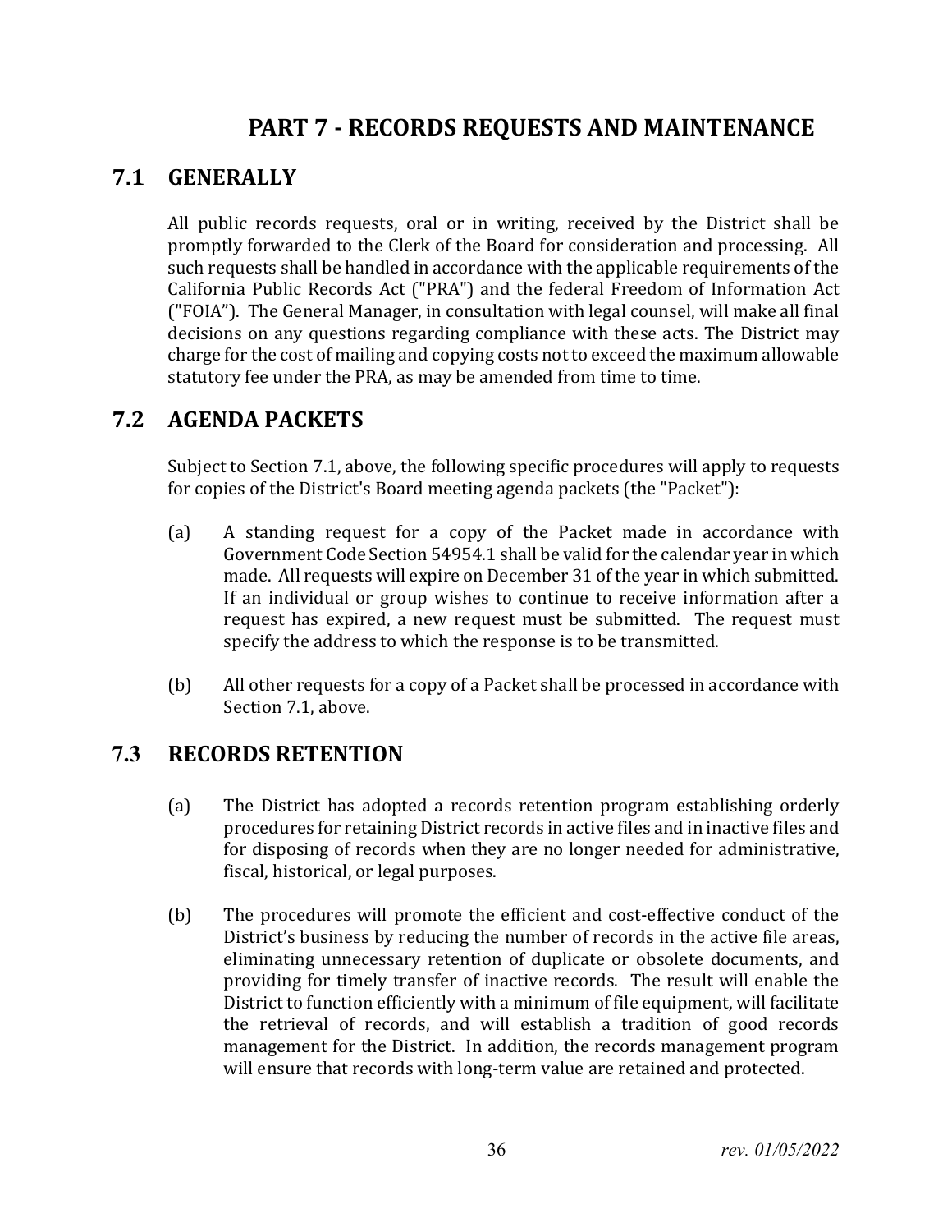# PART 7 - RECORDS REQUESTS AND MAINTENANCE

## 7.1 GENERALLY

All public records requests, oral or in writing, received by the District shall be promptly forwarded to the Clerk of the Board for consideration and processing. All such requests shall be handled in accordance with the applicable requirements of the California Public Records Act ("PRA") and the federal Freedom of Information Act ("FOIA"). The General Manager, in consultation with legal counsel, will make all final decisions on any questions regarding compliance with these acts. The District may charge for the cost of mailing and copying costs not to exceed the maximum allowable statutory fee under the PRA, as may be amended from time to time.

## 7.2 AGENDA PACKETS

Subject to Section 7.1, above, the following specific procedures will apply to requests for copies of the District's Board meeting agenda packets (the "Packet"):

(a) A standing request for a copy of the Packet made in accordance with Government Code Section 54954.1 shall be valid for the calendar year in which made. All requests will expire on December 31 of the year in which submitted. If an individual or group wishes to continue to receive information after a request has expired, a new request must be submitted. The request must specify the address to which the response is to be transmitted.

(b) All other requests for a copy of a Packet shall be processed in accordance with Section 7.1, above.

## 7.3 RECORDS RETENTION

(a) The District has adopted a records retention program establishing orderly procedures for retaining District records in active files and in inactive files and for disposing of records when they are no longer needed for administrative, fiscal, historical, or legal purposes.

(b) The procedures will promote the efficient and cost-effective conduct of the District's business by reducing the number of records in the active file areas, eliminating unnecessary retention of duplicate or obsolete documents, and providing for timely transfer of inactive records. The result will enable the District to function efficiently with a minimum of file equipment, will facilitate the retrieval of records, and will establish a tradition of good records management for the District. In addition, the records management program will ensure that records with long-term value are retained and protected.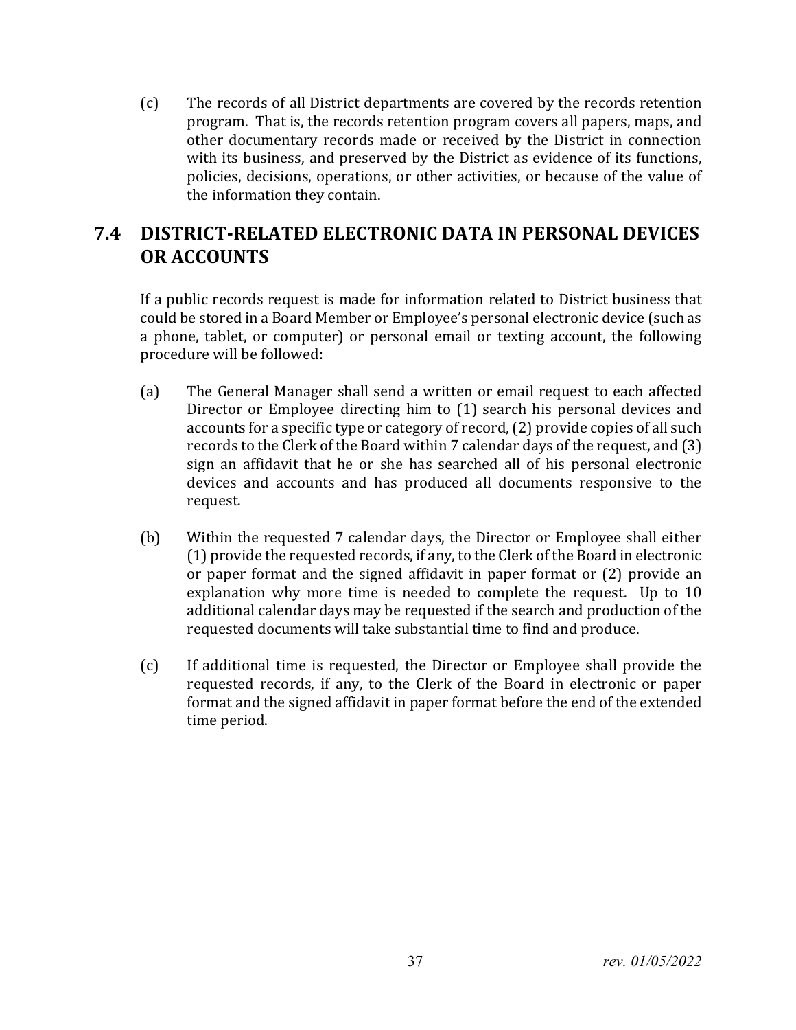(c) The records of all District departments are covered by the records retention program. That is, the records retention program covers all papers, maps, and other documentary records made or received by the District in connection with its business, and preserved by the District as evidence of its functions, policies, decisions, operations, or other activities, or because of the value of the information they contain.

## 7.4 DISTRICT-RELATED ELECTRONIC DATA IN PERSONAL DEVICES OR ACCOUNTS

If a public records request is made for information related to District business that could be stored in a Board Member or Employee's personal electronic device (such as a phone, tablet, or computer) or personal email or texting account, the following procedure will be followed:

(a) The General Manager shall send a written or email request to each affected Director or Employee directing him to (1) search his personal devices and accounts for a specific type or category of record, (2) provide copies of all such records to the Clerk of the Board within 7 calendar days of the request, and (3) sign an affidavit that he or she has searched all of his personal electronic devices and accounts and has produced all documents responsive to the request.

(b) Within the requested 7 calendar days, the Director or Employee shall either (1) provide the requested records, if any, to the Clerk of the Board in electronic or paper format and the signed affidavit in paper format or (2) provide an explanation why more time is needed to complete the request. Up to 10 additional calendar days may be requested if the search and production of the requested documents will take substantial time to find and produce.

(c) If additional time is requested, the Director or Employee shall provide the requested records, if any, to the Clerk of the Board in electronic or paper format and the signed affidavit in paper format before the end of the extended time period.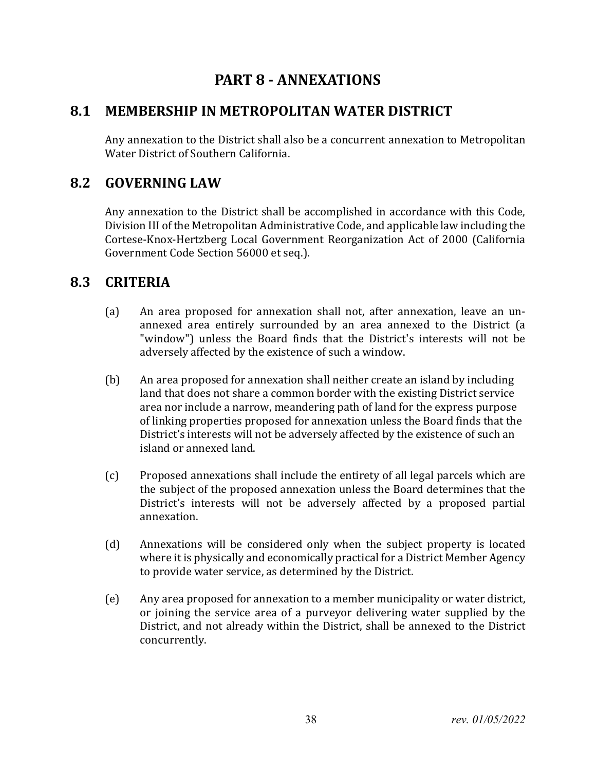# PART 8 - ANNEXATIONS

## 8.1 MEMBERSHIP IN METROPOLITAN WATER DISTRICT

Any annexation to the District shall also be a concurrent annexation to Metropolitan Water District of Southern California.

## 8.2 GOVERNING LAW

Any annexation to the District shall be accomplished in accordance with this Code, Division III of the Metropolitan Administrative Code, and applicable law including the Cortese-Knox-Hertzberg Local Government Reorganization Act of 2000 (California Government Code Section 56000 et seq.).

## 8.3 CRITERIA

(a) An area proposed for annexation shall not, after annexation, leave an un-annexed area entirely surrounded by an area annexed to the District (a "window") unless the Board finds that the District's interests will not be adversely affected by the existence of such a window.

(b) An area proposed for annexation shall neither create an island by including land that does not share a common border with the existing District service area nor include a narrow, meandering path of land for the express purpose of linking properties proposed for annexation unless the Board finds that the District's interests will not be adversely affected by the existence of such an island or annexed land.

(c) Proposed annexations shall include the entirety of all legal parcels which are the subject of the proposed annexation unless the Board determines that the District's interests will not be adversely affected by a proposed partial annexation.

(d) Annexations will be considered only when the subject property is located where it is physically and economically practical for a District Member Agency to provide water service, as determined by the District.

(e) Any area proposed for annexation to a member municipality or water district, or joining the service area of a purveyor delivering water supplied by the District, and not already within the District, shall be annexed to the District concurrently.

*rev. 01/05/2022*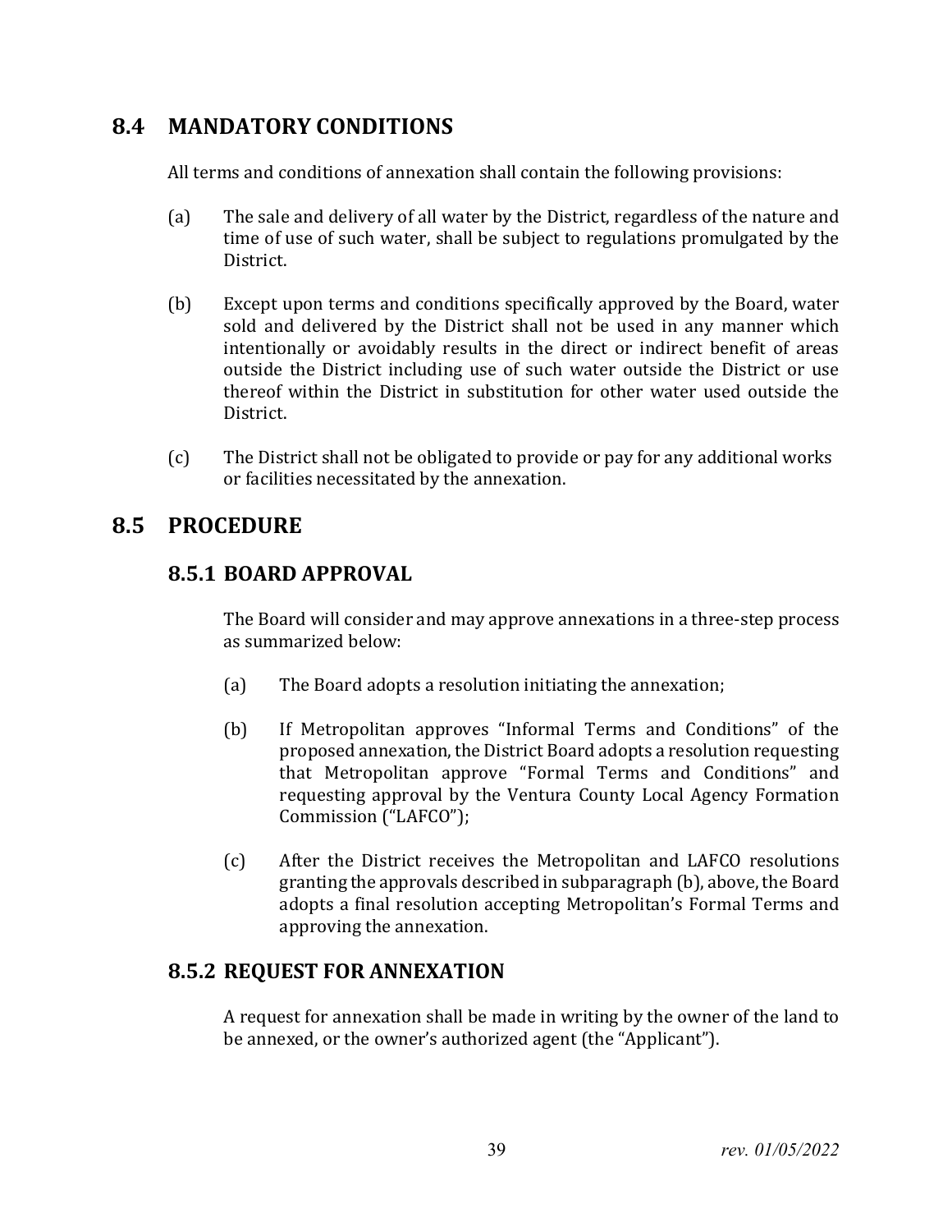## 8.4 MANDATORY CONDITIONS

All terms and conditions of annexation shall contain the following provisions:

(a) The sale and delivery of all water by the District, regardless of the nature and time of use of such water, shall be subject to regulations promulgated by the District.

(b) Except upon terms and conditions specifically approved by the Board, water sold and delivered by the District shall not be used in any manner which intentionally or avoidably results in the direct or indirect benefit of areas outside the District including use of such water outside the District or use thereof within the District in substitution for other water used outside the District.

(c) The District shall not be obligated to provide or pay for any additional works or facilities necessitated by the annexation.

## 8.5 PROCEDURE

### 8.5.1 BOARD APPROVAL

The Board will consider and may approve annexations in a three-step process as summarized below:

(a) The Board adopts a resolution initiating the annexation;

(b) If Metropolitan approves "Informal Terms and Conditions" of the proposed annexation, the District Board adopts a resolution requesting that Metropolitan approve "Formal Terms and Conditions" and requesting approval by the Ventura County Local Agency Formation Commission ("LAFCO");

(c) After the District receives the Metropolitan and LAFCO resolutions granting the approvals described in subparagraph (b), above, the Board adopts a final resolution accepting Metropolitan's Formal Terms and approving the annexation.

### 8.5.2 REQUEST FOR ANNEXATION

A request for annexation shall be made in writing by the owner of the land to be annexed, or the owner's authorized agent (the "Applicant").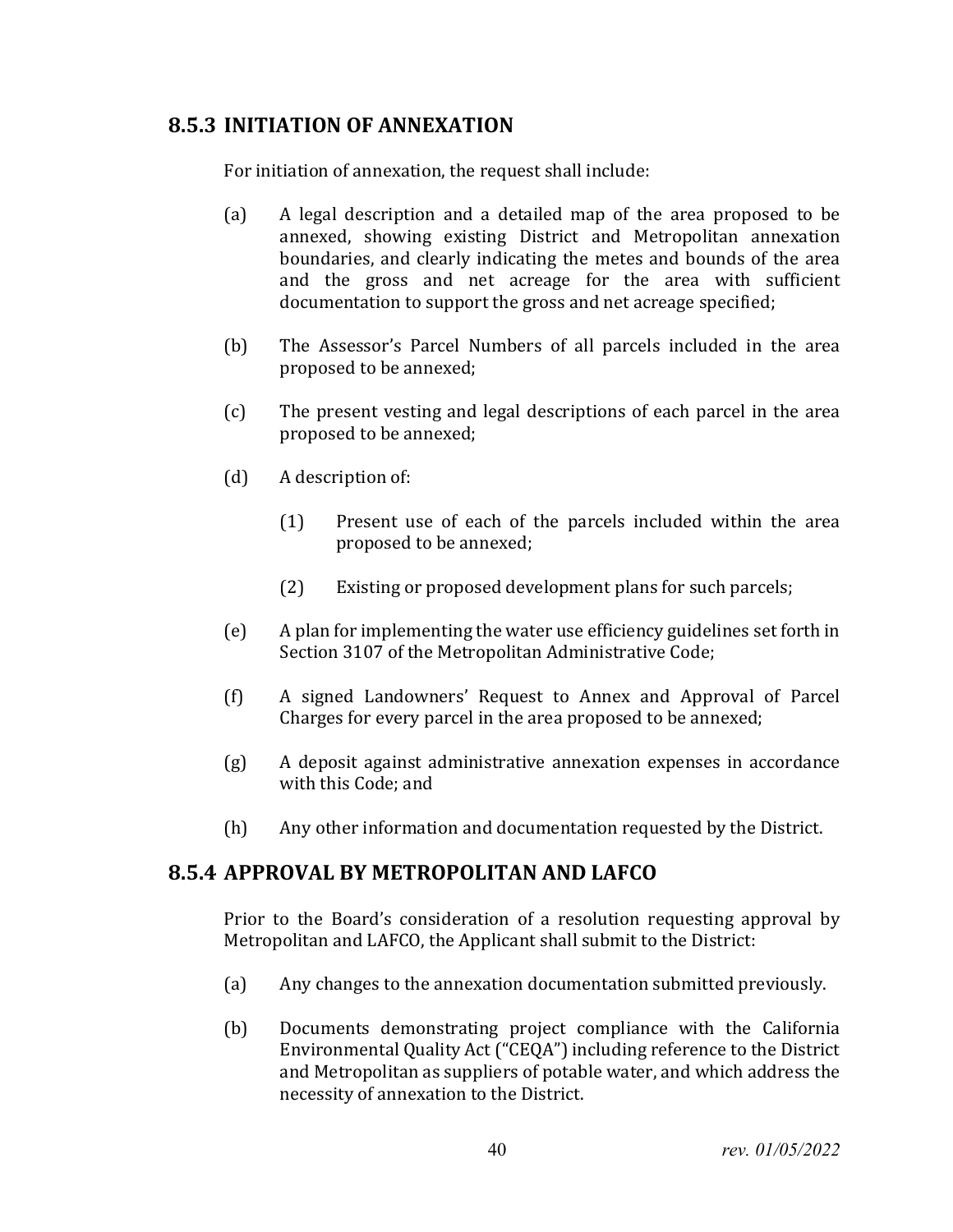## 8.5.3 INITIATION OF ANNEXATION

For initiation of annexation, the request shall include:

(a) A legal description and a detailed map of the area proposed to be annexed, showing existing District and Metropolitan annexation boundaries, and clearly indicating the metes and bounds of the area and the gross and net acreage for the area with sufficient documentation to support the gross and net acreage specified;

(b) The Assessor's Parcel Numbers of all parcels included in the area proposed to be annexed;

(c) The present vesting and legal descriptions of each parcel in the area proposed to be annexed;

(d) A description of:

  (1) Present use of each of the parcels included within the area proposed to be annexed;

  (2) Existing or proposed development plans for such parcels;

(e) A plan for implementing the water use efficiency guidelines set forth in Section 3107 of the Metropolitan Administrative Code;

(f) A signed Landowners' Request to Annex and Approval of Parcel Charges for every parcel in the area proposed to be annexed;

(g) A deposit against administrative annexation expenses in accordance with this Code; and

(h) Any other information and documentation requested by the District.

## 8.5.4 APPROVAL BY METROPOLITAN AND LAFCO

Prior to the Board's consideration of a resolution requesting approval by Metropolitan and LAFCO, the Applicant shall submit to the District:

(a) Any changes to the annexation documentation submitted previously.

(b) Documents demonstrating project compliance with the California Environmental Quality Act ("CEQA") including reference to the District and Metropolitan as suppliers of potable water, and which address the necessity of annexation to the District.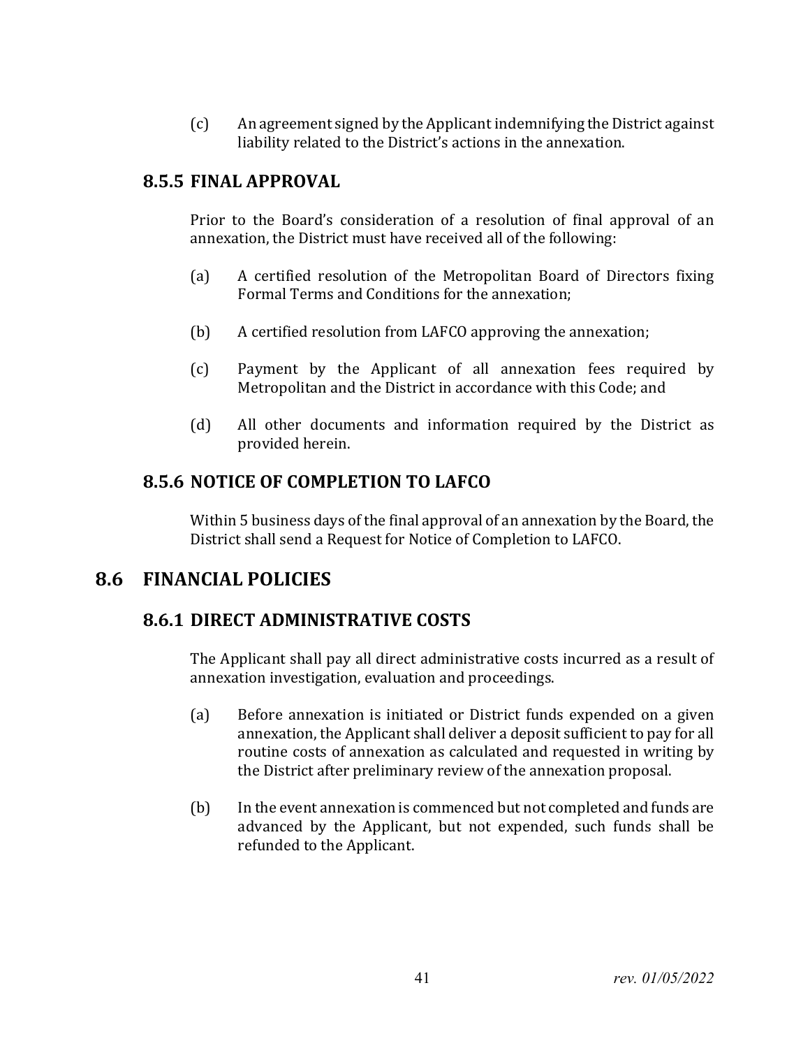(c) An agreement signed by the Applicant indemnifying the District against liability related to the District's actions in the annexation.

### 8.5.5 FINAL APPROVAL

Prior to the Board's consideration of a resolution of final approval of an annexation, the District must have received all of the following:

(a) A certified resolution of the Metropolitan Board of Directors fixing Formal Terms and Conditions for the annexation;

(b) A certified resolution from LAFCO approving the annexation;

(c) Payment by the Applicant of all annexation fees required by Metropolitan and the District in accordance with this Code; and

(d) All other documents and information required by the District as provided herein.

### 8.5.6 NOTICE OF COMPLETION TO LAFCO

Within 5 business days of the final approval of an annexation by the Board, the District shall send a Request for Notice of Completion to LAFCO.

## 8.6 FINANCIAL POLICIES

### 8.6.1 DIRECT ADMINISTRATIVE COSTS

The Applicant shall pay all direct administrative costs incurred as a result of annexation investigation, evaluation and proceedings.

(a) Before annexation is initiated or District funds expended on a given annexation, the Applicant shall deliver a deposit sufficient to pay for all routine costs of annexation as calculated and requested in writing by the District after preliminary review of the annexation proposal.

(b) In the event annexation is commenced but not completed and funds are advanced by the Applicant, but not expended, such funds shall be refunded to the Applicant.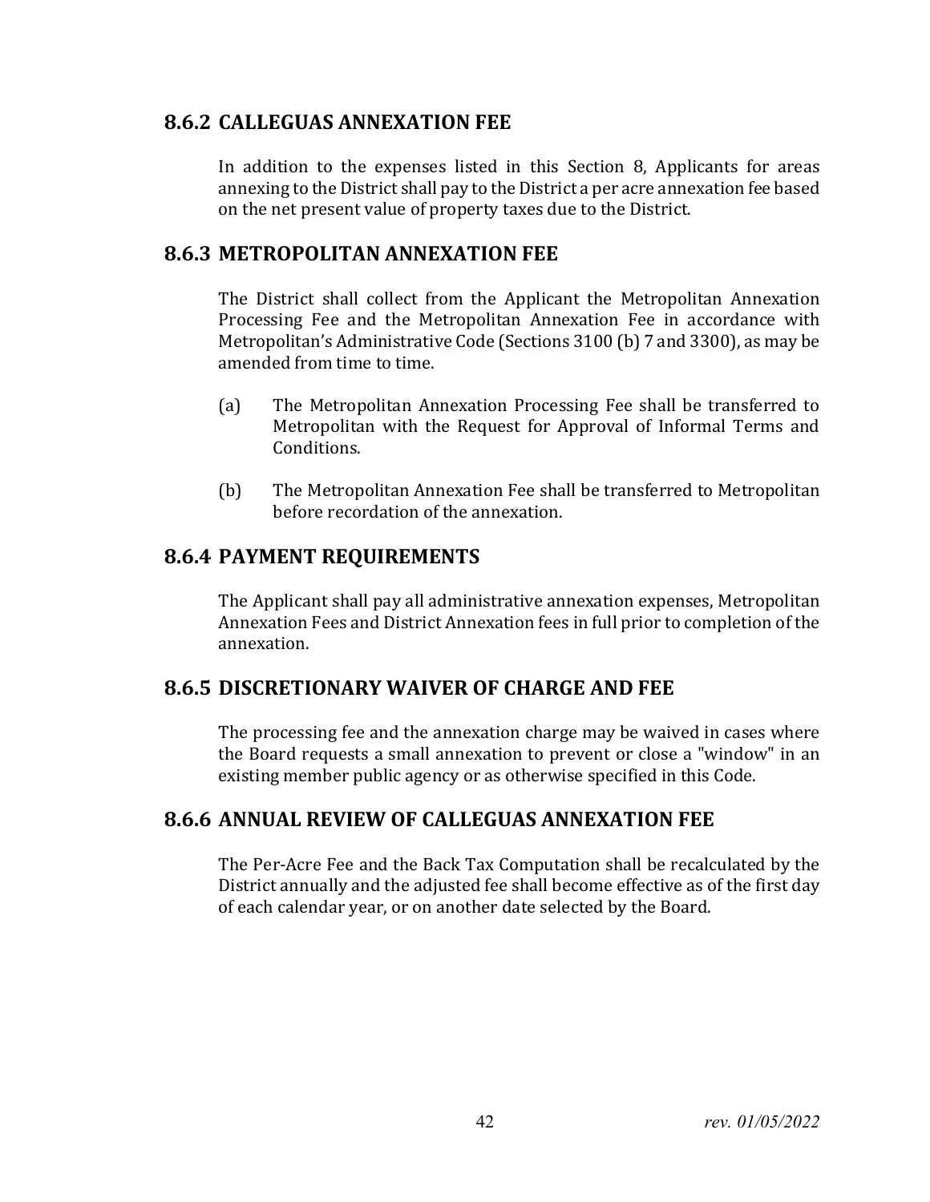### 8.6.2 CALLEGUAS ANNEXATION FEE

In addition to the expenses listed in this Section 8, Applicants for areas annexing to the District shall pay to the District a per acre annexation fee based on the net present value of property taxes due to the District.

### 8.6.3 METROPOLITAN ANNEXATION FEE

The District shall collect from the Applicant the Metropolitan Annexation Processing Fee and the Metropolitan Annexation Fee in accordance with Metropolitan's Administrative Code (Sections 3100 (b) 7 and 3300), as may be amended from time to time.

(a) The Metropolitan Annexation Processing Fee shall be transferred to Metropolitan with the Request for Approval of Informal Terms and Conditions.

(b) The Metropolitan Annexation Fee shall be transferred to Metropolitan before recordation of the annexation.

### 8.6.4 PAYMENT REQUIREMENTS

The Applicant shall pay all administrative annexation expenses, Metropolitan Annexation Fees and District Annexation fees in full prior to completion of the annexation.

### 8.6.5 DISCRETIONARY WAIVER OF CHARGE AND FEE

The processing fee and the annexation charge may be waived in cases where the Board requests a small annexation to prevent or close a "window" in an existing member public agency or as otherwise specified in this Code.

### 8.6.6 ANNUAL REVIEW OF CALLEGUAS ANNEXATION FEE

The Per-Acre Fee and the Back Tax Computation shall be recalculated by the District annually and the adjusted fee shall become effective as of the first day of each calendar year, or on another date selected by the Board.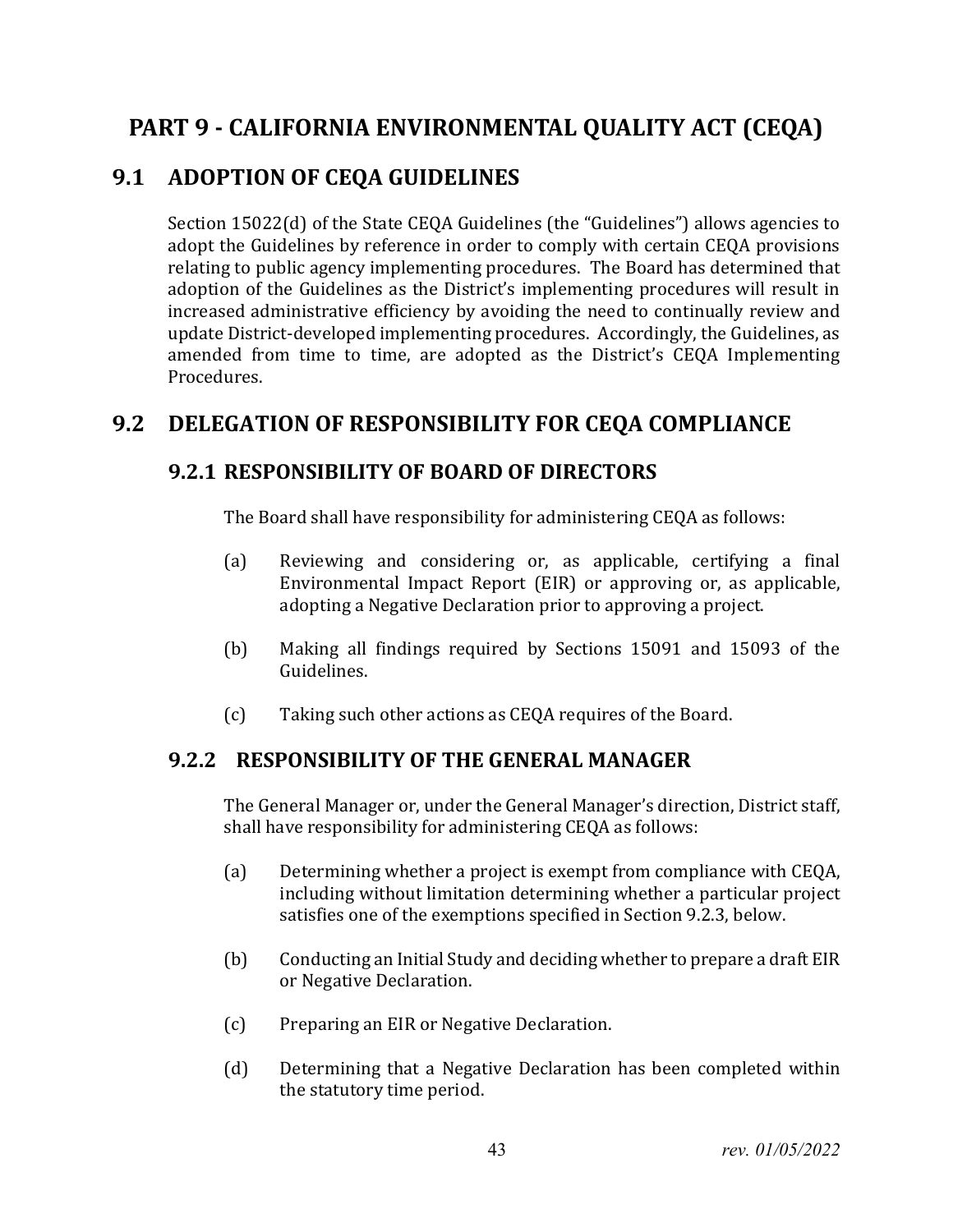# PART 9 - CALIFORNIA ENVIRONMENTAL QUALITY ACT (CEQA)

## 9.1 ADOPTION OF CEQA GUIDELINES

Section 15022(d) of the State CEQA Guidelines (the "Guidelines") allows agencies to adopt the Guidelines by reference in order to comply with certain CEQA provisions relating to public agency implementing procedures. The Board has determined that adoption of the Guidelines as the District's implementing procedures will result in increased administrative efficiency by avoiding the need to continually review and update District-developed implementing procedures. Accordingly, the Guidelines, as amended from time to time, are adopted as the District's CEQA Implementing Procedures.

## 9.2 DELEGATION OF RESPONSIBILITY FOR CEQA COMPLIANCE

### 9.2.1 RESPONSIBILITY OF BOARD OF DIRECTORS

The Board shall have responsibility for administering CEQA as follows:

(a) Reviewing and considering or, as applicable, certifying a final Environmental Impact Report (EIR) or approving or, as applicable, adopting a Negative Declaration prior to approving a project.

(b) Making all findings required by Sections 15091 and 15093 of the Guidelines.

(c) Taking such other actions as CEQA requires of the Board.

### 9.2.2 RESPONSIBILITY OF THE GENERAL MANAGER

The General Manager or, under the General Manager's direction, District staff, shall have responsibility for administering CEQA as follows:

(a) Determining whether a project is exempt from compliance with CEQA, including without limitation determining whether a particular project satisfies one of the exemptions specified in Section 9.2.3, below.

(b) Conducting an Initial Study and deciding whether to prepare a draft EIR or Negative Declaration.

(c) Preparing an EIR or Negative Declaration.

(d) Determining that a Negative Declaration has been completed within the statutory time period.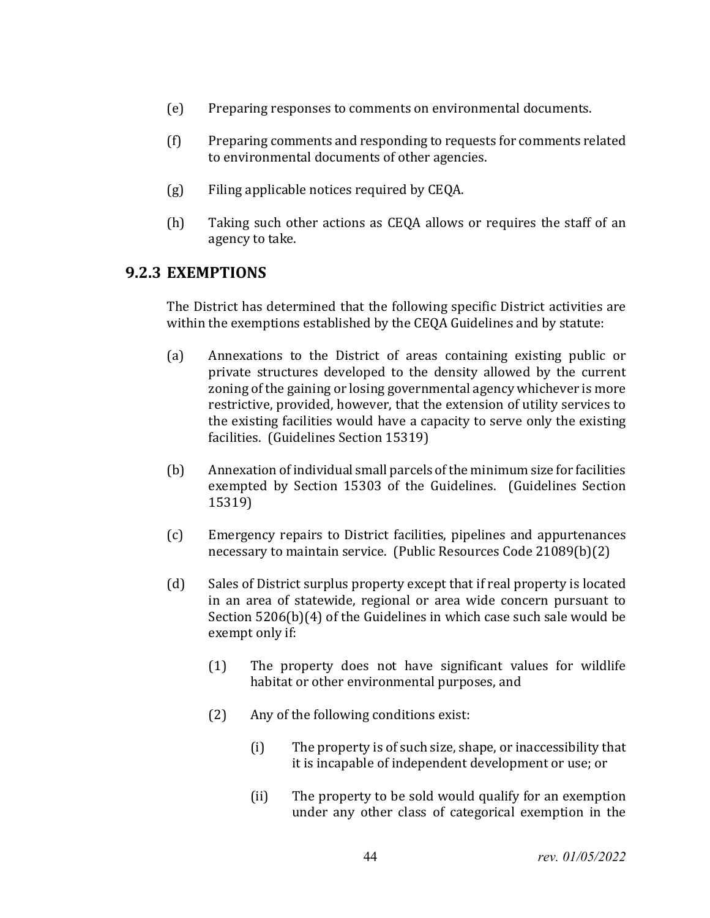(e) Preparing responses to comments on environmental documents.

(f) Preparing comments and responding to requests for comments related to environmental documents of other agencies.

(g) Filing applicable notices required by CEQA.

(h) Taking such other actions as CEQA allows or requires the staff of an agency to take.

### 9.2.3 EXEMPTIONS

The District has determined that the following specific District activities are within the exemptions established by the CEQA Guidelines and by statute:

(a) Annexations to the District of areas containing existing public or private structures developed to the density allowed by the current zoning of the gaining or losing governmental agency whichever is more restrictive, provided, however, that the extension of utility services to the existing facilities would have a capacity to serve only the existing facilities. (Guidelines Section 15319)

(b) Annexation of individual small parcels of the minimum size for facilities exempted by Section 15303 of the Guidelines. (Guidelines Section 15319)

(c) Emergency repairs to District facilities, pipelines and appurtenances necessary to maintain service. (Public Resources Code 21089(b)(2)

(d) Sales of District surplus property except that if real property is located in an area of statewide, regional or area wide concern pursuant to Section 5206(b)(4) of the Guidelines in which case such sale would be exempt only if:

    (1) The property does not have significant values for wildlife habitat or other environmental purposes, and

    (2) Any of the following conditions exist:

        (i) The property is of such size, shape, or inaccessibility that it is incapable of independent development or use; or

        (ii) The property to be sold would qualify for an exemption under any other class of categorical exemption in the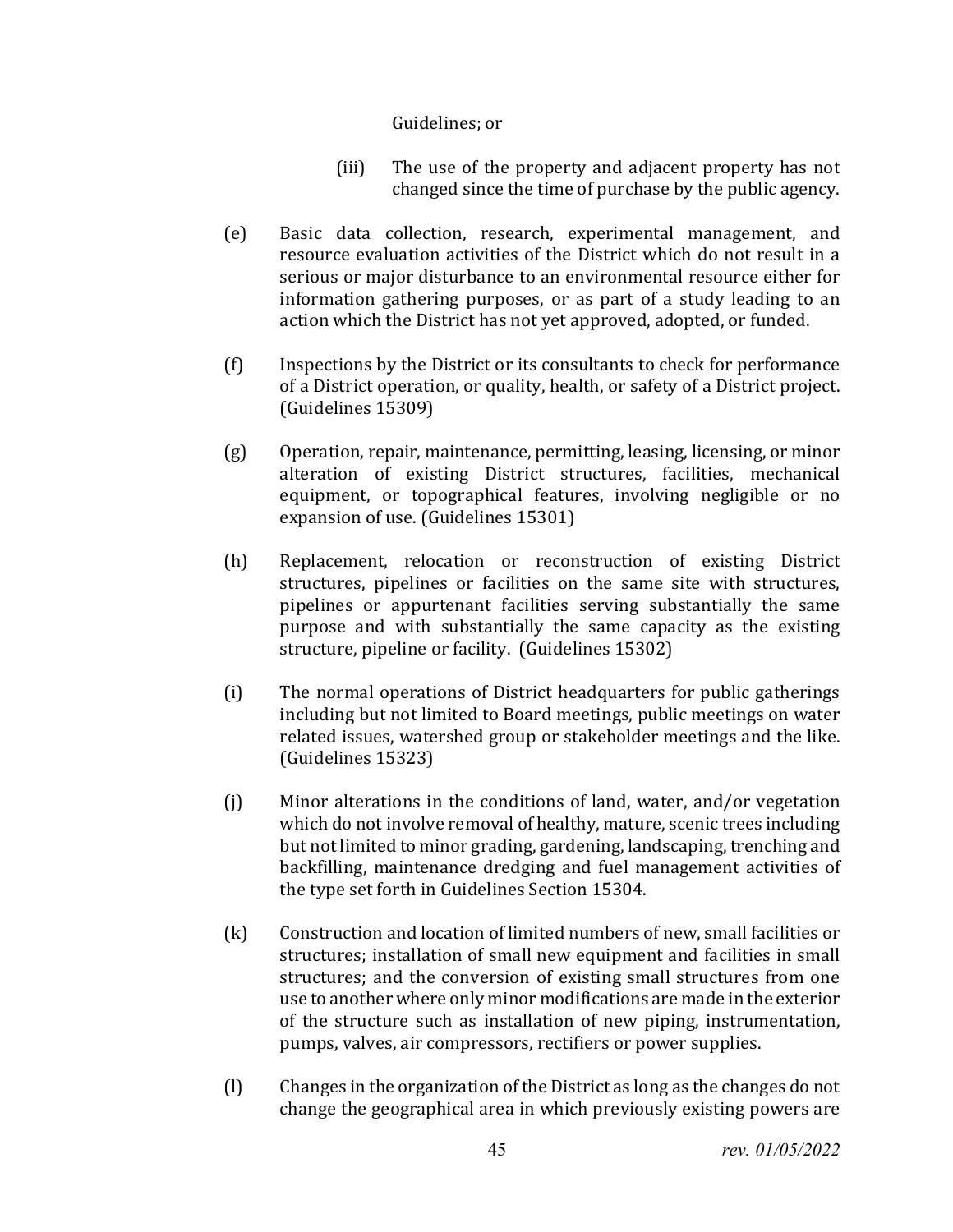Guidelines; or

(iii) The use of the property and adjacent property has not changed since the time of purchase by the public agency.

(e) Basic data collection, research, experimental management, and resource evaluation activities of the District which do not result in a serious or major disturbance to an environmental resource either for information gathering purposes, or as part of a study leading to an action which the District has not yet approved, adopted, or funded.

(f) Inspections by the District or its consultants to check for performance of a District operation, or quality, health, or safety of a District project. (Guidelines 15309)

(g) Operation, repair, maintenance, permitting, leasing, licensing, or minor alteration of existing District structures, facilities, mechanical equipment, or topographical features, involving negligible or no expansion of use. (Guidelines 15301)

(h) Replacement, relocation or reconstruction of existing District structures, pipelines or facilities on the same site with structures, pipelines or appurtenant facilities serving substantially the same purpose and with substantially the same capacity as the existing structure, pipeline or facility. (Guidelines 15302)

(i) The normal operations of District headquarters for public gatherings including but not limited to Board meetings, public meetings on water related issues, watershed group or stakeholder meetings and the like. (Guidelines 15323)

(j) Minor alterations in the conditions of land, water, and/or vegetation which do not involve removal of healthy, mature, scenic trees including but not limited to minor grading, gardening, landscaping, trenching and backfilling, maintenance dredging and fuel management activities of the type set forth in Guidelines Section 15304.

(k) Construction and location of limited numbers of new, small facilities or structures; installation of small new equipment and facilities in small structures; and the conversion of existing small structures from one use to another where only minor modifications are made in the exterior of the structure such as installation of new piping, instrumentation, pumps, valves, air compressors, rectifiers or power supplies.

(l) Changes in the organization of the District as long as the changes do not change the geographical area in which previously existing powers are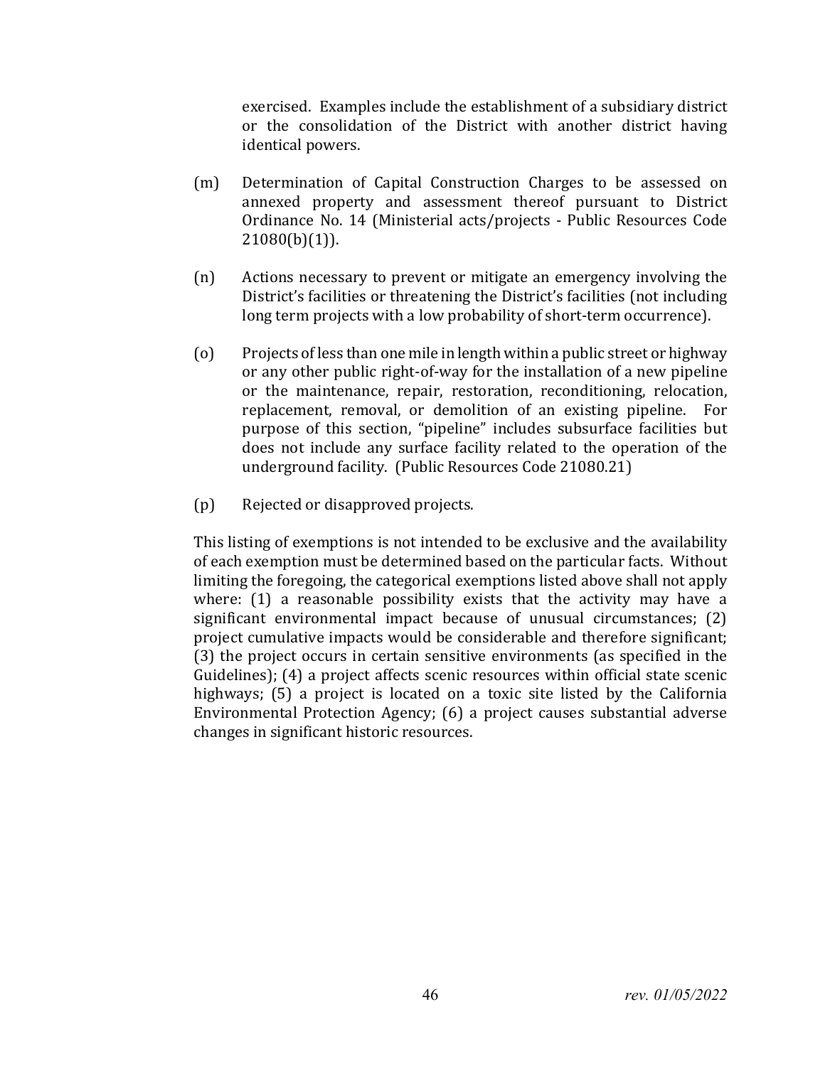exercised. Examples include the establishment of a subsidiary district or the consolidation of the District with another district having identical powers.

(m) Determination of Capital Construction Charges to be assessed on annexed property and assessment thereof pursuant to District Ordinance No. 14 (Ministerial acts/projects - Public Resources Code 21080(b)(1)).

(n) Actions necessary to prevent or mitigate an emergency involving the District's facilities or threatening the District's facilities (not including long term projects with a low probability of short-term occurrence).

(o) Projects of less than one mile in length within a public street or highway or any other public right-of-way for the installation of a new pipeline or the maintenance, repair, restoration, reconditioning, relocation, replacement, removal, or demolition of an existing pipeline. For purpose of this section, "pipeline" includes subsurface facilities but does not include any surface facility related to the operation of the underground facility. (Public Resources Code 21080.21)

(p) Rejected or disapproved projects.

This listing of exemptions is not intended to be exclusive and the availability of each exemption must be determined based on the particular facts. Without limiting the foregoing, the categorical exemptions listed above shall not apply where: (1) a reasonable possibility exists that the activity may have a significant environmental impact because of unusual circumstances; (2) project cumulative impacts would be considerable and therefore significant; (3) the project occurs in certain sensitive environments (as specified in the Guidelines); (4) a project affects scenic resources within official state scenic highways; (5) a project is located on a toxic site listed by the California Environmental Protection Agency; (6) a project causes substantial adverse changes in significant historic resources.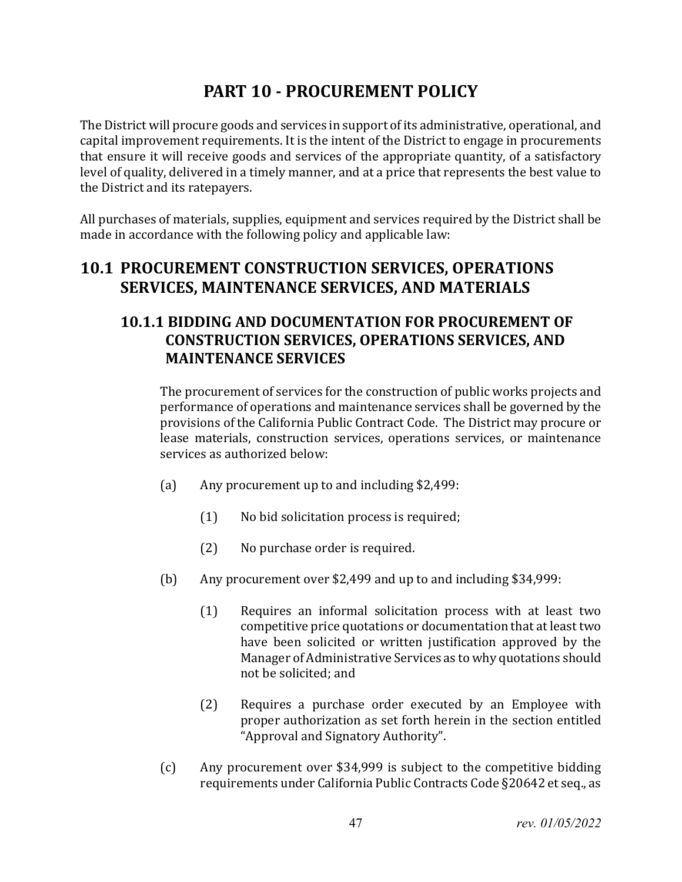# PART 10 - PROCUREMENT POLICY

The District will procure goods and services in support of its administrative, operational, and capital improvement requirements. It is the intent of the District to engage in procurements that ensure it will receive goods and services of the appropriate quantity, of a satisfactory level of quality, delivered in a timely manner, and at a price that represents the best value to the District and its ratepayers.

All purchases of materials, supplies, equipment and services required by the District shall be made in accordance with the following policy and applicable law:

## 10.1 PROCUREMENT CONSTRUCTION SERVICES, OPERATIONS SERVICES, MAINTENANCE SERVICES, AND MATERIALS

### 10.1.1 BIDDING AND DOCUMENTATION FOR PROCUREMENT OF CONSTRUCTION SERVICES, OPERATIONS SERVICES, AND MAINTENANCE SERVICES

The procurement of services for the construction of public works projects and performance of operations and maintenance services shall be governed by the provisions of the California Public Contract Code. The District may procure or lease materials, construction services, operations services, or maintenance services as authorized below:

(a) Any procurement up to and including $2,499:

- (1) No bid solicitation process is required;
- (2) No purchase order is required.

(b) Any procurement over $2,499 and up to and including $34,999:

- (1) Requires an informal solicitation process with at least two competitive price quotations or documentation that at least two have been solicited or written justification approved by the Manager of Administrative Services as to why quotations should not be solicited; and
- (2) Requires a purchase order executed by an Employee with proper authorization as set forth herein in the section entitled "Approval and Signatory Authority".

(c) Any procurement over $34,999 is subject to the competitive bidding requirements under California Public Contracts Code §20642 et seq., as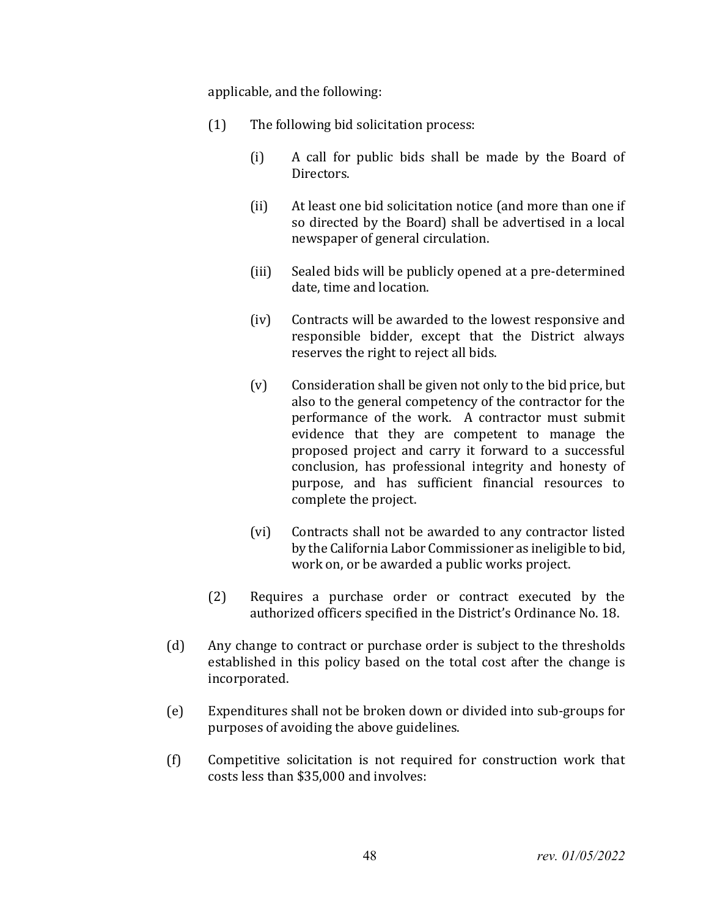applicable, and the following:

(1) The following bid solicitation process:

(i) A call for public bids shall be made by the Board of Directors.

(ii) At least one bid solicitation notice (and more than one if so directed by the Board) shall be advertised in a local newspaper of general circulation.

(iii) Sealed bids will be publicly opened at a pre-determined date, time and location.

(iv) Contracts will be awarded to the lowest responsive and responsible bidder, except that the District always reserves the right to reject all bids.

(v) Consideration shall be given not only to the bid price, but also to the general competency of the contractor for the performance of the work. A contractor must submit evidence that they are competent to manage the proposed project and carry it forward to a successful conclusion, has professional integrity and honesty of purpose, and has sufficient financial resources to complete the project.

(vi) Contracts shall not be awarded to any contractor listed by the California Labor Commissioner as ineligible to bid, work on, or be awarded a public works project.

(2) Requires a purchase order or contract executed by the authorized officers specified in the District's Ordinance No. 18.

(d) Any change to contract or purchase order is subject to the thresholds established in this policy based on the total cost after the change is incorporated.

(e) Expenditures shall not be broken down or divided into sub-groups for purposes of avoiding the above guidelines.

(f) Competitive solicitation is not required for construction work that costs less than $35,000 and involves: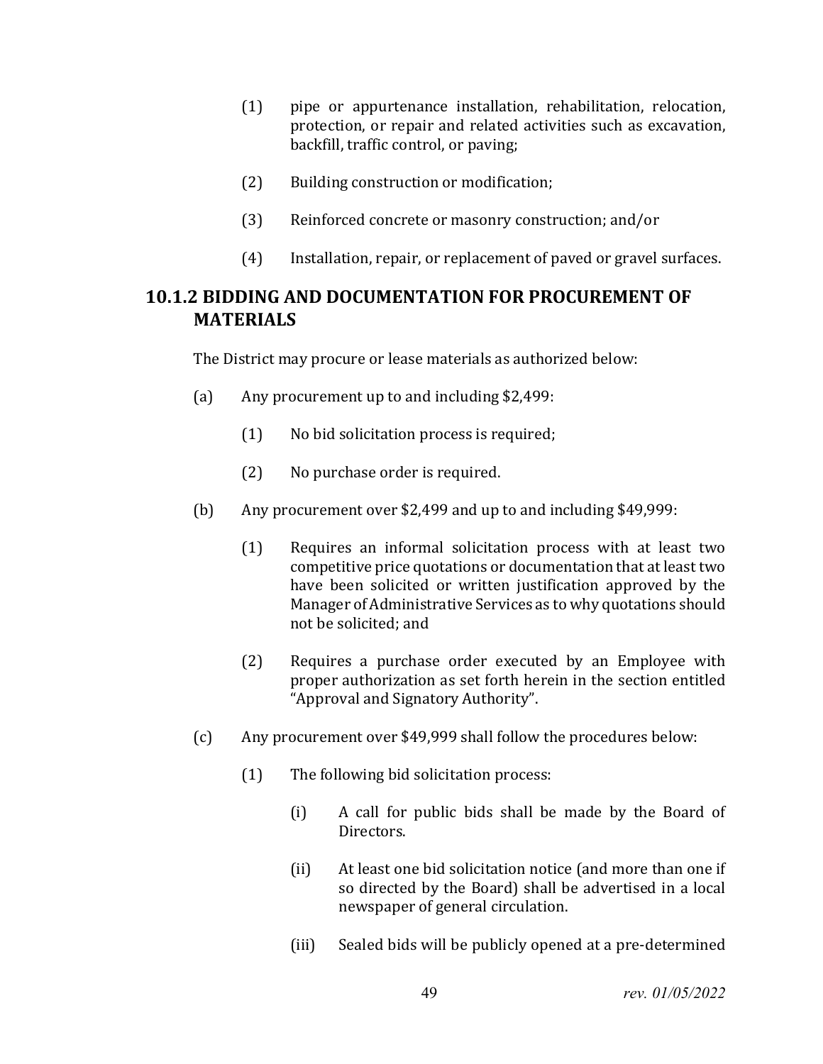(1) pipe or appurtenance installation, rehabilitation, relocation, protection, or repair and related activities such as excavation, backfill, traffic control, or paving;

(2) Building construction or modification;

(3) Reinforced concrete or masonry construction; and/or

(4) Installation, repair, or replacement of paved or gravel surfaces.

## 10.1.2 BIDDING AND DOCUMENTATION FOR PROCUREMENT OF MATERIALS

The District may procure or lease materials as authorized below:

(a) Any procurement up to and including $2,499:

(1) No bid solicitation process is required;

(2) No purchase order is required.

(b) Any procurement over $2,499 and up to and including $49,999:

(1) Requires an informal solicitation process with at least two competitive price quotations or documentation that at least two have been solicited or written justification approved by the Manager of Administrative Services as to why quotations should not be solicited; and

(2) Requires a purchase order executed by an Employee with proper authorization as set forth herein in the section entitled "Approval and Signatory Authority".

(c) Any procurement over $49,999 shall follow the procedures below:

(1) The following bid solicitation process:

(i) A call for public bids shall be made by the Board of Directors.

(ii) At least one bid solicitation notice (and more than one if so directed by the Board) shall be advertised in a local newspaper of general circulation.

(iii) Sealed bids will be publicly opened at a pre-determined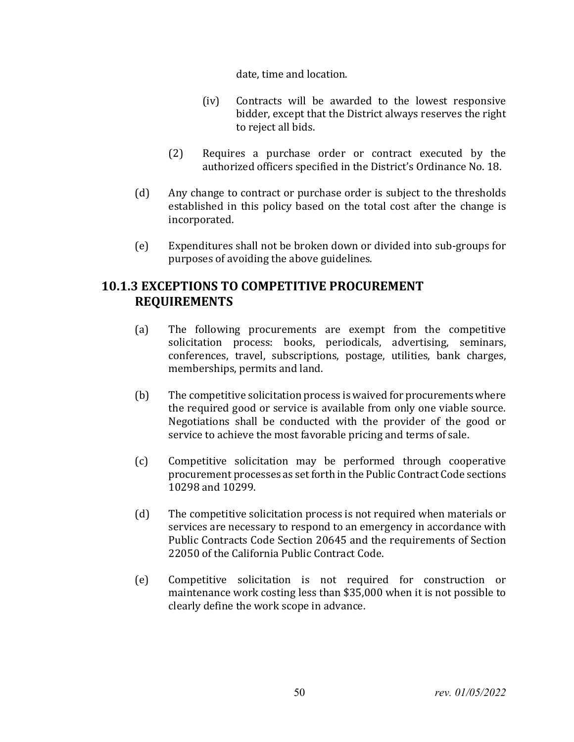date, time and location.

(iv) Contracts will be awarded to the lowest responsive bidder, except that the District always reserves the right to reject all bids.

(2) Requires a purchase order or contract executed by the authorized officers specified in the District's Ordinance No. 18.

(d) Any change to contract or purchase order is subject to the thresholds established in this policy based on the total cost after the change is incorporated.

(e) Expenditures shall not be broken down or divided into sub-groups for purposes of avoiding the above guidelines.

## 10.1.3 EXCEPTIONS TO COMPETITIVE PROCUREMENT REQUIREMENTS

(a) The following procurements are exempt from the competitive solicitation process: books, periodicals, advertising, seminars, conferences, travel, subscriptions, postage, utilities, bank charges, memberships, permits and land.

(b) The competitive solicitation process is waived for procurements where the required good or service is available from only one viable source. Negotiations shall be conducted with the provider of the good or service to achieve the most favorable pricing and terms of sale.

(c) Competitive solicitation may be performed through cooperative procurement processes as set forth in the Public Contract Code sections 10298 and 10299.

(d) The competitive solicitation process is not required when materials or services are necessary to respond to an emergency in accordance with Public Contracts Code Section 20645 and the requirements of Section 22050 of the California Public Contract Code.

(e) Competitive solicitation is not required for construction or maintenance work costing less than $35,000 when it is not possible to clearly define the work scope in advance.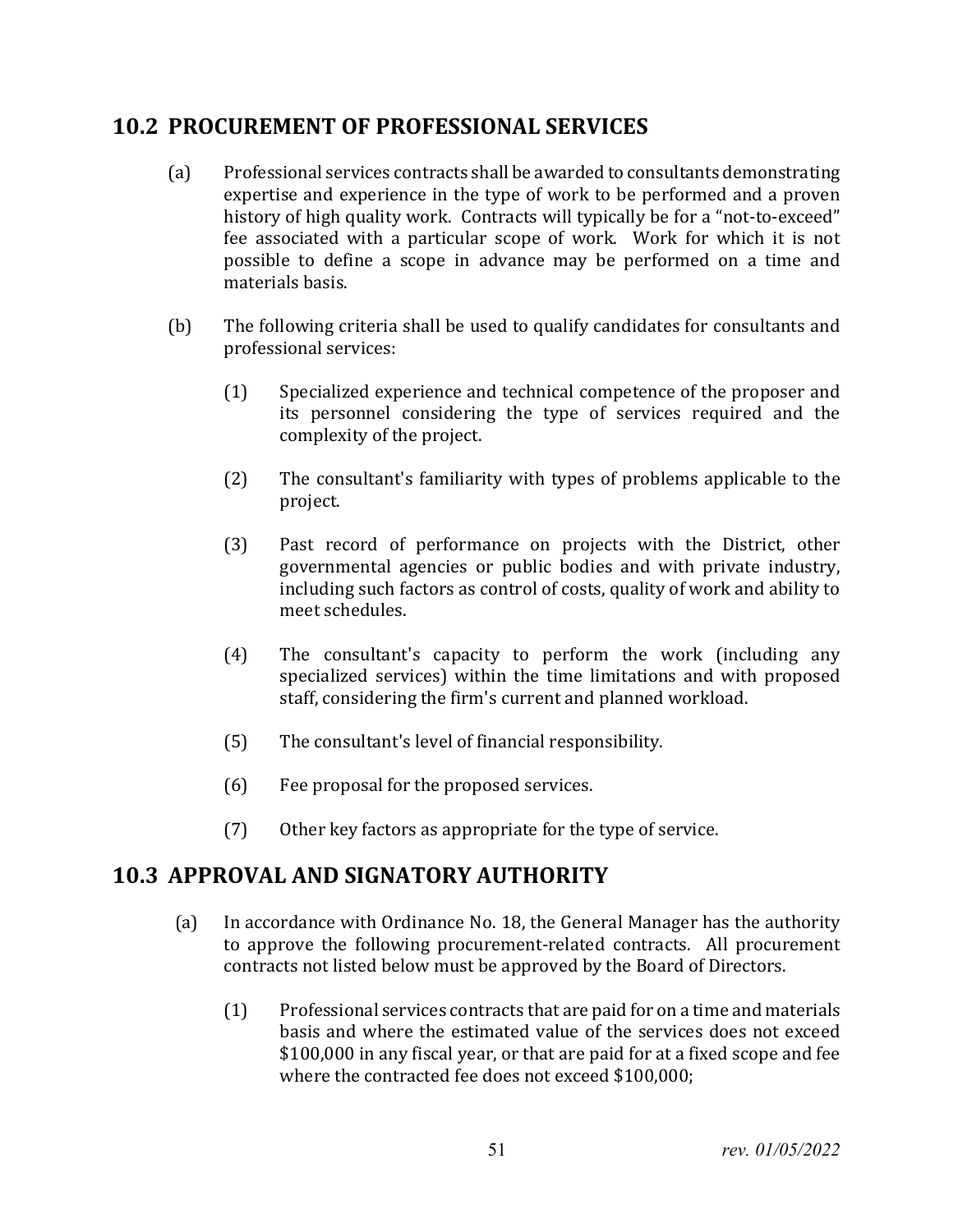## 10.2 PROCUREMENT OF PROFESSIONAL SERVICES

(a) Professional services contracts shall be awarded to consultants demonstrating expertise and experience in the type of work to be performed and a proven history of high quality work. Contracts will typically be for a "not-to-exceed" fee associated with a particular scope of work. Work for which it is not possible to define a scope in advance may be performed on a time and materials basis.

(b) The following criteria shall be used to qualify candidates for consultants and professional services:

(1) Specialized experience and technical competence of the proposer and its personnel considering the type of services required and the complexity of the project.

(2) The consultant's familiarity with types of problems applicable to the project.

(3) Past record of performance on projects with the District, other governmental agencies or public bodies and with private industry, including such factors as control of costs, quality of work and ability to meet schedules.

(4) The consultant's capacity to perform the work (including any specialized services) within the time limitations and with proposed staff, considering the firm's current and planned workload.

(5) The consultant's level of financial responsibility.

(6) Fee proposal for the proposed services.

(7) Other key factors as appropriate for the type of service.

## 10.3 APPROVAL AND SIGNATORY AUTHORITY

(a) In accordance with Ordinance No. 18, the General Manager has the authority to approve the following procurement-related contracts. All procurement contracts not listed below must be approved by the Board of Directors.

(1) Professional services contracts that are paid for on a time and materials basis and where the estimated value of the services does not exceed $100,000 in any fiscal year, or that are paid for at a fixed scope and fee where the contracted fee does not exceed $100,000;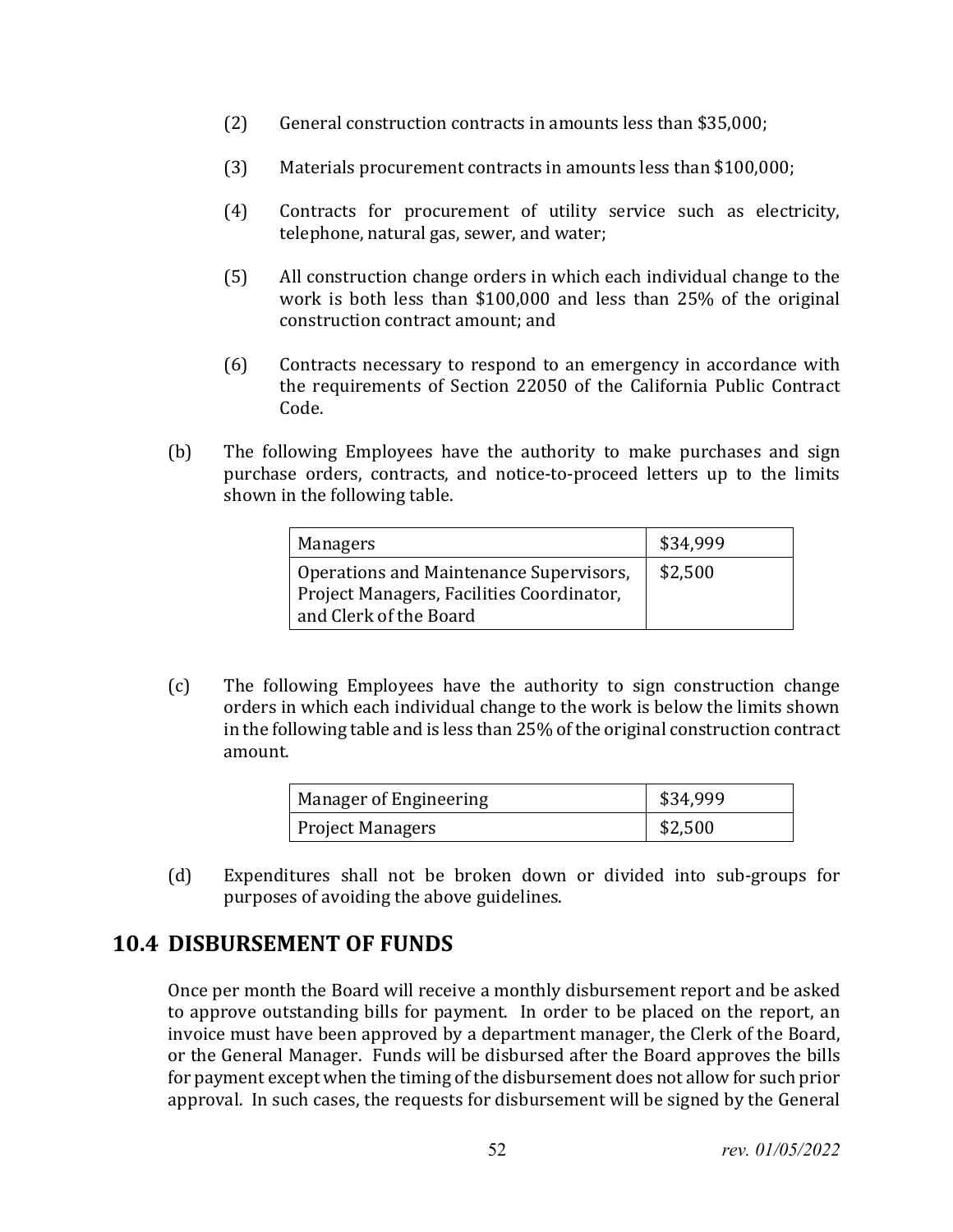(2) General construction contracts in amounts less than $35,000;

(3) Materials procurement contracts in amounts less than $100,000;

(4) Contracts for procurement of utility service such as electricity, telephone, natural gas, sewer, and water;

(5) All construction change orders in which each individual change to the work is both less than $100,000 and less than 25% of the original construction contract amount; and

(6) Contracts necessary to respond to an emergency in accordance with the requirements of Section 22050 of the California Public Contract Code.

(b) The following Employees have the authority to make purchases and sign purchase orders, contracts, and notice-to-proceed letters up to the limits shown in the following table.

| | |
|---|---|
| Managers | $34,999 |
| Operations and Maintenance Supervisors, Project Managers, Facilities Coordinator, and Clerk of the Board | $2,500 |

(c) The following Employees have the authority to sign construction change orders in which each individual change to the work is below the limits shown in the following table and is less than 25% of the original construction contract amount.

| | |
|---|---|
| Manager of Engineering | $34,999 |
| Project Managers | $2,500 |

(d) Expenditures shall not be broken down or divided into sub-groups for purposes of avoiding the above guidelines.

## 10.4 DISBURSEMENT OF FUNDS

Once per month the Board will receive a monthly disbursement report and be asked to approve outstanding bills for payment. In order to be placed on the report, an invoice must have been approved by a department manager, the Clerk of the Board, or the General Manager. Funds will be disbursed after the Board approves the bills for payment except when the timing of the disbursement does not allow for such prior approval. In such cases, the requests for disbursement will be signed by the General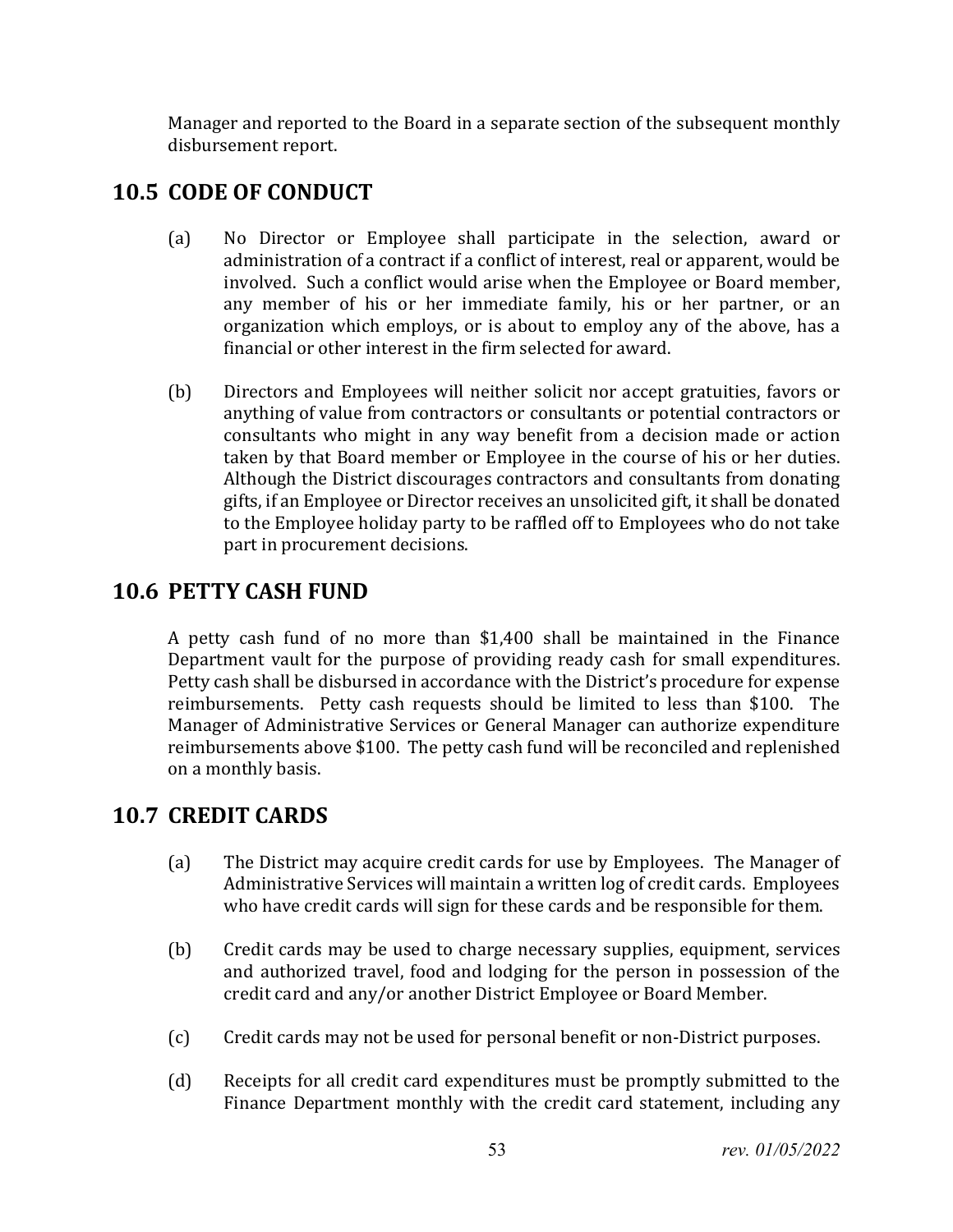Manager and reported to the Board in a separate section of the subsequent monthly disbursement report.

## 10.5 CODE OF CONDUCT

(a) No Director or Employee shall participate in the selection, award or administration of a contract if a conflict of interest, real or apparent, would be involved. Such a conflict would arise when the Employee or Board member, any member of his or her immediate family, his or her partner, or an organization which employs, or is about to employ any of the above, has a financial or other interest in the firm selected for award.

(b) Directors and Employees will neither solicit nor accept gratuities, favors or anything of value from contractors or consultants or potential contractors or consultants who might in any way benefit from a decision made or action taken by that Board member or Employee in the course of his or her duties. Although the District discourages contractors and consultants from donating gifts, if an Employee or Director receives an unsolicited gift, it shall be donated to the Employee holiday party to be raffled off to Employees who do not take part in procurement decisions.

## 10.6 PETTY CASH FUND

A petty cash fund of no more than $1,400 shall be maintained in the Finance Department vault for the purpose of providing ready cash for small expenditures. Petty cash shall be disbursed in accordance with the District's procedure for expense reimbursements. Petty cash requests should be limited to less than $100. The Manager of Administrative Services or General Manager can authorize expenditure reimbursements above $100. The petty cash fund will be reconciled and replenished on a monthly basis.

## 10.7 CREDIT CARDS

(a) The District may acquire credit cards for use by Employees. The Manager of Administrative Services will maintain a written log of credit cards. Employees who have credit cards will sign for these cards and be responsible for them.

(b) Credit cards may be used to charge necessary supplies, equipment, services and authorized travel, food and lodging for the person in possession of the credit card and any/or another District Employee or Board Member.

(c) Credit cards may not be used for personal benefit or non-District purposes.

(d) Receipts for all credit card expenditures must be promptly submitted to the Finance Department monthly with the credit card statement, including any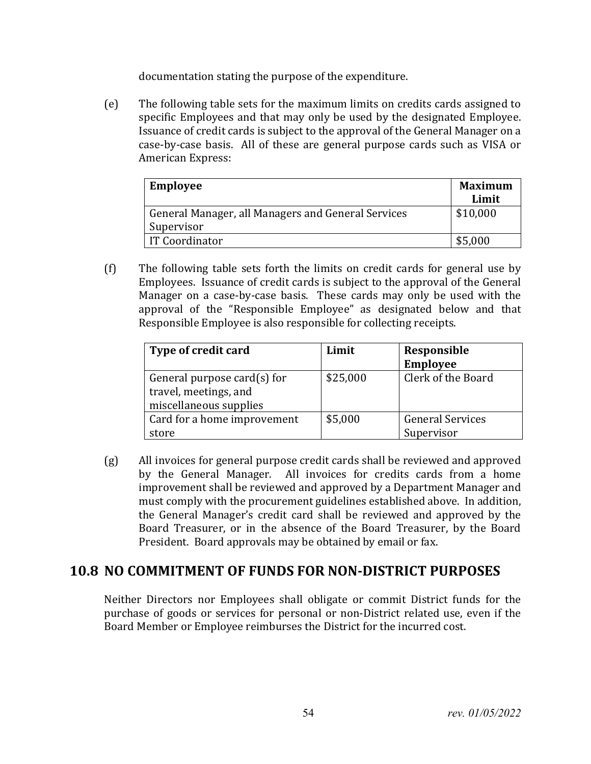documentation stating the purpose of the expenditure.

(e) The following table sets for the maximum limits on credits cards assigned to specific Employees and that may only be used by the designated Employee. Issuance of credit cards is subject to the approval of the General Manager on a case-by-case basis. All of these are general purpose cards such as VISA or American Express:

| Employee | Maximum Limit |
|---|---|
| General Manager, all Managers and General Services Supervisor | $10,000 |
| IT Coordinator | $5,000 |

(f) The following table sets forth the limits on credit cards for general use by Employees. Issuance of credit cards is subject to the approval of the General Manager on a case-by-case basis. These cards may only be used with the approval of the "Responsible Employee" as designated below and that Responsible Employee is also responsible for collecting receipts.

| Type of credit card | Limit | Responsible Employee |
|---|---|---|
| General purpose card(s) for travel, meetings, and miscellaneous supplies | $25,000 | Clerk of the Board |
| Card for a home improvement store | $5,000 | General Services Supervisor |

(g) All invoices for general purpose credit cards shall be reviewed and approved by the General Manager. All invoices for credits cards from a home improvement shall be reviewed and approved by a Department Manager and must comply with the procurement guidelines established above. In addition, the General Manager's credit card shall be reviewed and approved by the Board Treasurer, or in the absence of the Board Treasurer, by the Board President. Board approvals may be obtained by email or fax.

## 10.8 NO COMMITMENT OF FUNDS FOR NON-DISTRICT PURPOSES

Neither Directors nor Employees shall obligate or commit District funds for the purchase of goods or services for personal or non-District related use, even if the Board Member or Employee reimburses the District for the incurred cost.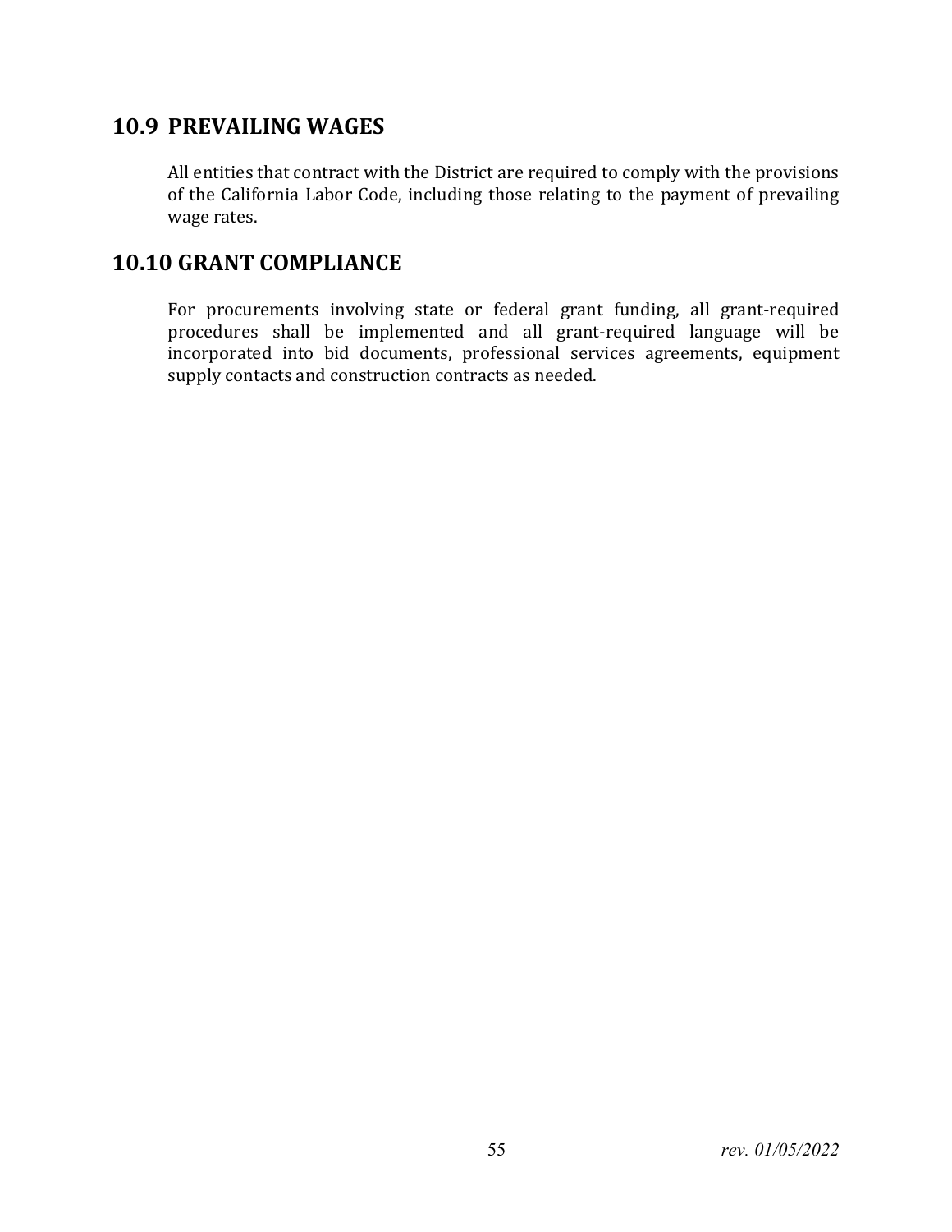## 10.9 PREVAILING WAGES

All entities that contract with the District are required to comply with the provisions of the California Labor Code, including those relating to the payment of prevailing wage rates.

## 10.10 GRANT COMPLIANCE

For procurements involving state or federal grant funding, all grant-required procedures shall be implemented and all grant-required language will be incorporated into bid documents, professional services agreements, equipment supply contacts and construction contracts as needed.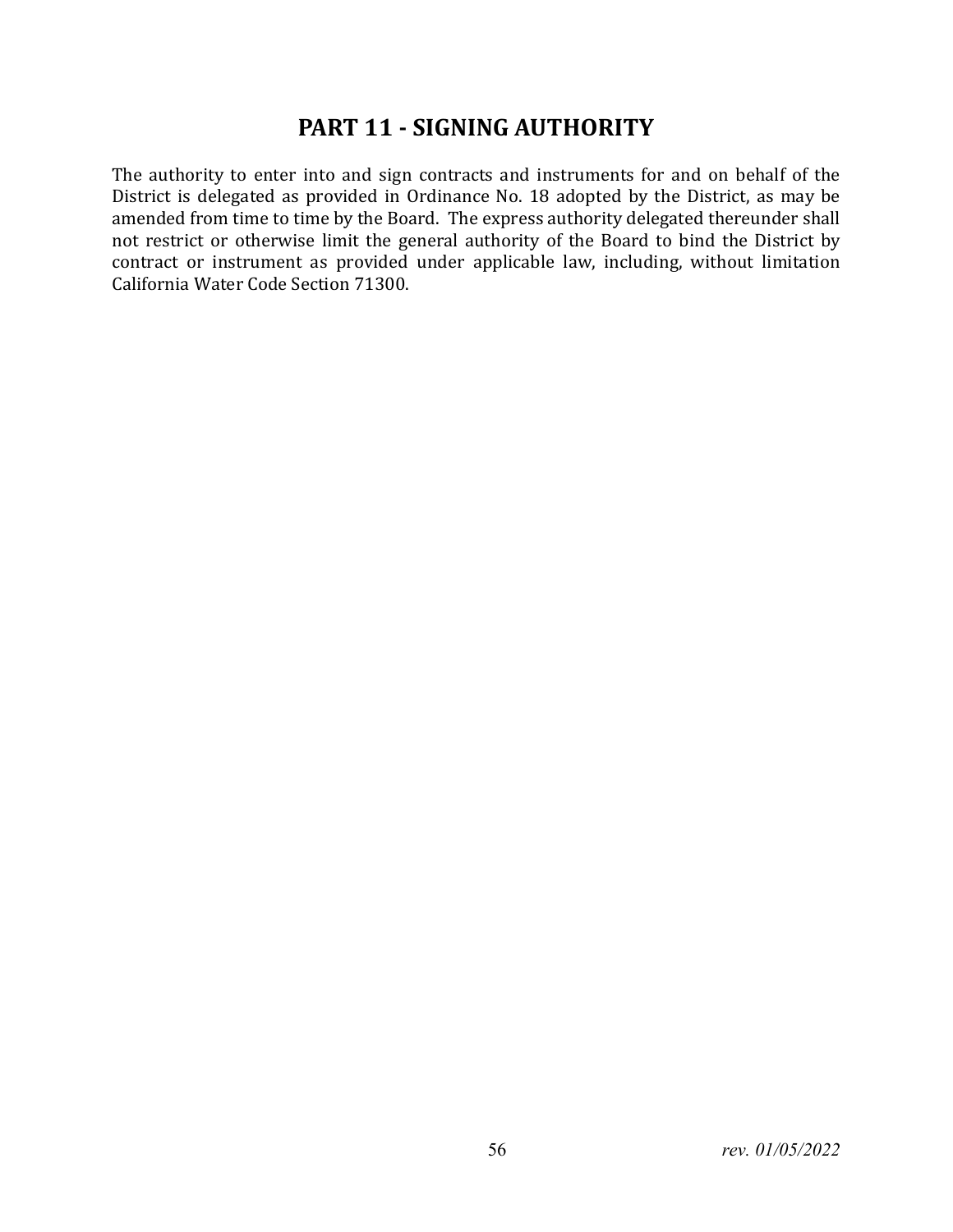# PART 11 - SIGNING AUTHORITY

The authority to enter into and sign contracts and instruments for and on behalf of the District is delegated as provided in Ordinance No. 18 adopted by the District, as may be amended from time to time by the Board. The express authority delegated thereunder shall not restrict or otherwise limit the general authority of the Board to bind the District by contract or instrument as provided under applicable law, including, without limitation California Water Code Section 71300.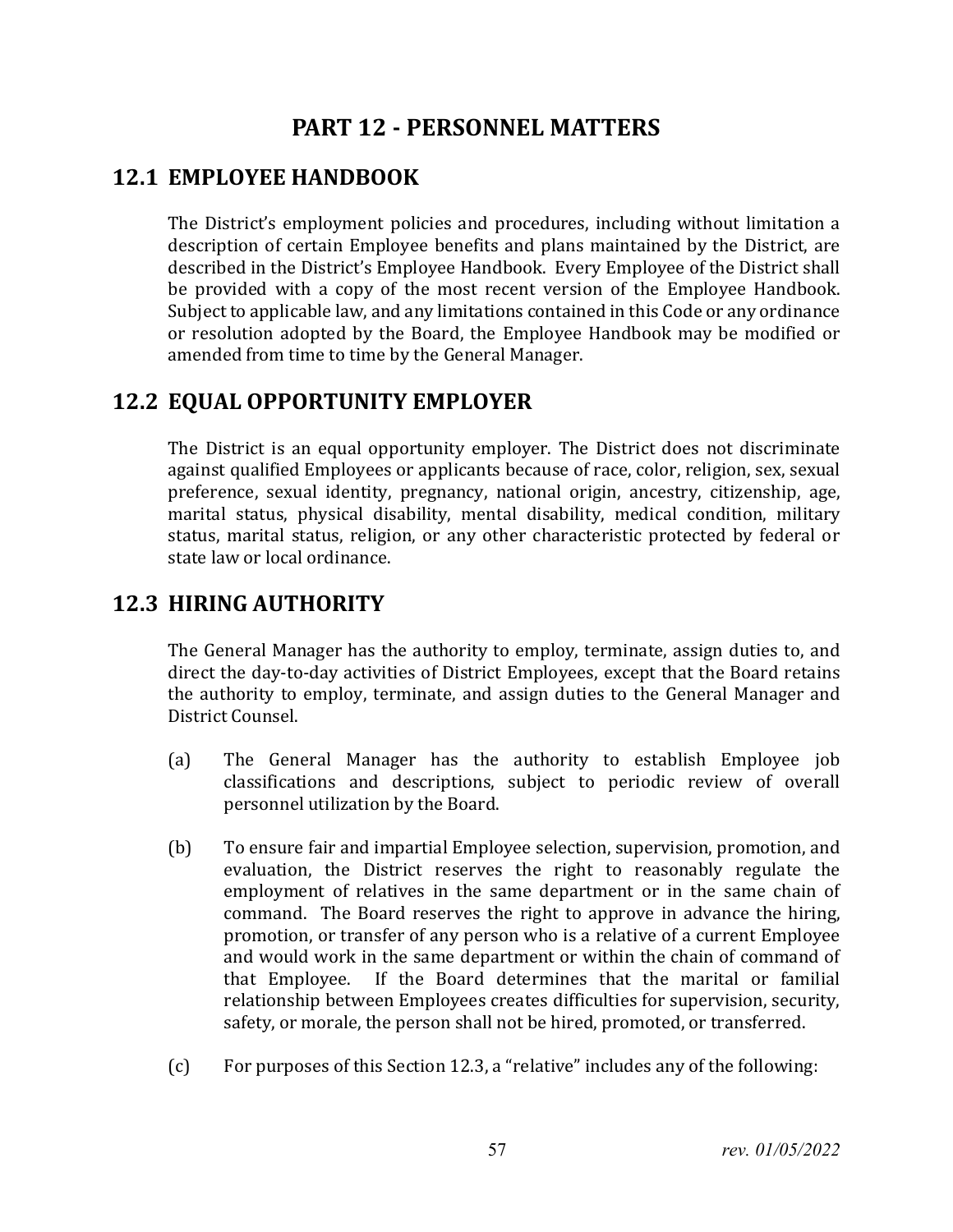# PART 12 - PERSONNEL MATTERS

## 12.1 EMPLOYEE HANDBOOK

The District's employment policies and procedures, including without limitation a description of certain Employee benefits and plans maintained by the District, are described in the District's Employee Handbook. Every Employee of the District shall be provided with a copy of the most recent version of the Employee Handbook. Subject to applicable law, and any limitations contained in this Code or any ordinance or resolution adopted by the Board, the Employee Handbook may be modified or amended from time to time by the General Manager.

## 12.2 EQUAL OPPORTUNITY EMPLOYER

The District is an equal opportunity employer. The District does not discriminate against qualified Employees or applicants because of race, color, religion, sex, sexual preference, sexual identity, pregnancy, national origin, ancestry, citizenship, age, marital status, physical disability, mental disability, medical condition, military status, marital status, religion, or any other characteristic protected by federal or state law or local ordinance.

## 12.3 HIRING AUTHORITY

The General Manager has the authority to employ, terminate, assign duties to, and direct the day-to-day activities of District Employees, except that the Board retains the authority to employ, terminate, and assign duties to the General Manager and District Counsel.

(a) The General Manager has the authority to establish Employee job classifications and descriptions, subject to periodic review of overall personnel utilization by the Board.

(b) To ensure fair and impartial Employee selection, supervision, promotion, and evaluation, the District reserves the right to reasonably regulate the employment of relatives in the same department or in the same chain of command. The Board reserves the right to approve in advance the hiring, promotion, or transfer of any person who is a relative of a current Employee and would work in the same department or within the chain of command of that Employee. If the Board determines that the marital or familial relationship between Employees creates difficulties for supervision, security, safety, or morale, the person shall not be hired, promoted, or transferred.

(c) For purposes of this Section 12.3, a "relative" includes any of the following: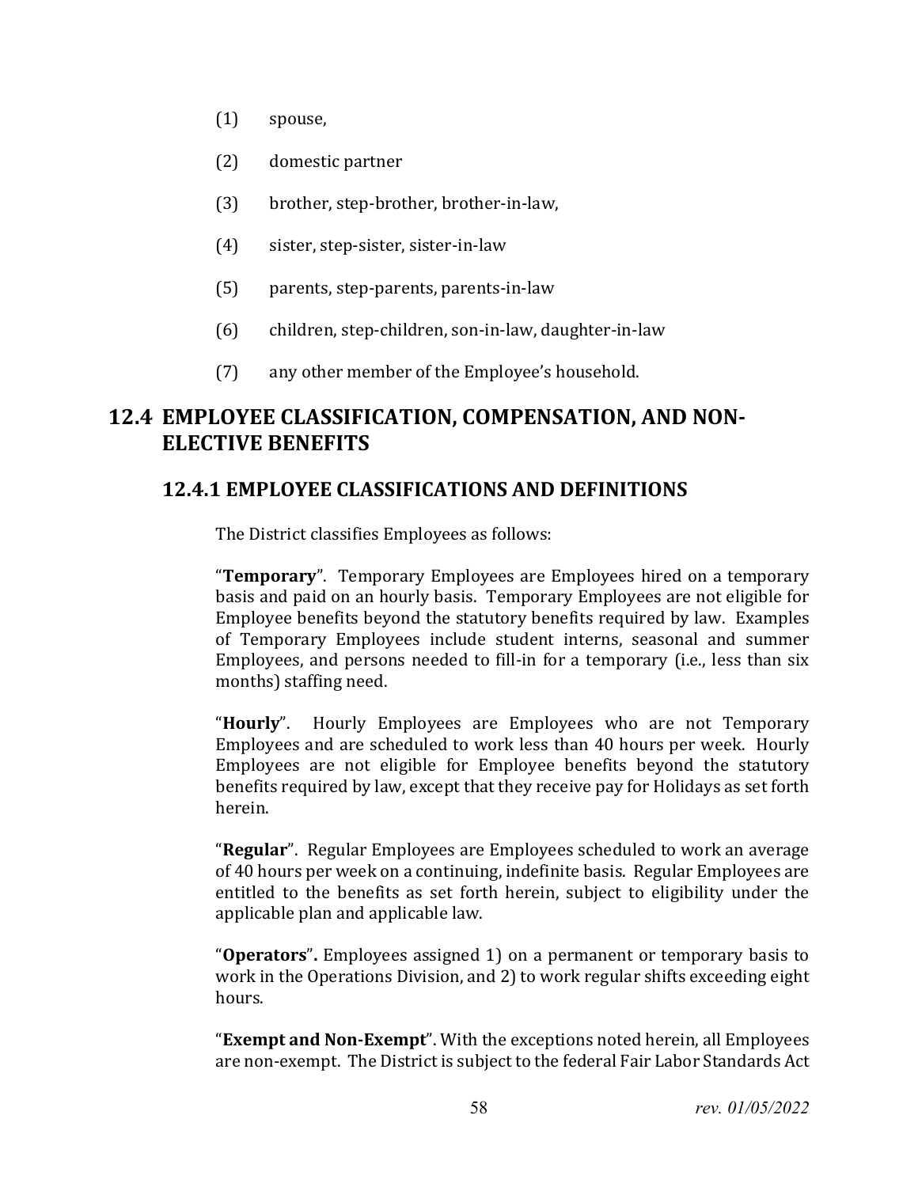(1) spouse,

(2) domestic partner

(3) brother, step-brother, brother-in-law,

(4) sister, step-sister, sister-in-law

(5) parents, step-parents, parents-in-law

(6) children, step-children, son-in-law, daughter-in-law

(7) any other member of the Employee's household.

## 12.4 EMPLOYEE CLASSIFICATION, COMPENSATION, AND NON-ELECTIVE BENEFITS

### 12.4.1 EMPLOYEE CLASSIFICATIONS AND DEFINITIONS

The District classifies Employees as follows:

"**Temporary**". Temporary Employees are Employees hired on a temporary basis and paid on an hourly basis. Temporary Employees are not eligible for Employee benefits beyond the statutory benefits required by law. Examples of Temporary Employees include student interns, seasonal and summer Employees, and persons needed to fill-in for a temporary (i.e., less than six months) staffing need.

"**Hourly**". Hourly Employees are Employees who are not Temporary Employees and are scheduled to work less than 40 hours per week. Hourly Employees are not eligible for Employee benefits beyond the statutory benefits required by law, except that they receive pay for Holidays as set forth herein.

"**Regular**". Regular Employees are Employees scheduled to work an average of 40 hours per week on a continuing, indefinite basis. Regular Employees are entitled to the benefits as set forth herein, subject to eligibility under the applicable plan and applicable law.

"**Operators**". Employees assigned 1) on a permanent or temporary basis to work in the Operations Division, and 2) to work regular shifts exceeding eight hours.

"**Exempt and Non-Exempt**". With the exceptions noted herein, all Employees are non-exempt. The District is subject to the federal Fair Labor Standards Act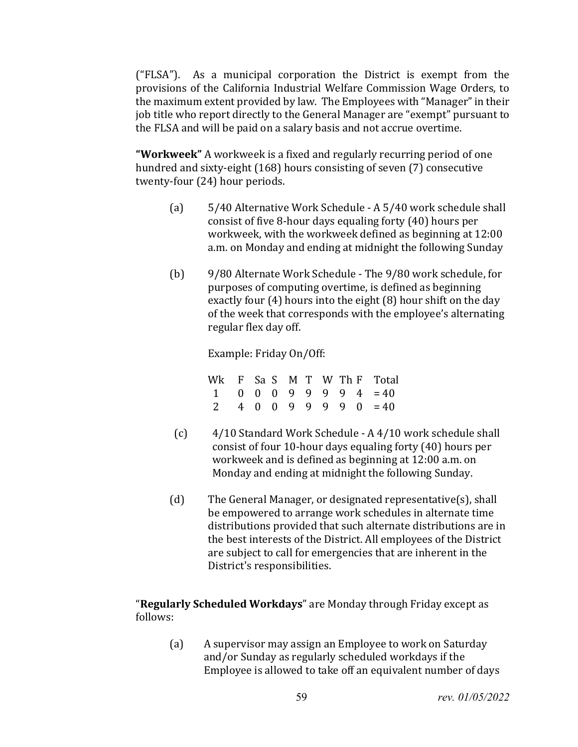("FLSA"). As a municipal corporation the District is exempt from the provisions of the California Industrial Welfare Commission Wage Orders, to the maximum extent provided by law. The Employees with "Manager" in their job title who report directly to the General Manager are "exempt" pursuant to the FLSA and will be paid on a salary basis and not accrue overtime.

**"Workweek"** A workweek is a fixed and regularly recurring period of one hundred and sixty-eight (168) hours consisting of seven (7) consecutive twenty-four (24) hour periods.

(a) 5/40 Alternative Work Schedule - A 5/40 work schedule shall consist of five 8-hour days equaling forty (40) hours per workweek, with the workweek defined as beginning at 12:00 a.m. on Monday and ending at midnight the following Sunday

(b) 9/80 Alternate Work Schedule - The 9/80 work schedule, for purposes of computing overtime, is defined as beginning exactly four (4) hours into the eight (8) hour shift on the day of the week that corresponds with the employee's alternating regular flex day off.

Example: Friday On/Off:

| Wk | F | Sa | S | M | T | W | Th | F | Total |
|---|---|---|---|---|---|---|---|---|---|
| 1 | 0 | 0 | 0 | 9 | 9 | 9 | 9 | 4 | = 40 |
| 2 | 4 | 0 | 0 | 9 | 9 | 9 | 9 | 0 | = 40 |

(c) 4/10 Standard Work Schedule - A 4/10 work schedule shall consist of four 10-hour days equaling forty (40) hours per workweek and is defined as beginning at 12:00 a.m. on Monday and ending at midnight the following Sunday.

(d) The General Manager, or designated representative(s), shall be empowered to arrange work schedules in alternate time distributions provided that such alternate distributions are in the best interests of the District. All employees of the District are subject to call for emergencies that are inherent in the District's responsibilities.

"**Regularly Scheduled Workdays**" are Monday through Friday except as follows:

(a) A supervisor may assign an Employee to work on Saturday and/or Sunday as regularly scheduled workdays if the Employee is allowed to take off an equivalent number of days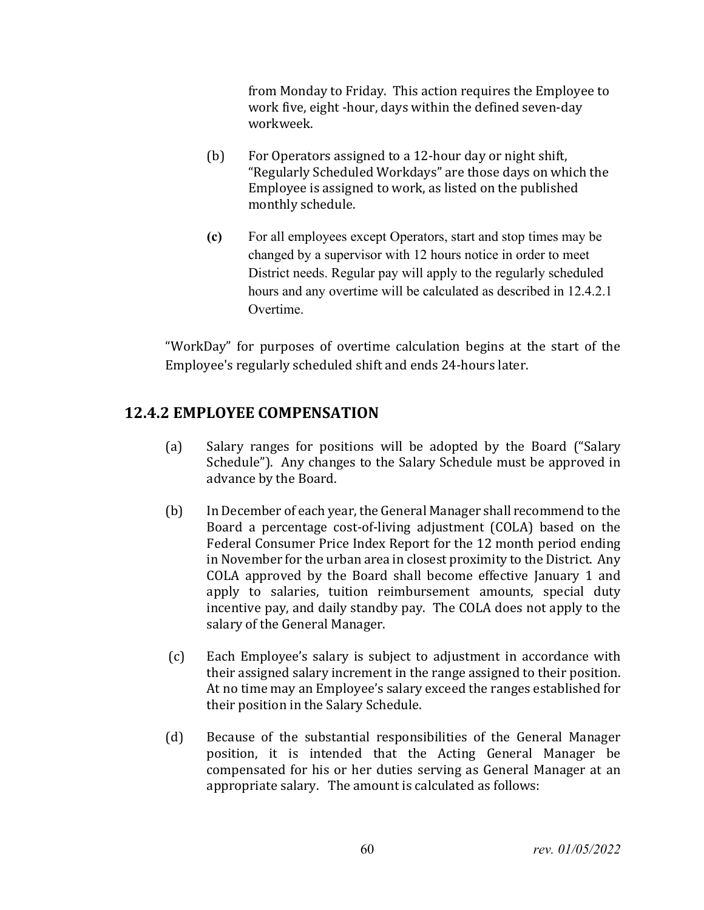from Monday to Friday. This action requires the Employee to work five, eight -hour, days within the defined seven-day workweek.

(b) For Operators assigned to a 12-hour day or night shift, "Regularly Scheduled Workdays" are those days on which the Employee is assigned to work, as listed on the published monthly schedule.

**(c)** For all employees except Operators, start and stop times may be changed by a supervisor with 12 hours notice in order to meet District needs. Regular pay will apply to the regularly scheduled hours and any overtime will be calculated as described in 12.4.2.1 Overtime.

"WorkDay" for purposes of overtime calculation begins at the start of the Employee's regularly scheduled shift and ends 24-hours later.

## 12.4.2 EMPLOYEE COMPENSATION

(a) Salary ranges for positions will be adopted by the Board ("Salary Schedule"). Any changes to the Salary Schedule must be approved in advance by the Board.

(b) In December of each year, the General Manager shall recommend to the Board a percentage cost-of-living adjustment (COLA) based on the Federal Consumer Price Index Report for the 12 month period ending in November for the urban area in closest proximity to the District. Any COLA approved by the Board shall become effective January 1 and apply to salaries, tuition reimbursement amounts, special duty incentive pay, and daily standby pay. The COLA does not apply to the salary of the General Manager.

(c) Each Employee's salary is subject to adjustment in accordance with their assigned salary increment in the range assigned to their position. At no time may an Employee's salary exceed the ranges established for their position in the Salary Schedule.

(d) Because of the substantial responsibilities of the General Manager position, it is intended that the Acting General Manager be compensated for his or her duties serving as General Manager at an appropriate salary. The amount is calculated as follows: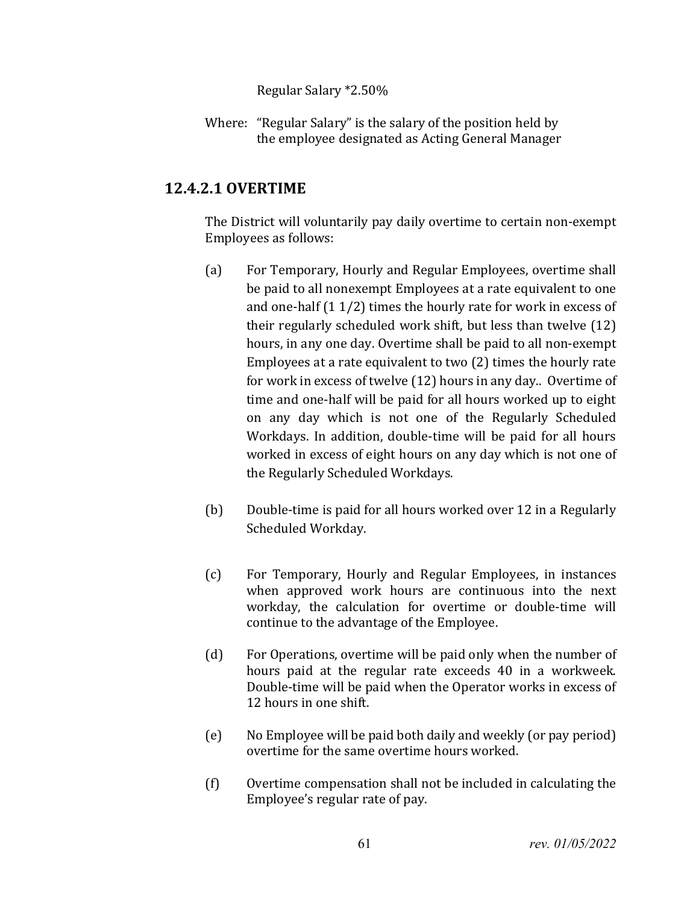Regular Salary *2.50%

Where: "Regular Salary" is the salary of the position held by the employee designated as Acting General Manager

## 12.4.2.1 OVERTIME

The District will voluntarily pay daily overtime to certain non-exempt Employees as follows:

(a) For Temporary, Hourly and Regular Employees, overtime shall be paid to all nonexempt Employees at a rate equivalent to one and one-half (1 1/2) times the hourly rate for work in excess of their regularly scheduled work shift, but less than twelve (12) hours, in any one day. Overtime shall be paid to all non-exempt Employees at a rate equivalent to two (2) times the hourly rate for work in excess of twelve (12) hours in any day.. Overtime of time and one-half will be paid for all hours worked up to eight on any day which is not one of the Regularly Scheduled Workdays. In addition, double-time will be paid for all hours worked in excess of eight hours on any day which is not one of the Regularly Scheduled Workdays.

(b) Double-time is paid for all hours worked over 12 in a Regularly Scheduled Workday.

(c) For Temporary, Hourly and Regular Employees, in instances when approved work hours are continuous into the next workday, the calculation for overtime or double-time will continue to the advantage of the Employee.

(d) For Operations, overtime will be paid only when the number of hours paid at the regular rate exceeds 40 in a workweek. Double-time will be paid when the Operator works in excess of 12 hours in one shift.

(e) No Employee will be paid both daily and weekly (or pay period) overtime for the same overtime hours worked.

(f) Overtime compensation shall not be included in calculating the Employee's regular rate of pay.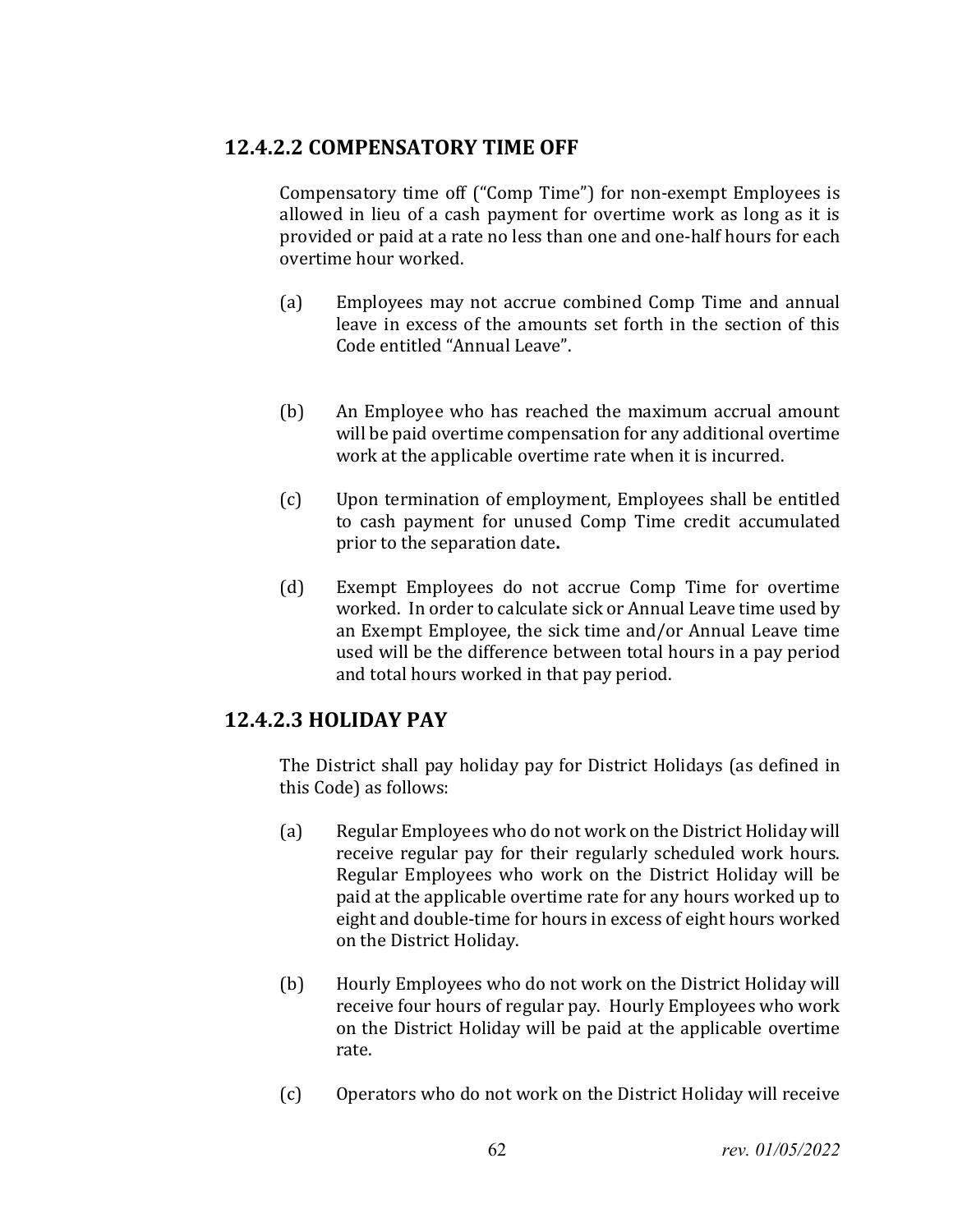## 12.4.2.2 COMPENSATORY TIME OFF

Compensatory time off ("Comp Time") for non-exempt Employees is allowed in lieu of a cash payment for overtime work as long as it is provided or paid at a rate no less than one and one-half hours for each overtime hour worked.

(a) Employees may not accrue combined Comp Time and annual leave in excess of the amounts set forth in the section of this Code entitled "Annual Leave".

(b) An Employee who has reached the maximum accrual amount will be paid overtime compensation for any additional overtime work at the applicable overtime rate when it is incurred.

(c) Upon termination of employment, Employees shall be entitled to cash payment for unused Comp Time credit accumulated prior to the separation date**.**

(d) Exempt Employees do not accrue Comp Time for overtime worked. In order to calculate sick or Annual Leave time used by an Exempt Employee, the sick time and/or Annual Leave time used will be the difference between total hours in a pay period and total hours worked in that pay period.

## 12.4.2.3 HOLIDAY PAY

The District shall pay holiday pay for District Holidays (as defined in this Code) as follows:

(a) Regular Employees who do not work on the District Holiday will receive regular pay for their regularly scheduled work hours. Regular Employees who work on the District Holiday will be paid at the applicable overtime rate for any hours worked up to eight and double-time for hours in excess of eight hours worked on the District Holiday.

(b) Hourly Employees who do not work on the District Holiday will receive four hours of regular pay. Hourly Employees who work on the District Holiday will be paid at the applicable overtime rate.

(c) Operators who do not work on the District Holiday will receive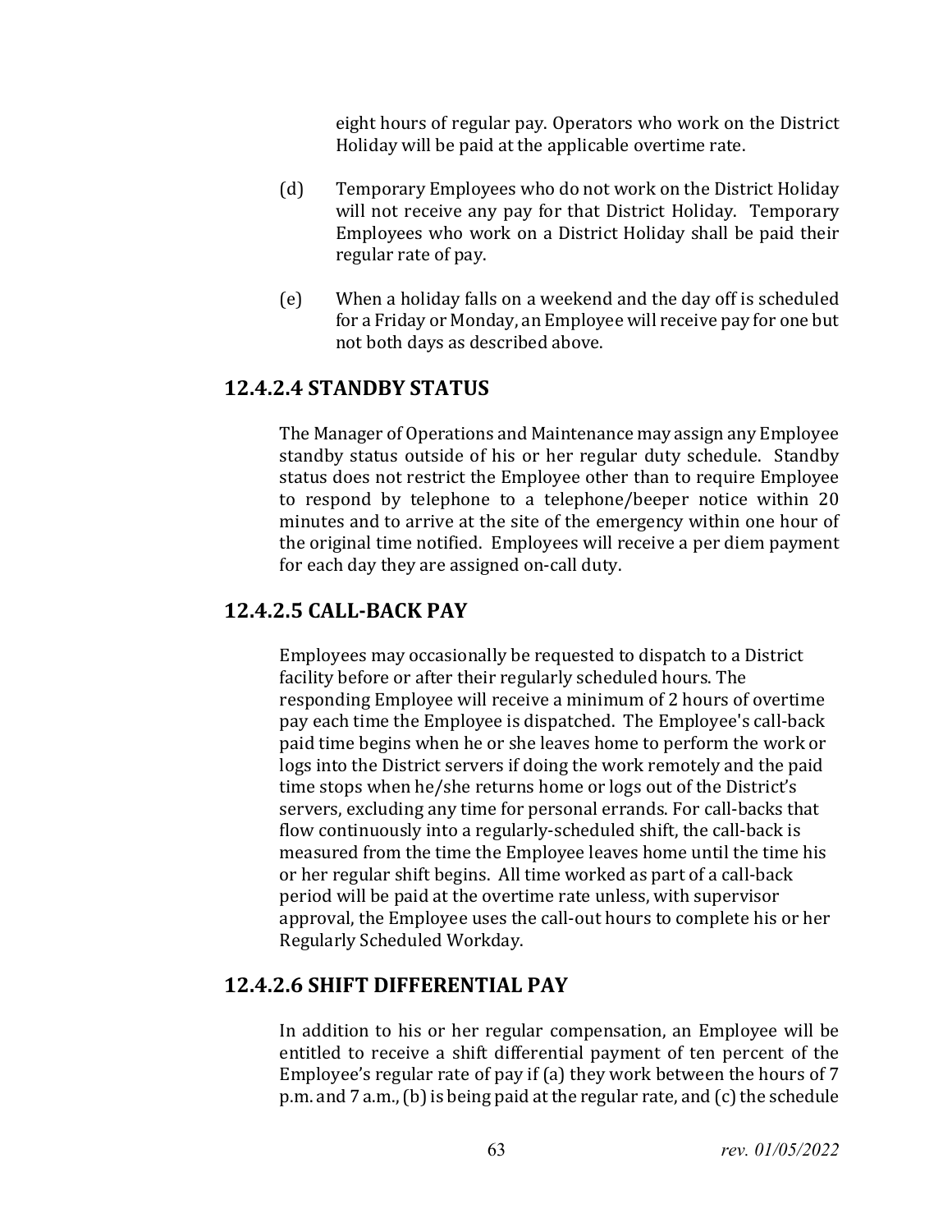eight hours of regular pay. Operators who work on the District Holiday will be paid at the applicable overtime rate.

(d) Temporary Employees who do not work on the District Holiday will not receive any pay for that District Holiday. Temporary Employees who work on a District Holiday shall be paid their regular rate of pay.

(e) When a holiday falls on a weekend and the day off is scheduled for a Friday or Monday, an Employee will receive pay for one but not both days as described above.

## 12.4.2.4 STANDBY STATUS

The Manager of Operations and Maintenance may assign any Employee standby status outside of his or her regular duty schedule. Standby status does not restrict the Employee other than to require Employee to respond by telephone to a telephone/beeper notice within 20 minutes and to arrive at the site of the emergency within one hour of the original time notified. Employees will receive a per diem payment for each day they are assigned on-call duty.

## 12.4.2.5 CALL-BACK PAY

Employees may occasionally be requested to dispatch to a District facility before or after their regularly scheduled hours. The responding Employee will receive a minimum of 2 hours of overtime pay each time the Employee is dispatched. The Employee's call-back paid time begins when he or she leaves home to perform the work or logs into the District servers if doing the work remotely and the paid time stops when he/she returns home or logs out of the District's servers, excluding any time for personal errands. For call-backs that flow continuously into a regularly-scheduled shift, the call-back is measured from the time the Employee leaves home until the time his or her regular shift begins. All time worked as part of a call-back period will be paid at the overtime rate unless, with supervisor approval, the Employee uses the call-out hours to complete his or her Regularly Scheduled Workday.

## 12.4.2.6 SHIFT DIFFERENTIAL PAY

In addition to his or her regular compensation, an Employee will be entitled to receive a shift differential payment of ten percent of the Employee's regular rate of pay if (a) they work between the hours of 7 p.m. and 7 a.m., (b) is being paid at the regular rate, and (c) the schedule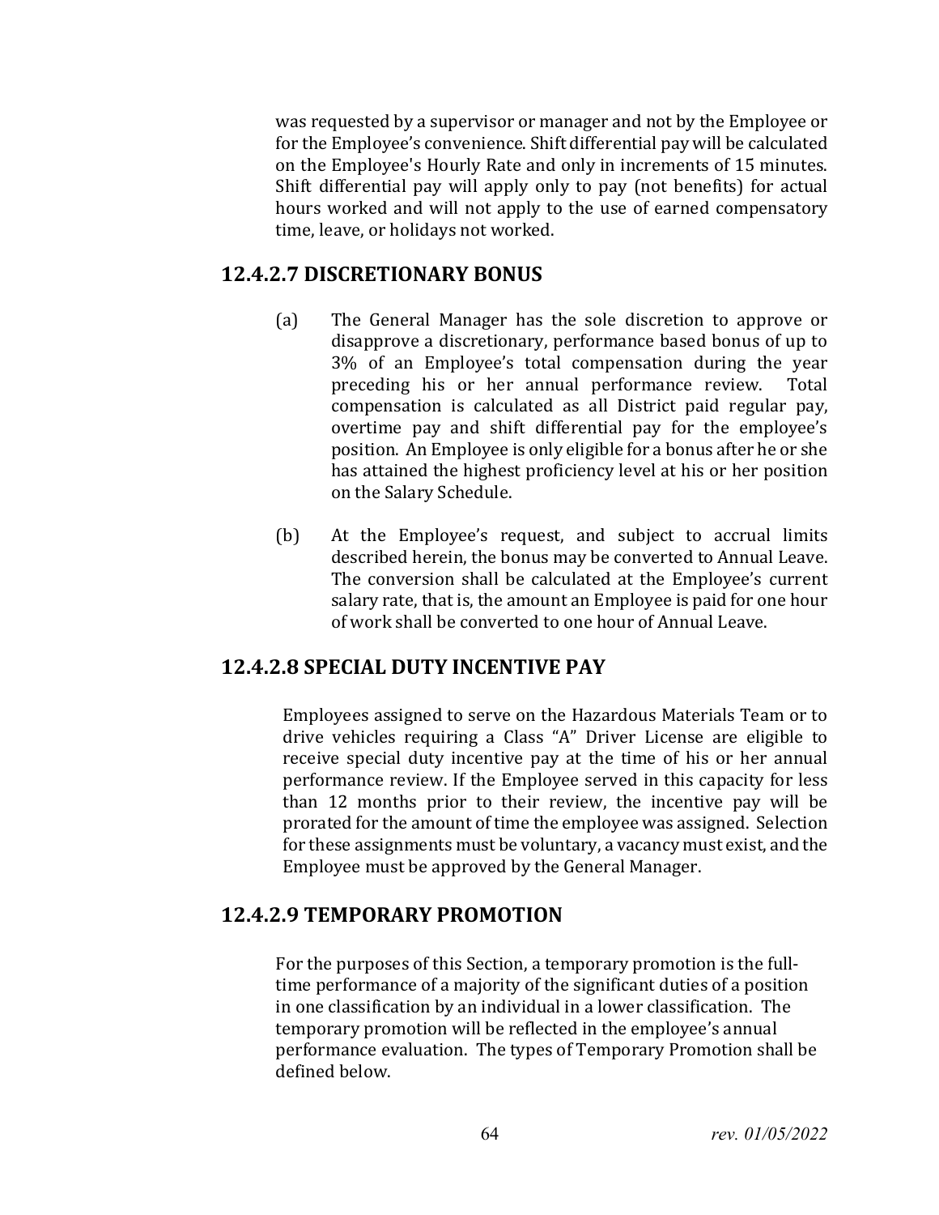was requested by a supervisor or manager and not by the Employee or for the Employee's convenience. Shift differential pay will be calculated on the Employee's Hourly Rate and only in increments of 15 minutes. Shift differential pay will apply only to pay (not benefits) for actual hours worked and will not apply to the use of earned compensatory time, leave, or holidays not worked.

## 12.4.2.7 DISCRETIONARY BONUS

(a) The General Manager has the sole discretion to approve or disapprove a discretionary, performance based bonus of up to 3% of an Employee's total compensation during the year preceding his or her annual performance review. Total compensation is calculated as all District paid regular pay, overtime pay and shift differential pay for the employee's position. An Employee is only eligible for a bonus after he or she has attained the highest proficiency level at his or her position on the Salary Schedule.

(b) At the Employee's request, and subject to accrual limits described herein, the bonus may be converted to Annual Leave. The conversion shall be calculated at the Employee's current salary rate, that is, the amount an Employee is paid for one hour of work shall be converted to one hour of Annual Leave.

## 12.4.2.8 SPECIAL DUTY INCENTIVE PAY

Employees assigned to serve on the Hazardous Materials Team or to drive vehicles requiring a Class "A" Driver License are eligible to receive special duty incentive pay at the time of his or her annual performance review. If the Employee served in this capacity for less than 12 months prior to their review, the incentive pay will be prorated for the amount of time the employee was assigned. Selection for these assignments must be voluntary, a vacancy must exist, and the Employee must be approved by the General Manager.

## 12.4.2.9 TEMPORARY PROMOTION

For the purposes of this Section, a temporary promotion is the full-time performance of a majority of the significant duties of a position in one classification by an individual in a lower classification. The temporary promotion will be reflected in the employee's annual performance evaluation. The types of Temporary Promotion shall be defined below.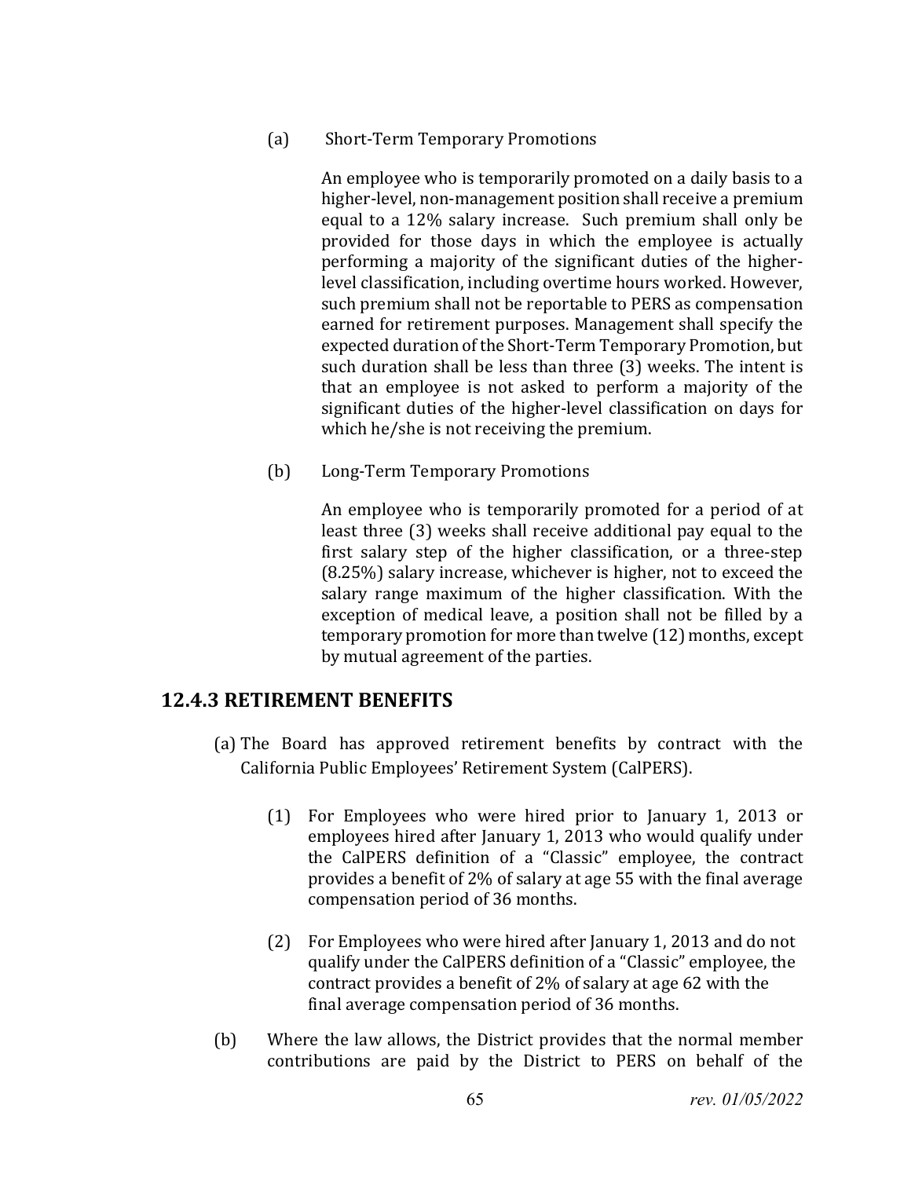(a) Short-Term Temporary Promotions

An employee who is temporarily promoted on a daily basis to a higher-level, non-management position shall receive a premium equal to a 12% salary increase. Such premium shall only be provided for those days in which the employee is actually performing a majority of the significant duties of the higher-level classification, including overtime hours worked. However, such premium shall not be reportable to PERS as compensation earned for retirement purposes. Management shall specify the expected duration of the Short-Term Temporary Promotion, but such duration shall be less than three (3) weeks. The intent is that an employee is not asked to perform a majority of the significant duties of the higher-level classification on days for which he/she is not receiving the premium.

(b) Long-Term Temporary Promotions

An employee who is temporarily promoted for a period of at least three (3) weeks shall receive additional pay equal to the first salary step of the higher classification, or a three-step (8.25%) salary increase, whichever is higher, not to exceed the salary range maximum of the higher classification. With the exception of medical leave, a position shall not be filled by a temporary promotion for more than twelve (12) months, except by mutual agreement of the parties.

## 12.4.3 RETIREMENT BENEFITS

(a) The Board has approved retirement benefits by contract with the California Public Employees' Retirement System (CalPERS).

(1) For Employees who were hired prior to January 1, 2013 or employees hired after January 1, 2013 who would qualify under the CalPERS definition of a "Classic" employee, the contract provides a benefit of 2% of salary at age 55 with the final average compensation period of 36 months.

(2) For Employees who were hired after January 1, 2013 and do not qualify under the CalPERS definition of a "Classic" employee, the contract provides a benefit of 2% of salary at age 62 with the final average compensation period of 36 months.

(b) Where the law allows, the District provides that the normal member contributions are paid by the District to PERS on behalf of the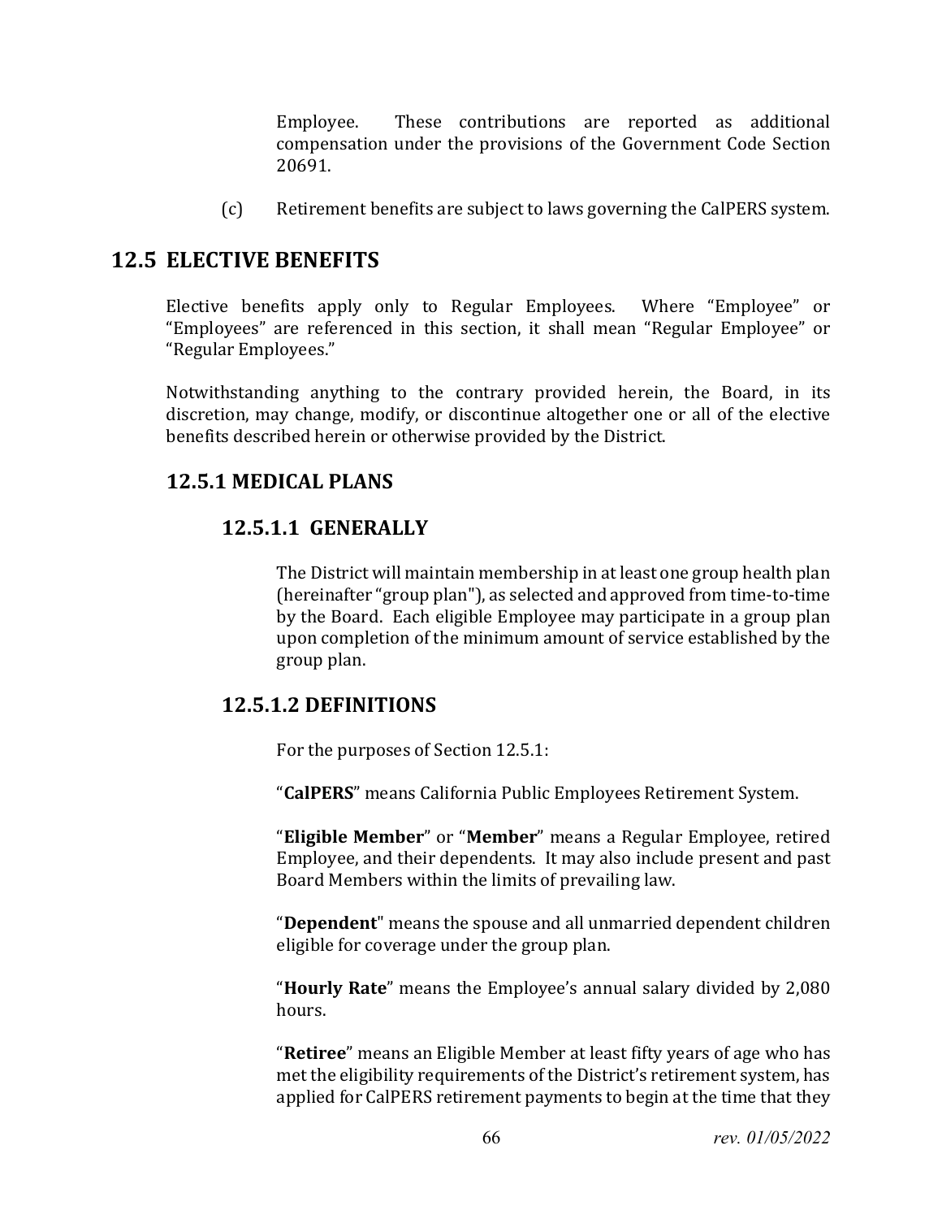Employee. These contributions are reported as additional compensation under the provisions of the Government Code Section 20691.

(c) Retirement benefits are subject to laws governing the CalPERS system.

## 12.5 ELECTIVE BENEFITS

Elective benefits apply only to Regular Employees. Where "Employee" or "Employees" are referenced in this section, it shall mean "Regular Employee" or "Regular Employees."

Notwithstanding anything to the contrary provided herein, the Board, in its discretion, may change, modify, or discontinue altogether one or all of the elective benefits described herein or otherwise provided by the District.

### 12.5.1 MEDICAL PLANS

#### 12.5.1.1 GENERALLY

The District will maintain membership in at least one group health plan (hereinafter "group plan"), as selected and approved from time-to-time by the Board. Each eligible Employee may participate in a group plan upon completion of the minimum amount of service established by the group plan.

#### 12.5.1.2 DEFINITIONS

For the purposes of Section 12.5.1:

"**CalPERS**" means California Public Employees Retirement System.

"**Eligible Member**" or "**Member**" means a Regular Employee, retired Employee, and their dependents. It may also include present and past Board Members within the limits of prevailing law.

"**Dependent**" means the spouse and all unmarried dependent children eligible for coverage under the group plan.

"**Hourly Rate**" means the Employee's annual salary divided by 2,080 hours.

"**Retiree**" means an Eligible Member at least fifty years of age who has met the eligibility requirements of the District's retirement system, has applied for CalPERS retirement payments to begin at the time that they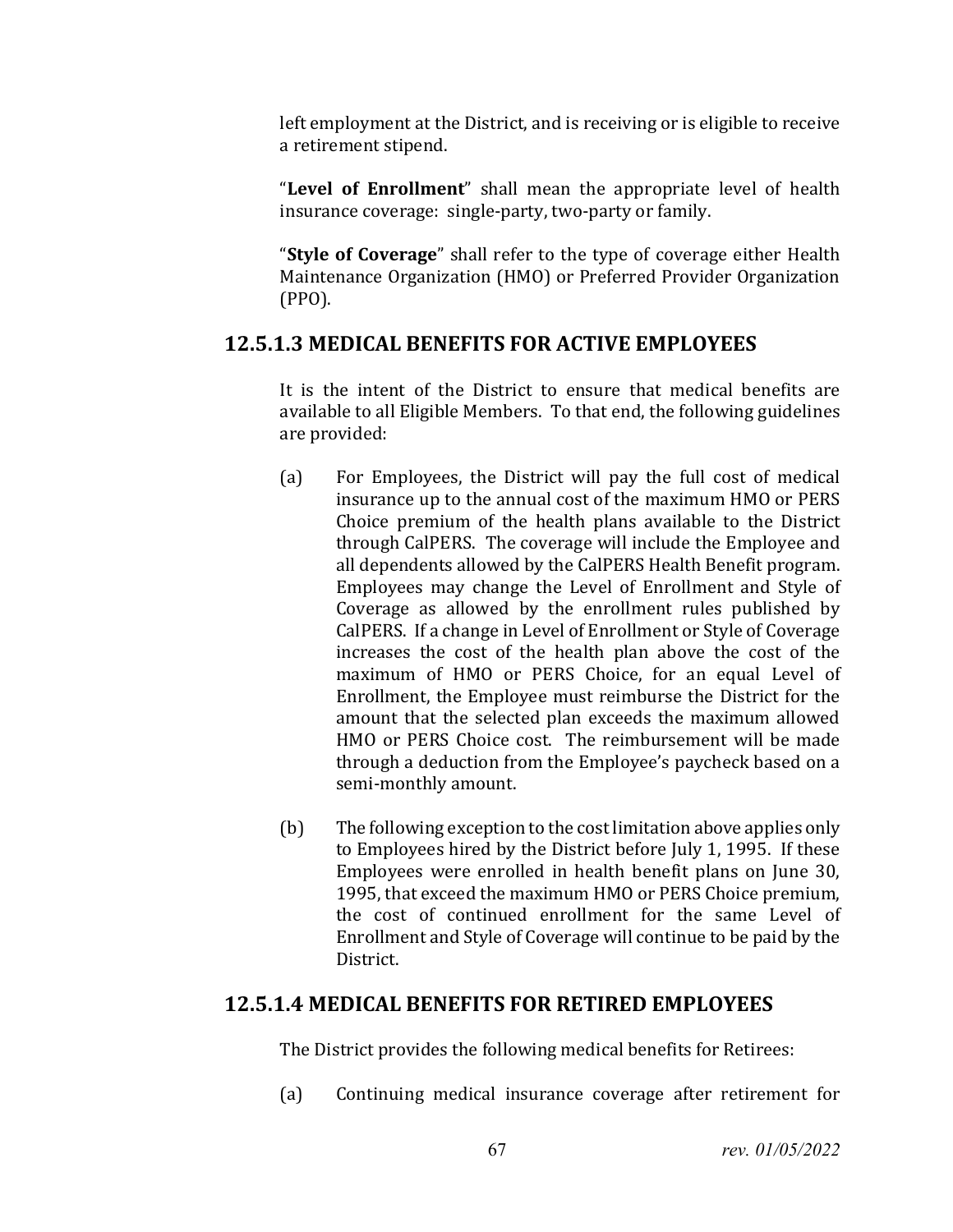left employment at the District, and is receiving or is eligible to receive a retirement stipend.

"**Level of Enrollment**" shall mean the appropriate level of health insurance coverage: single-party, two-party or family.

"**Style of Coverage**" shall refer to the type of coverage either Health Maintenance Organization (HMO) or Preferred Provider Organization (PPO).

### 12.5.1.3 MEDICAL BENEFITS FOR ACTIVE EMPLOYEES

It is the intent of the District to ensure that medical benefits are available to all Eligible Members. To that end, the following guidelines are provided:

(a) For Employees, the District will pay the full cost of medical insurance up to the annual cost of the maximum HMO or PERS Choice premium of the health plans available to the District through CalPERS. The coverage will include the Employee and all dependents allowed by the CalPERS Health Benefit program. Employees may change the Level of Enrollment and Style of Coverage as allowed by the enrollment rules published by CalPERS. If a change in Level of Enrollment or Style of Coverage increases the cost of the health plan above the cost of the maximum of HMO or PERS Choice, for an equal Level of Enrollment, the Employee must reimburse the District for the amount that the selected plan exceeds the maximum allowed HMO or PERS Choice cost. The reimbursement will be made through a deduction from the Employee's paycheck based on a semi-monthly amount.

(b) The following exception to the cost limitation above applies only to Employees hired by the District before July 1, 1995. If these Employees were enrolled in health benefit plans on June 30, 1995, that exceed the maximum HMO or PERS Choice premium, the cost of continued enrollment for the same Level of Enrollment and Style of Coverage will continue to be paid by the District.

### 12.5.1.4 MEDICAL BENEFITS FOR RETIRED EMPLOYEES

The District provides the following medical benefits for Retirees:

(a) Continuing medical insurance coverage after retirement for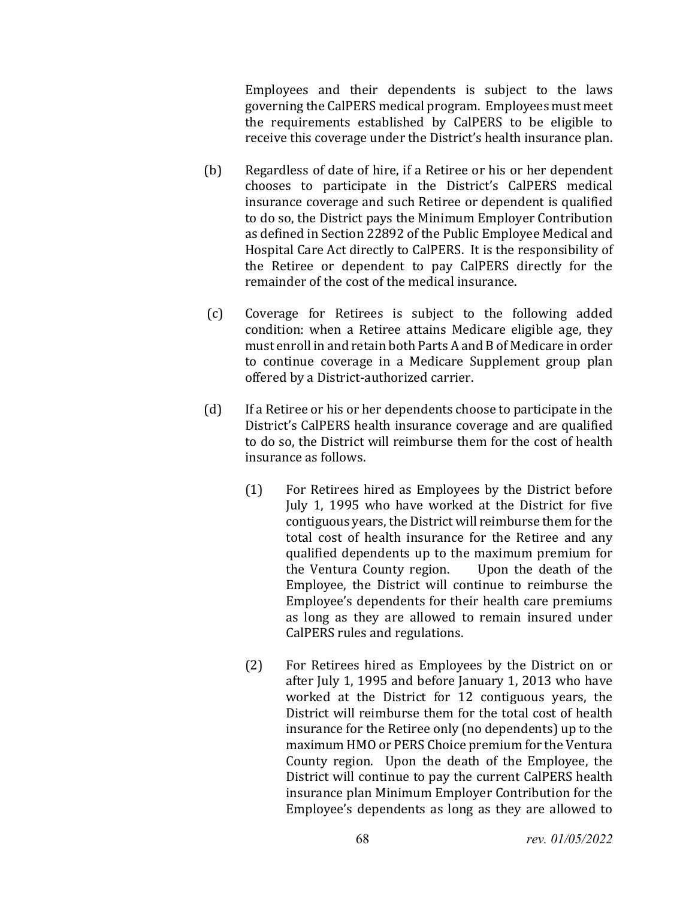Employees and their dependents is subject to the laws governing the CalPERS medical program. Employees must meet the requirements established by CalPERS to be eligible to receive this coverage under the District's health insurance plan.

(b) Regardless of date of hire, if a Retiree or his or her dependent chooses to participate in the District's CalPERS medical insurance coverage and such Retiree or dependent is qualified to do so, the District pays the Minimum Employer Contribution as defined in Section 22892 of the Public Employee Medical and Hospital Care Act directly to CalPERS. It is the responsibility of the Retiree or dependent to pay CalPERS directly for the remainder of the cost of the medical insurance.

(c) Coverage for Retirees is subject to the following added condition: when a Retiree attains Medicare eligible age, they must enroll in and retain both Parts A and B of Medicare in order to continue coverage in a Medicare Supplement group plan offered by a District-authorized carrier.

(d) If a Retiree or his or her dependents choose to participate in the District's CalPERS health insurance coverage and are qualified to do so, the District will reimburse them for the cost of health insurance as follows.

(1) For Retirees hired as Employees by the District before July 1, 1995 who have worked at the District for five contiguous years, the District will reimburse them for the total cost of health insurance for the Retiree and any qualified dependents up to the maximum premium for the Ventura County region. Upon the death of the Employee, the District will continue to reimburse the Employee's dependents for their health care premiums as long as they are allowed to remain insured under CalPERS rules and regulations.

(2) For Retirees hired as Employees by the District on or after July 1, 1995 and before January 1, 2013 who have worked at the District for 12 contiguous years, the District will reimburse them for the total cost of health insurance for the Retiree only (no dependents) up to the maximum HMO or PERS Choice premium for the Ventura County region. Upon the death of the Employee, the District will continue to pay the current CalPERS health insurance plan Minimum Employer Contribution for the Employee's dependents as long as they are allowed to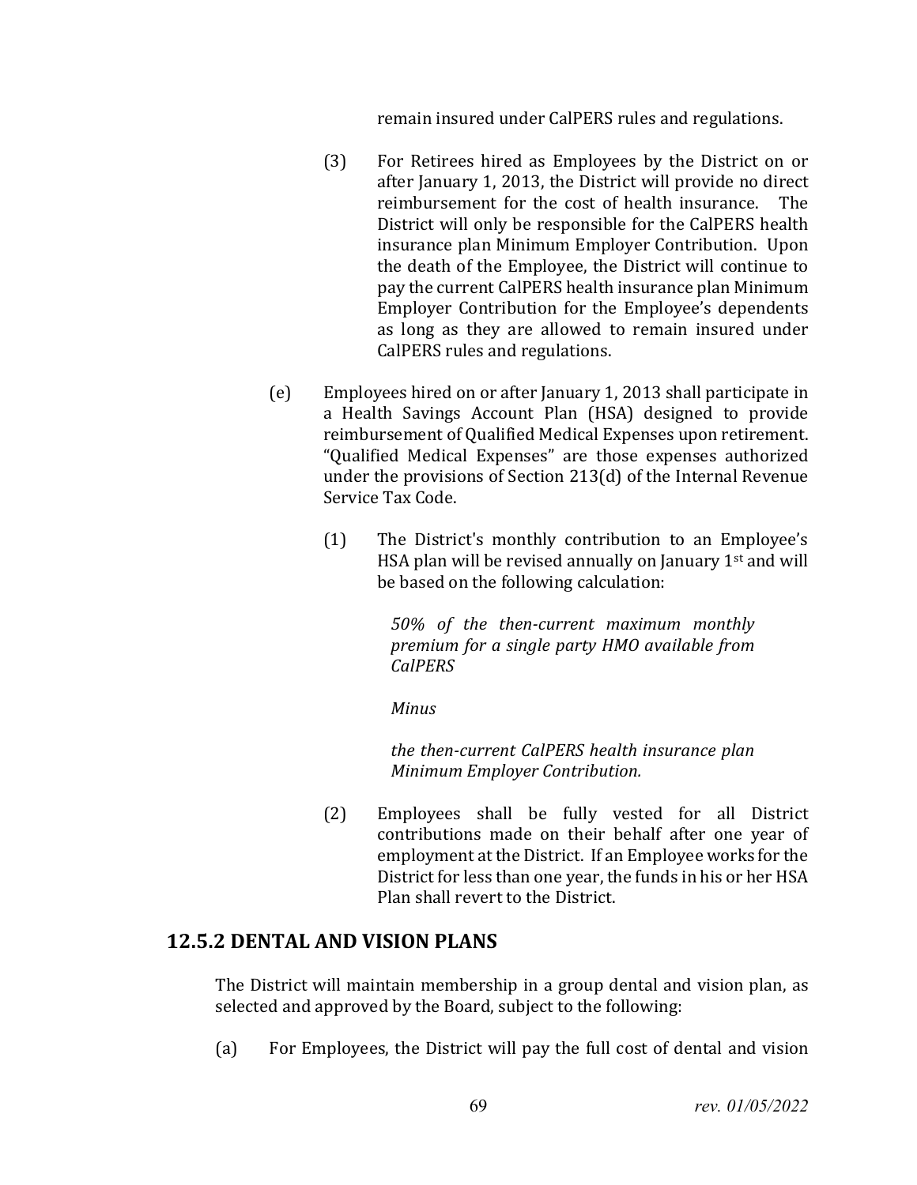remain insured under CalPERS rules and regulations.

(3) For Retirees hired as Employees by the District on or after January 1, 2013, the District will provide no direct reimbursement for the cost of health insurance. The District will only be responsible for the CalPERS health insurance plan Minimum Employer Contribution. Upon the death of the Employee, the District will continue to pay the current CalPERS health insurance plan Minimum Employer Contribution for the Employee's dependents as long as they are allowed to remain insured under CalPERS rules and regulations.

(e) Employees hired on or after January 1, 2013 shall participate in a Health Savings Account Plan (HSA) designed to provide reimbursement of Qualified Medical Expenses upon retirement. "Qualified Medical Expenses" are those expenses authorized under the provisions of Section 213(d) of the Internal Revenue Service Tax Code.

(1) The District's monthly contribution to an Employee's HSA plan will be revised annually on January 1st and will be based on the following calculation:

*50% of the then-current maximum monthly premium for a single party HMO available from CalPERS*

*Minus*

*the then-current CalPERS health insurance plan Minimum Employer Contribution.*

(2) Employees shall be fully vested for all District contributions made on their behalf after one year of employment at the District. If an Employee works for the District for less than one year, the funds in his or her HSA Plan shall revert to the District.

## 12.5.2 DENTAL AND VISION PLANS

The District will maintain membership in a group dental and vision plan, as selected and approved by the Board, subject to the following:

(a) For Employees, the District will pay the full cost of dental and vision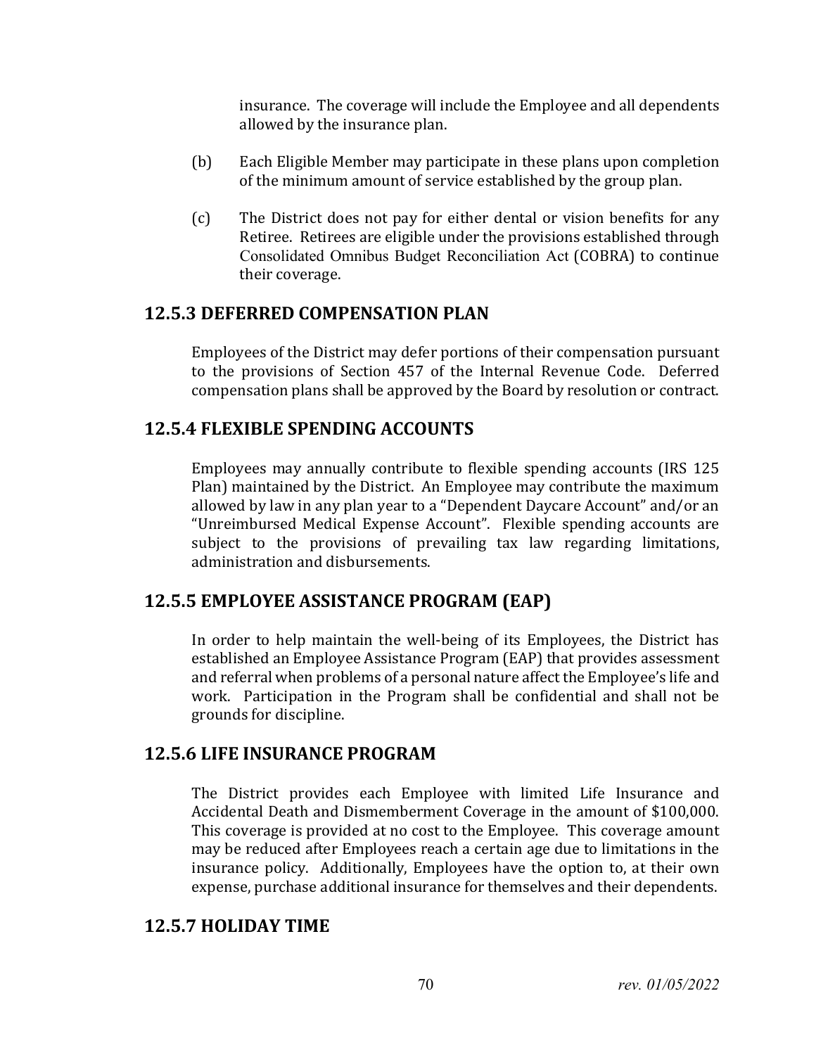insurance. The coverage will include the Employee and all dependents allowed by the insurance plan.

(b) Each Eligible Member may participate in these plans upon completion of the minimum amount of service established by the group plan.

(c) The District does not pay for either dental or vision benefits for any Retiree. Retirees are eligible under the provisions established through Consolidated Omnibus Budget Reconciliation Act (COBRA) to continue their coverage.

## 12.5.3 DEFERRED COMPENSATION PLAN

Employees of the District may defer portions of their compensation pursuant to the provisions of Section 457 of the Internal Revenue Code. Deferred compensation plans shall be approved by the Board by resolution or contract.

## 12.5.4 FLEXIBLE SPENDING ACCOUNTS

Employees may annually contribute to flexible spending accounts (IRS 125 Plan) maintained by the District. An Employee may contribute the maximum allowed by law in any plan year to a "Dependent Daycare Account" and/or an "Unreimbursed Medical Expense Account". Flexible spending accounts are subject to the provisions of prevailing tax law regarding limitations, administration and disbursements.

## 12.5.5 EMPLOYEE ASSISTANCE PROGRAM (EAP)

In order to help maintain the well-being of its Employees, the District has established an Employee Assistance Program (EAP) that provides assessment and referral when problems of a personal nature affect the Employee's life and work. Participation in the Program shall be confidential and shall not be grounds for discipline.

## 12.5.6 LIFE INSURANCE PROGRAM

The District provides each Employee with limited Life Insurance and Accidental Death and Dismemberment Coverage in the amount of $100,000. This coverage is provided at no cost to the Employee. This coverage amount may be reduced after Employees reach a certain age due to limitations in the insurance policy. Additionally, Employees have the option to, at their own expense, purchase additional insurance for themselves and their dependents.

## 12.5.7 HOLIDAY TIME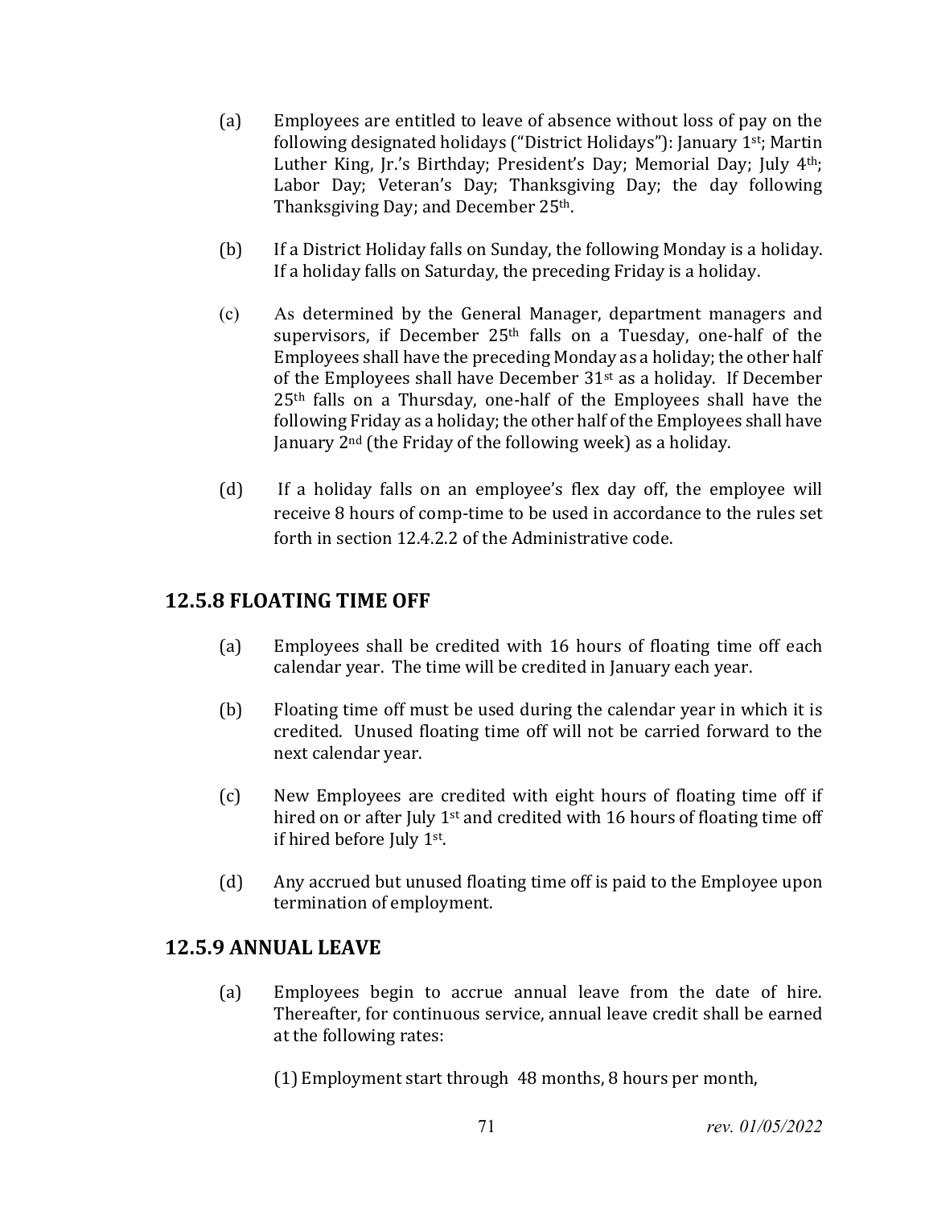(a) Employees are entitled to leave of absence without loss of pay on the following designated holidays ("District Holidays"): January 1st; Martin Luther King, Jr.'s Birthday; President's Day; Memorial Day; July 4th; Labor Day; Veteran's Day; Thanksgiving Day; the day following Thanksgiving Day; and December 25th.

(b) If a District Holiday falls on Sunday, the following Monday is a holiday. If a holiday falls on Saturday, the preceding Friday is a holiday.

(c) As determined by the General Manager, department managers and supervisors, if December 25th falls on a Tuesday, one-half of the Employees shall have the preceding Monday as a holiday; the other half of the Employees shall have December 31st as a holiday. If December 25th falls on a Thursday, one-half of the Employees shall have the following Friday as a holiday; the other half of the Employees shall have January 2nd (the Friday of the following week) as a holiday.

(d) If a holiday falls on an employee's flex day off, the employee will receive 8 hours of comp-time to be used in accordance to the rules set forth in section 12.4.2.2 of the Administrative code.

## 12.5.8 FLOATING TIME OFF

(a) Employees shall be credited with 16 hours of floating time off each calendar year. The time will be credited in January each year.

(b) Floating time off must be used during the calendar year in which it is credited. Unused floating time off will not be carried forward to the next calendar year.

(c) New Employees are credited with eight hours of floating time off if hired on or after July 1st and credited with 16 hours of floating time off if hired before July 1st.

(d) Any accrued but unused floating time off is paid to the Employee upon termination of employment.

## 12.5.9 ANNUAL LEAVE

(a) Employees begin to accrue annual leave from the date of hire. Thereafter, for continuous service, annual leave credit shall be earned at the following rates:

(1) Employment start through 48 months, 8 hours per month,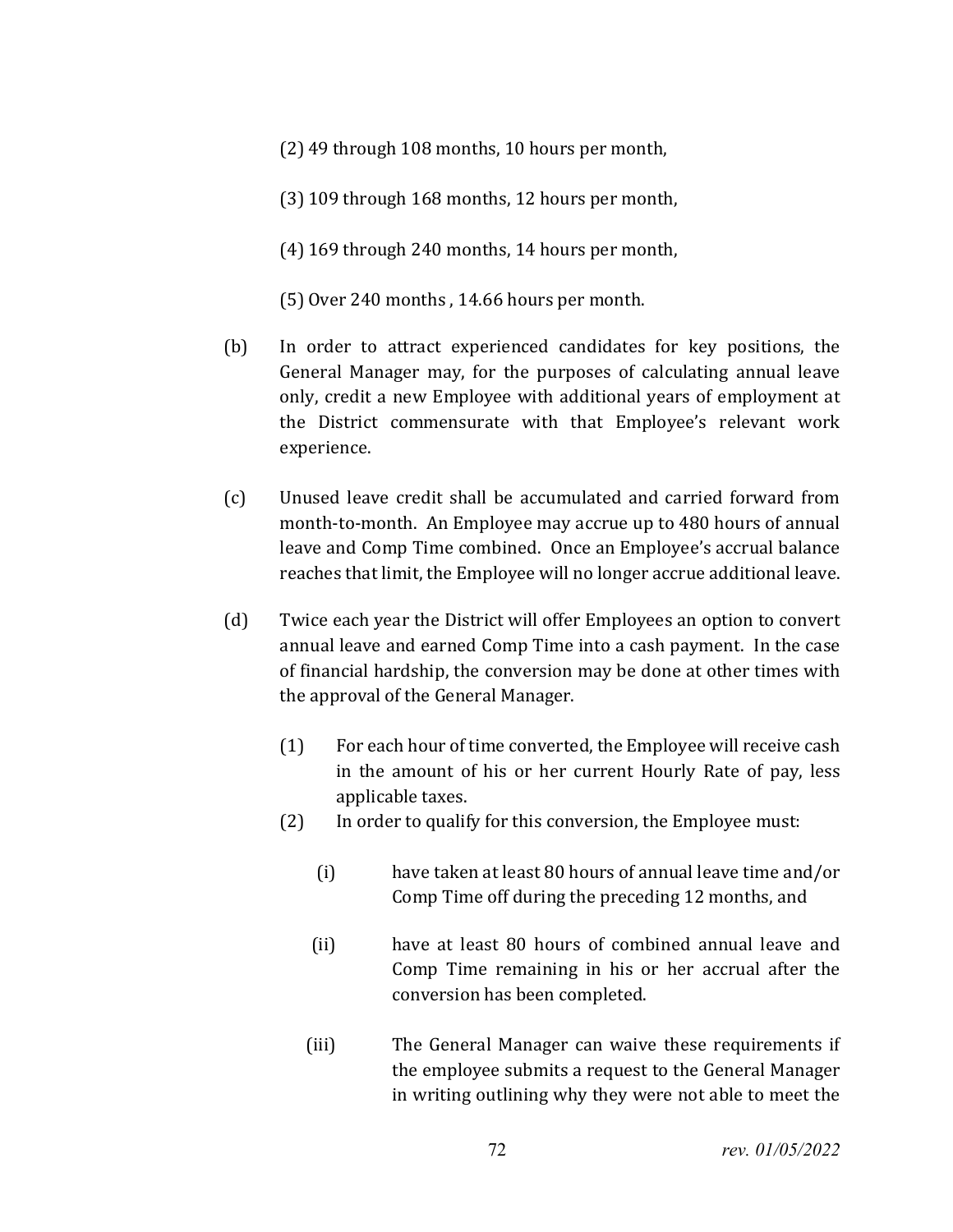(2) 49 through 108 months, 10 hours per month,

(3) 109 through 168 months, 12 hours per month,

(4) 169 through 240 months, 14 hours per month,

(5) Over 240 months , 14.66 hours per month.

(b) In order to attract experienced candidates for key positions, the General Manager may, for the purposes of calculating annual leave only, credit a new Employee with additional years of employment at the District commensurate with that Employee's relevant work experience.

(c) Unused leave credit shall be accumulated and carried forward from month-to-month. An Employee may accrue up to 480 hours of annual leave and Comp Time combined. Once an Employee's accrual balance reaches that limit, the Employee will no longer accrue additional leave.

(d) Twice each year the District will offer Employees an option to convert annual leave and earned Comp Time into a cash payment. In the case of financial hardship, the conversion may be done at other times with the approval of the General Manager.

(1) For each hour of time converted, the Employee will receive cash in the amount of his or her current Hourly Rate of pay, less applicable taxes.

(2) In order to qualify for this conversion, the Employee must:

(i) have taken at least 80 hours of annual leave time and/or Comp Time off during the preceding 12 months, and

(ii) have at least 80 hours of combined annual leave and Comp Time remaining in his or her accrual after the conversion has been completed.

(iii) The General Manager can waive these requirements if the employee submits a request to the General Manager in writing outlining why they were not able to meet the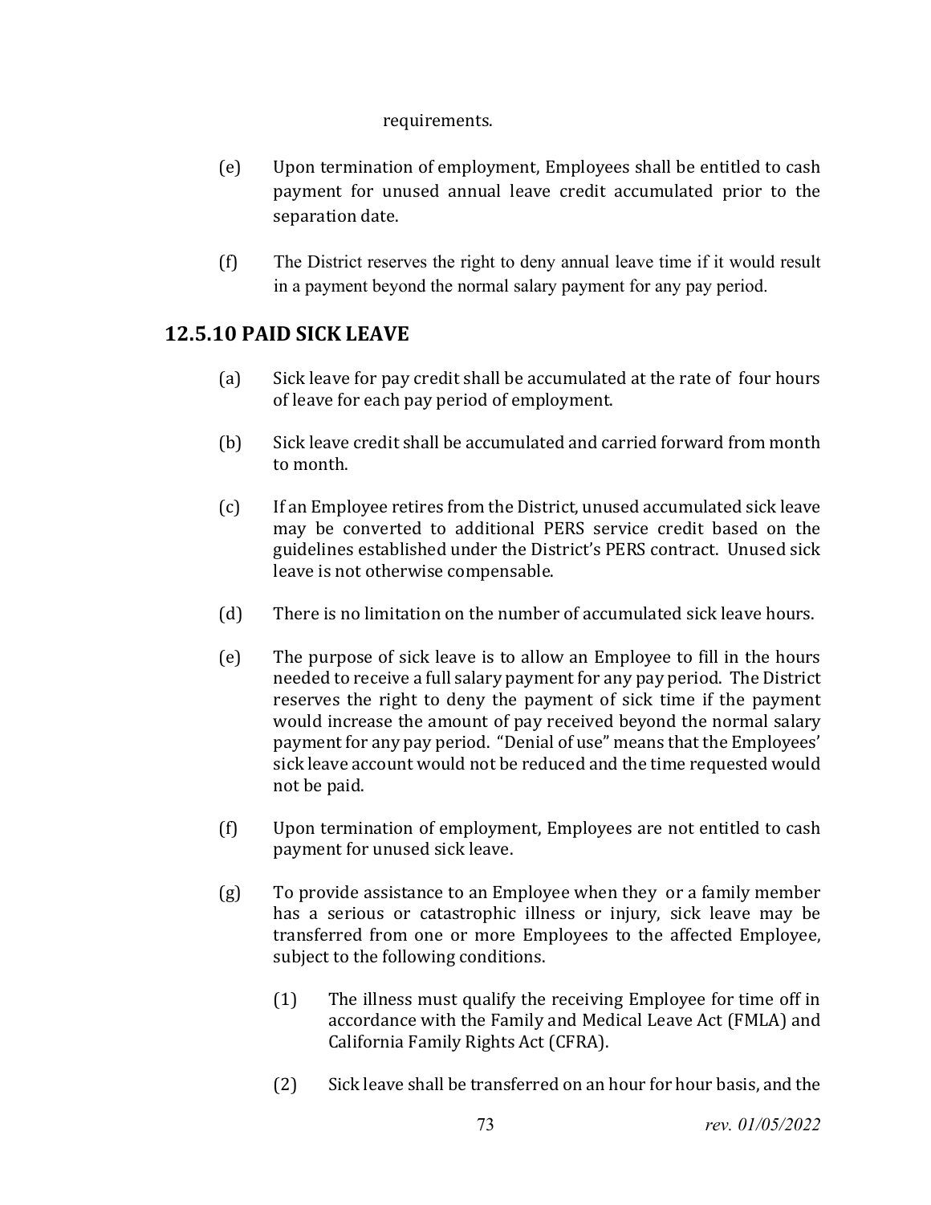requirements.

(e) Upon termination of employment, Employees shall be entitled to cash payment for unused annual leave credit accumulated prior to the separation date.

(f) The District reserves the right to deny annual leave time if it would result in a payment beyond the normal salary payment for any pay period.

## 12.5.10 PAID SICK LEAVE

(a) Sick leave for pay credit shall be accumulated at the rate of four hours of leave for each pay period of employment.

(b) Sick leave credit shall be accumulated and carried forward from month to month.

(c) If an Employee retires from the District, unused accumulated sick leave may be converted to additional PERS service credit based on the guidelines established under the District's PERS contract. Unused sick leave is not otherwise compensable.

(d) There is no limitation on the number of accumulated sick leave hours.

(e) The purpose of sick leave is to allow an Employee to fill in the hours needed to receive a full salary payment for any pay period. The District reserves the right to deny the payment of sick time if the payment would increase the amount of pay received beyond the normal salary payment for any pay period. "Denial of use" means that the Employees' sick leave account would not be reduced and the time requested would not be paid.

(f) Upon termination of employment, Employees are not entitled to cash payment for unused sick leave.

(g) To provide assistance to an Employee when they or a family member has a serious or catastrophic illness or injury, sick leave may be transferred from one or more Employees to the affected Employee, subject to the following conditions.

   (1) The illness must qualify the receiving Employee for time off in accordance with the Family and Medical Leave Act (FMLA) and California Family Rights Act (CFRA).

   (2) Sick leave shall be transferred on an hour for hour basis, and the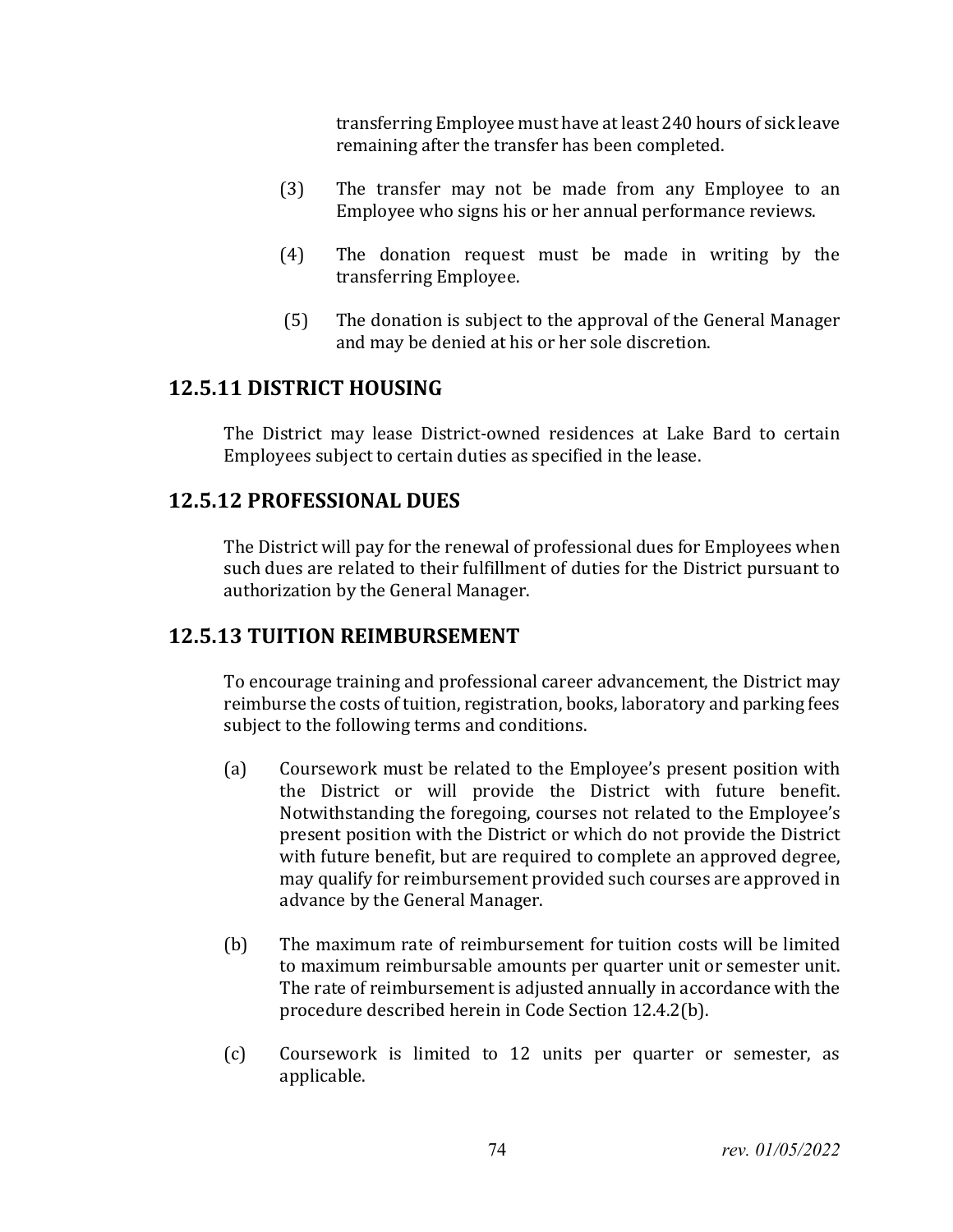transferring Employee must have at least 240 hours of sick leave remaining after the transfer has been completed.

(3) The transfer may not be made from any Employee to an Employee who signs his or her annual performance reviews.

(4) The donation request must be made in writing by the transferring Employee.

(5) The donation is subject to the approval of the General Manager and may be denied at his or her sole discretion.

## 12.5.11 DISTRICT HOUSING

The District may lease District-owned residences at Lake Bard to certain Employees subject to certain duties as specified in the lease.

## 12.5.12 PROFESSIONAL DUES

The District will pay for the renewal of professional dues for Employees when such dues are related to their fulfillment of duties for the District pursuant to authorization by the General Manager.

## 12.5.13 TUITION REIMBURSEMENT

To encourage training and professional career advancement, the District may reimburse the costs of tuition, registration, books, laboratory and parking fees subject to the following terms and conditions.

(a) Coursework must be related to the Employee's present position with the District or will provide the District with future benefit. Notwithstanding the foregoing, courses not related to the Employee's present position with the District or which do not provide the District with future benefit, but are required to complete an approved degree, may qualify for reimbursement provided such courses are approved in advance by the General Manager.

(b) The maximum rate of reimbursement for tuition costs will be limited to maximum reimbursable amounts per quarter unit or semester unit. The rate of reimbursement is adjusted annually in accordance with the procedure described herein in Code Section 12.4.2(b).

(c) Coursework is limited to 12 units per quarter or semester, as applicable.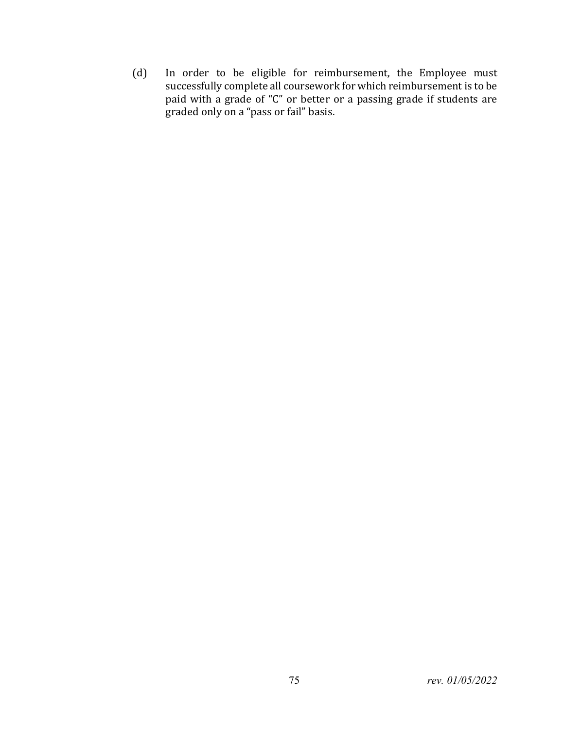(d) In order to be eligible for reimbursement, the Employee must successfully complete all coursework for which reimbursement is to be paid with a grade of "C" or better or a passing grade if students are graded only on a "pass or fail" basis.